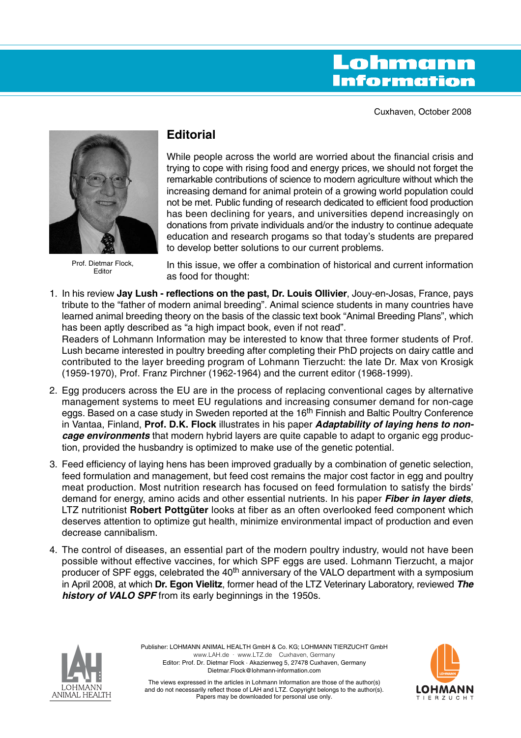# Lohmann Information

Cuxhaven, October 2008

Prof. Dietmar Flock, Editor

## Editorial

While people across the world are worried about the financial crisis and trying to cope with rising food and energy prices, we should not forget the remarkable contributions of science to modern agriculture without which the increasing demand for animal protein of a growing world population could not be met. Public funding of research dedicated to efficient food production has been declining for years, and universities depend increasingly on donations from private individuals and/or the industry to continue adequate education and research progams so that today's students are prepared to develop better solutions to our current problems.

In this issue, we offer a combination of historical and current information as food for thought:

1. In his review **Jay Lush - reflections on the past, Dr. Louis Ollivier**, Jouy-en-Josas, France, pays tribute to the "father of modern animal breeding". Animal science students in many countries have learned animal breeding theory on the basis of the classic text book "Animal Breeding Plans", which has been aptly described as "a high impact book, even if not read".
   Readers of Lohmann Information may be interested to know that three former students of Prof. Lush became interested in poultry breeding after completing their PhD projects on dairy cattle and contributed to the layer breeding program of Lohmann Tierzucht: the late Dr. Max von Krosigk (1959-1970), Prof. Franz Pirchner (1962-1964) and the current editor (1968-1999).

2. Egg producers across the EU are in the process of replacing conventional cages by alternative management systems to meet EU regulations and increasing consumer demand for non-cage eggs. Based on a case study in Sweden reported at the 16th Finnish and Baltic Poultry Conference in Vantaa, Finland, **Prof. D.K. Flock** illustrates in his paper ***Adaptability of laying hens to non-cage environments*** that modern hybrid layers are quite capable to adapt to organic egg production, provided the husbandry is optimized to make use of the genetic potential.

3. Feed efficiency of laying hens has been improved gradually by a combination of genetic selection, feed formulation and management, but feed cost remains the major cost factor in egg and poultry meat production. Most nutrition research has focused on feed formulation to satisfy the birds' demand for energy, amino acids and other essential nutrients. In his paper ***Fiber in layer diets***, LTZ nutritionist **Robert Pottgüter** looks at fiber as an often overlooked feed component which deserves attention to optimize gut health, minimize environmental impact of production and even decrease cannibalism.

4. The control of diseases, an essential part of the modern poultry industry, would not have been possible without effective vaccines, for which SPF eggs are used. Lohmann Tierzucht, a major producer of SPF eggs, celebrated the 40th anniversary of the VALO department with a symposium in April 2008, at which **Dr. Egon Vielitz**, former head of the LTZ Veterinary Laboratory, reviewed ***The history of VALO SPF*** from its early beginnings in the 1950s.

Publisher: LOHMANN ANIMAL HEALTH GmbH & Co. KG; LOHMANN TIERZUCHT GmbH
www.LAH.de · www.LTZ.de Cuxhaven, Germany
Editor: Prof. Dr. Dietmar Flock · Akazienweg 5, 27478 Cuxhaven, Germany
Dietmar.Flock@lohmann-information.com

The views expressed in the articles in Lohmann Information are those of the author(s) and do not necessarily reflect those of LAH and LTZ. Copyright belongs to the author(s). Papers may be downloaded for personal use only.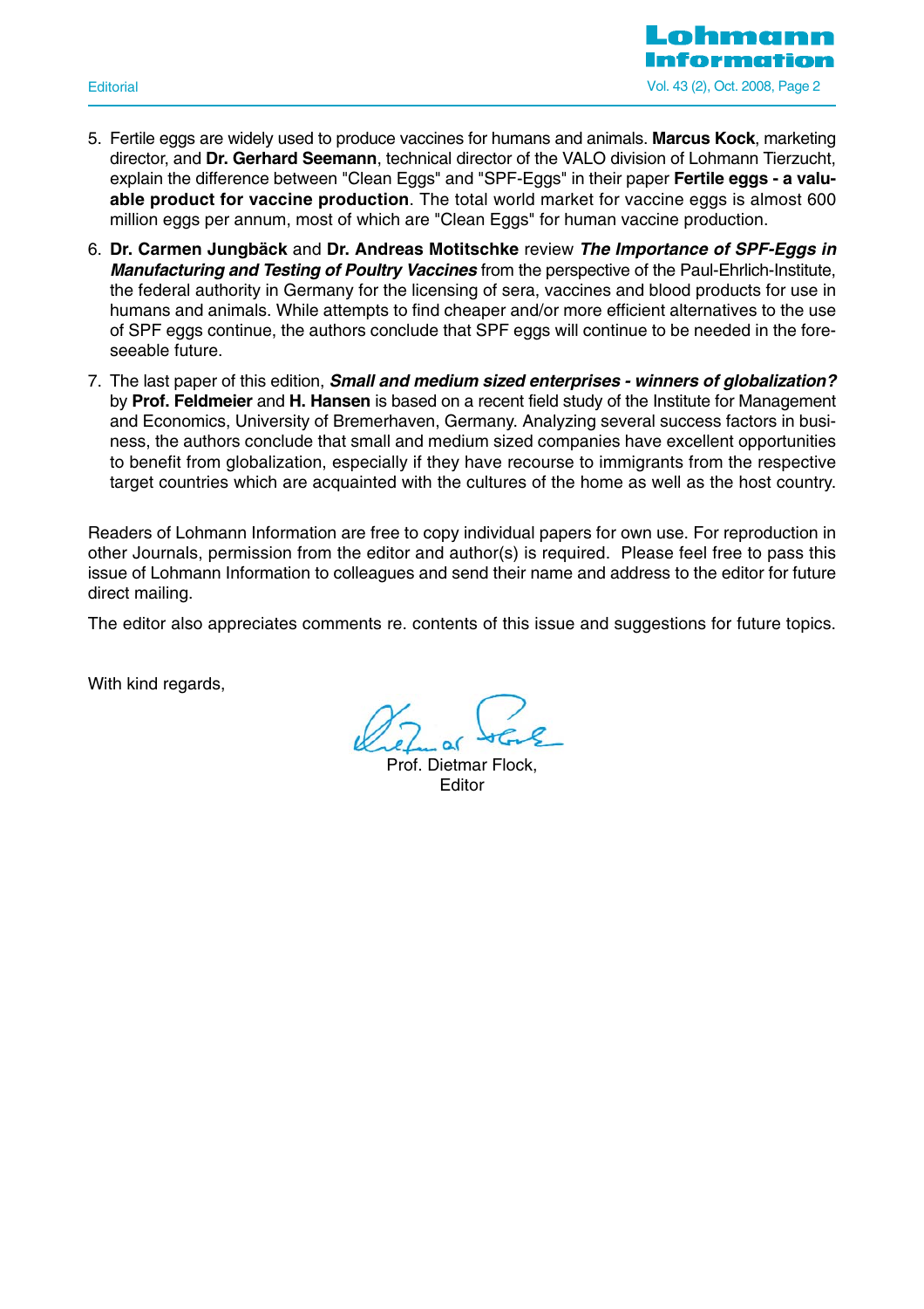5. Fertile eggs are widely used to produce vaccines for humans and animals. **Marcus Kock**, marketing director, and **Dr. Gerhard Seemann**, technical director of the VALO division of Lohmann Tierzucht, explain the difference between "Clean Eggs" and "SPF-Eggs" in their paper **Fertile eggs - a valuable product for vaccine production**. The total world market for vaccine eggs is almost 600 million eggs per annum, most of which are "Clean Eggs" for human vaccine production.

6. **Dr. Carmen Jungbäck** and **Dr. Andreas Motitschke** review ***The Importance of SPF-Eggs in Manufacturing and Testing of Poultry Vaccines*** from the perspective of the Paul-Ehrlich-Institute, the federal authority in Germany for the licensing of sera, vaccines and blood products for use in humans and animals. While attempts to find cheaper and/or more efficient alternatives to the use of SPF eggs continue, the authors conclude that SPF eggs will continue to be needed in the foreseeable future.

7. The last paper of this edition, ***Small and medium sized enterprises - winners of globalization?*** by **Prof. Feldmeier** and **H. Hansen** is based on a recent field study of the Institute for Management and Economics, University of Bremerhaven, Germany. Analyzing several success factors in business, the authors conclude that small and medium sized companies have excellent opportunities to benefit from globalization, especially if they have recourse to immigrants from the respective target countries which are acquainted with the cultures of the home as well as the host country.

Readers of Lohmann Information are free to copy individual papers for own use. For reproduction in other Journals, permission from the editor and author(s) is required. Please feel free to pass this issue of Lohmann Information to colleagues and send their name and address to the editor for future direct mailing.

The editor also appreciates comments re. contents of this issue and suggestions for future topics.

With kind regards,

Prof. Dietmar Flock,
Editor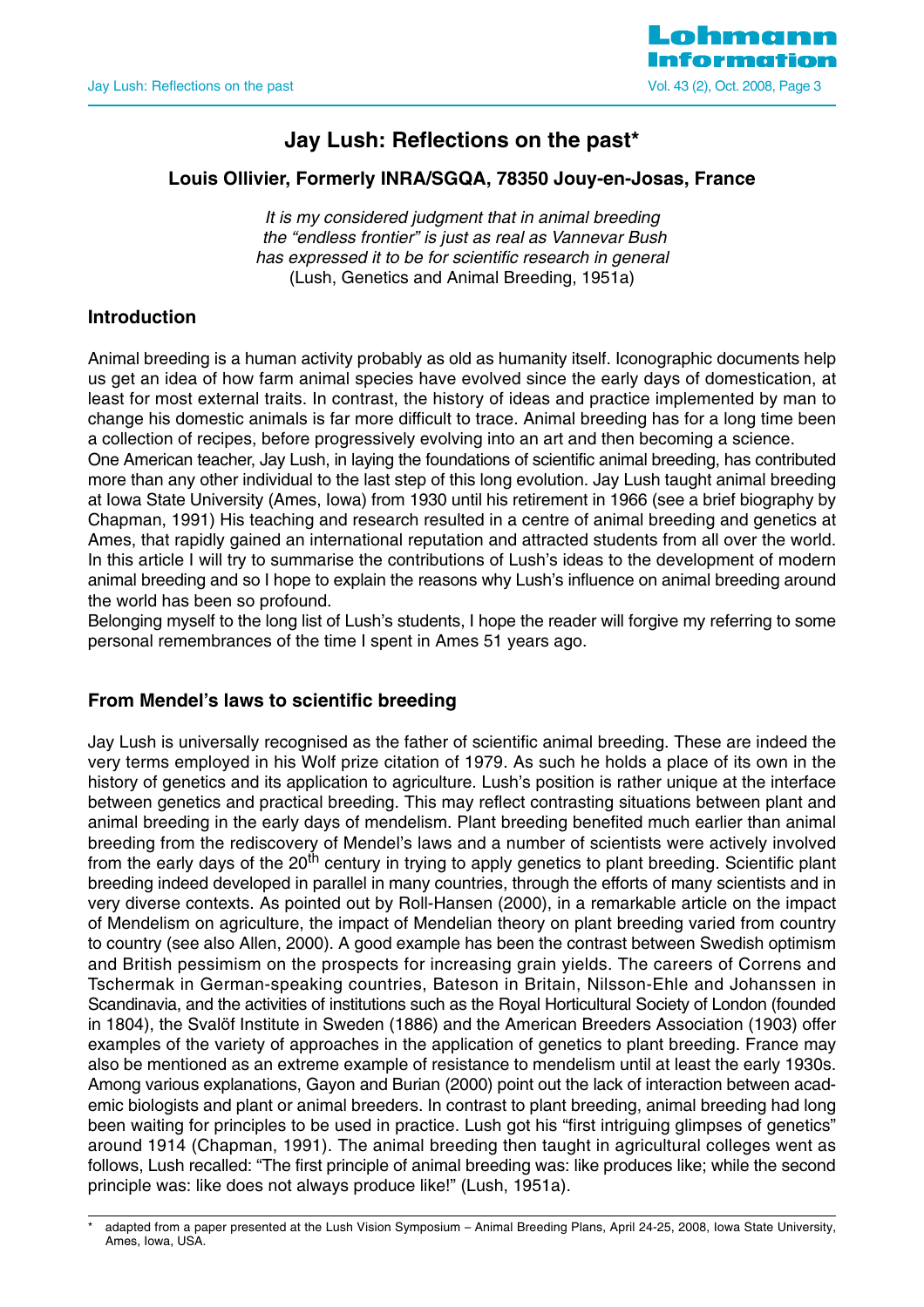# Jay Lush: Reflections on the past*

**Louis Ollivier, Formerly INRA/SGQA, 78350 Jouy-en-Josas, France**

*It is my considered judgment that in animal breeding the "endless frontier" is just as real as Vannevar Bush has expressed it to be for scientific research in general*
(Lush, Genetics and Animal Breeding, 1951a)

## Introduction

Animal breeding is a human activity probably as old as humanity itself. Iconographic documents help us get an idea of how farm animal species have evolved since the early days of domestication, at least for most external traits. In contrast, the history of ideas and practice implemented by man to change his domestic animals is far more difficult to trace. Animal breeding has for a long time been a collection of recipes, before progressively evolving into an art and then becoming a science.

One American teacher, Jay Lush, in laying the foundations of scientific animal breeding, has contributed more than any other individual to the last step of this long evolution. Jay Lush taught animal breeding at Iowa State University (Ames, Iowa) from 1930 until his retirement in 1966 (see a brief biography by Chapman, 1991) His teaching and research resulted in a centre of animal breeding and genetics at Ames, that rapidly gained an international reputation and attracted students from all over the world. In this article I will try to summarise the contributions of Lush's ideas to the development of modern animal breeding and so I hope to explain the reasons why Lush's influence on animal breeding around the world has been so profound.

Belonging myself to the long list of Lush's students, I hope the reader will forgive my referring to some personal remembrances of the time I spent in Ames 51 years ago.

## From Mendel's laws to scientific breeding

Jay Lush is universally recognised as the father of scientific animal breeding. These are indeed the very terms employed in his Wolf prize citation of 1979. As such he holds a place of its own in the history of genetics and its application to agriculture. Lush's position is rather unique at the interface between genetics and practical breeding. This may reflect contrasting situations between plant and animal breeding in the early days of mendelism. Plant breeding benefited much earlier than animal breeding from the rediscovery of Mendel's laws and a number of scientists were actively involved from the early days of the 20th century in trying to apply genetics to plant breeding. Scientific plant breeding indeed developed in parallel in many countries, through the efforts of many scientists and in very diverse contexts. As pointed out by Roll-Hansen (2000), in a remarkable article on the impact of Mendelism on agriculture, the impact of Mendelian theory on plant breeding varied from country to country (see also Allen, 2000). A good example has been the contrast between Swedish optimism and British pessimism on the prospects for increasing grain yields. The careers of Correns and Tschermak in German-speaking countries, Bateson in Britain, Nilsson-Ehle and Johanssen in Scandinavia, and the activities of institutions such as the Royal Horticultural Society of London (founded in 1804), the Svalöf Institute in Sweden (1886) and the American Breeders Association (1903) offer examples of the variety of approaches in the application of genetics to plant breeding. France may also be mentioned as an extreme example of resistance to mendelism until at least the early 1930s. Among various explanations, Gayon and Burian (2000) point out the lack of interaction between academic biologists and plant or animal breeders. In contrast to plant breeding, animal breeding had long been waiting for principles to be used in practice. Lush got his "first intriguing glimpses of genetics" around 1914 (Chapman, 1991). The animal breeding then taught in agricultural colleges went as follows, Lush recalled: "The first principle of animal breeding was: like produces like; while the second principle was: like does not always produce like!" (Lush, 1951a).

\* adapted from a paper presented at the Lush Vision Symposium – Animal Breeding Plans, April 24-25, 2008, Iowa State University, Ames, Iowa, USA.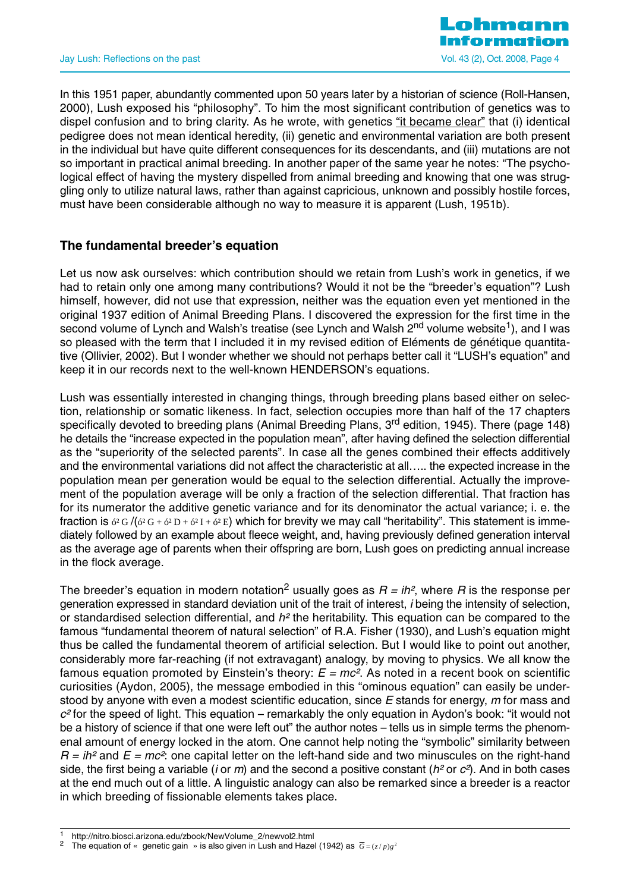In this 1951 paper, abundantly commented upon 50 years later by a historian of science (Roll-Hansen, 2000), Lush exposed his "philosophy". To him the most significant contribution of genetics was to dispel confusion and to bring clarity. As he wrote, with genetics "it became clear" that (i) identical pedigree does not mean identical heredity, (ii) genetic and environmental variation are both present in the individual but have quite different consequences for its descendants, and (iii) mutations are not so important in practical animal breeding. In another paper of the same year he notes: "The psychological effect of having the mystery dispelled from animal breeding and knowing that one was struggling only to utilize natural laws, rather than against capricious, unknown and possibly hostile forces, must have been considerable although no way to measure it is apparent (Lush, 1951b).

## The fundamental breeder's equation

Let us now ask ourselves: which contribution should we retain from Lush's work in genetics, if we had to retain only one among many contributions? Would it not be the "breeder's equation"? Lush himself, however, did not use that expression, neither was the equation even yet mentioned in the original 1937 edition of Animal Breeding Plans. I discovered the expression for the first time in the second volume of Lynch and Walsh's treatise (see Lynch and Walsh 2nd volume website[1]), and I was so pleased with the term that I included it in my revised edition of Eléments de génétique quantitative (Ollivier, 2002). But I wonder whether we should not perhaps better call it "LUSH's equation" and keep it in our records next to the well-known HENDERSON's equations.

Lush was essentially interested in changing things, through breeding plans based either on selection, relationship or somatic likeness. In fact, selection occupies more than half of the 17 chapters specifically devoted to breeding plans (Animal Breeding Plans, 3rd edition, 1945). There (page 148) he details the "increase expected in the population mean", after having defined the selection differential as the "superiority of the selected parents". In case all the genes combined their effects additively and the environmental variations did not affect the characteristic at all….. the expected increase in the population mean per generation would be equal to the selection differential. Actually the improvement of the population average will be only a fraction of the selection differential. That fraction has for its numerator the additive genetic variance and for its denominator the actual variance; i. e. the fraction is $\sigma^2 G / (\sigma^2 G + \sigma^2 D + \sigma^2 I + \sigma^2 E)$ which for brevity we may call "heritability". This statement is immediately followed by an example about fleece weight, and, having previously defined generation interval as the average age of parents when their offspring are born, Lush goes on predicting annual increase in the flock average.

The breeder's equation in modern notation[2] usually goes as $R = ih^2$, where $R$ is the response per generation expressed in standard deviation unit of the trait of interest, $i$ being the intensity of selection, or standardised selection differential, and $h^2$ the heritability. This equation can be compared to the famous "fundamental theorem of natural selection" of R.A. Fisher (1930), and Lush's equation might thus be called the fundamental theorem of artificial selection. But I would like to point out another, considerably more far-reaching (if not extravagant) analogy, by moving to physics. We all know the famous equation promoted by Einstein's theory: $E = mc^2$. As noted in a recent book on scientific curiosities (Aydon, 2005), the message embodied in this "ominous equation" can easily be understood by anyone with even a modest scientific education, since $E$ stands for energy, $m$ for mass and $c^2$ for the speed of light. This equation – remarkably the only equation in Aydon's book: "it would not be a history of science if that one were left out" the author notes – tells us in simple terms the phenomenal amount of energy locked in the atom. One cannot help noting the "symbolic" similarity between $R = ih^2$ and $E = mc^2$: one capital letter on the left-hand side and two minuscules on the right-hand side, the first being a variable ($i$ or $m$) and the second a positive constant ($h^2$ or $c^2$). And in both cases at the end much out of a little. A linguistic analogy can also be remarked since a breeder is a reactor in which breeding of fissionable elements takes place.

---

[1] http://nitro.biosci.arizona.edu/zbook/NewVolume_2/newvol2.html

[2] The equation of « genetic gain » is also given in Lush and Hazel (1942) as $\overline{G} = (z/p)g^2$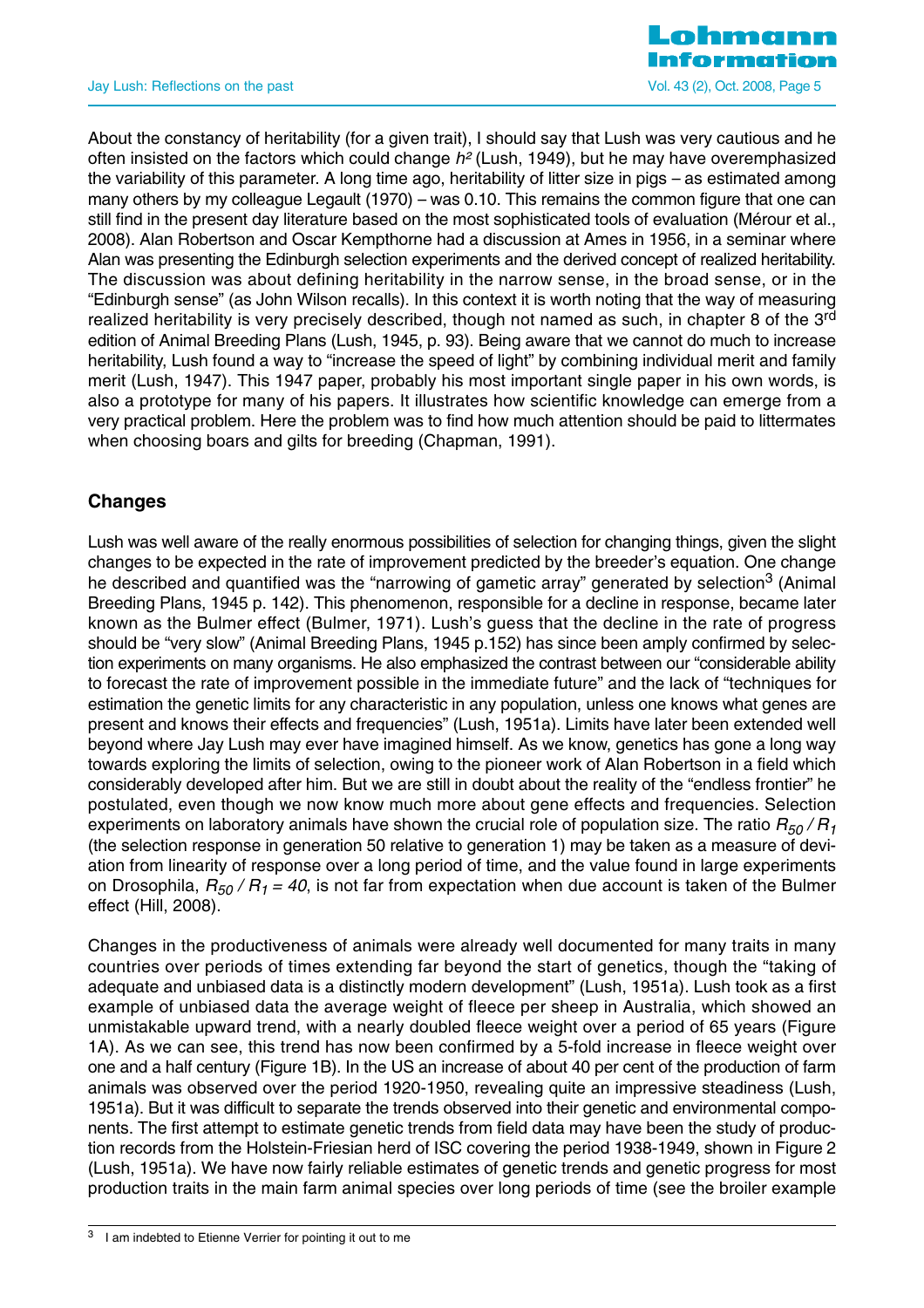About the constancy of heritability (for a given trait), I should say that Lush was very cautious and he often insisted on the factors which could change $h^2$ (Lush, 1949), but he may have overemphasized the variability of this parameter. A long time ago, heritability of litter size in pigs – as estimated among many others by my colleague Legault (1970) – was 0.10. This remains the common figure that one can still find in the present day literature based on the most sophisticated tools of evaluation (Mérour et al., 2008). Alan Robertson and Oscar Kempthorne had a discussion at Ames in 1956, in a seminar where Alan was presenting the Edinburgh selection experiments and the derived concept of realized heritability. The discussion was about defining heritability in the narrow sense, in the broad sense, or in the "Edinburgh sense" (as John Wilson recalls). In this context it is worth noting that the way of measuring realized heritability is very precisely described, though not named as such, in chapter 8 of the 3rd edition of Animal Breeding Plans (Lush, 1945, p. 93). Being aware that we cannot do much to increase heritability, Lush found a way to "increase the speed of light" by combining individual merit and family merit (Lush, 1947). This 1947 paper, probably his most important single paper in his own words, is also a prototype for many of his papers. It illustrates how scientific knowledge can emerge from a very practical problem. Here the problem was to find how much attention should be paid to littermates when choosing boars and gilts for breeding (Chapman, 1991).

## Changes

Lush was well aware of the really enormous possibilities of selection for changing things, given the slight changes to be expected in the rate of improvement predicted by the breeder's equation. One change he described and quantified was the "narrowing of gametic array" generated by selection[3] (Animal Breeding Plans, 1945 p. 142). This phenomenon, responsible for a decline in response, became later known as the Bulmer effect (Bulmer, 1971). Lush's guess that the decline in the rate of progress should be "very slow" (Animal Breeding Plans, 1945 p.152) has since been amply confirmed by selection experiments on many organisms. He also emphasized the contrast between our "considerable ability to forecast the rate of improvement possible in the immediate future" and the lack of "techniques for estimation the genetic limits for any characteristic in any population, unless one knows what genes are present and knows their effects and frequencies" (Lush, 1951a). Limits have later been extended well beyond where Jay Lush may ever have imagined himself. As we know, genetics has gone a long way towards exploring the limits of selection, owing to the pioneer work of Alan Robertson in a field which considerably developed after him. But we are still in doubt about the reality of the "endless frontier" he postulated, even though we now know much more about gene effects and frequencies. Selection experiments on laboratory animals have shown the crucial role of population size. The ratio $R_{50} / R_1$ (the selection response in generation 50 relative to generation 1) may be taken as a measure of deviation from linearity of response over a long period of time, and the value found in large experiments on Drosophila, $R_{50} / R_1 = 40$, is not far from expectation when due account is taken of the Bulmer effect (Hill, 2008).

Changes in the productiveness of animals were already well documented for many traits in many countries over periods of times extending far beyond the start of genetics, though the "taking of adequate and unbiased data is a distinctly modern development" (Lush, 1951a). Lush took as a first example of unbiased data the average weight of fleece per sheep in Australia, which showed an unmistakable upward trend, with a nearly doubled fleece weight over a period of 65 years (Figure 1A). As we can see, this trend has now been confirmed by a 5-fold increase in fleece weight over one and a half century (Figure 1B). In the US an increase of about 40 per cent of the production of farm animals was observed over the period 1920-1950, revealing quite an impressive steadiness (Lush, 1951a). But it was difficult to separate the trends observed into their genetic and environmental components. The first attempt to estimate genetic trends from field data may have been the study of production records from the Holstein-Friesian herd of ISC covering the period 1938-1949, shown in Figure 2 (Lush, 1951a). We have now fairly reliable estimates of genetic trends and genetic progress for most production traits in the main farm animal species over long periods of time (see the broiler example

[3] I am indebted to Etienne Verrier for pointing it out to me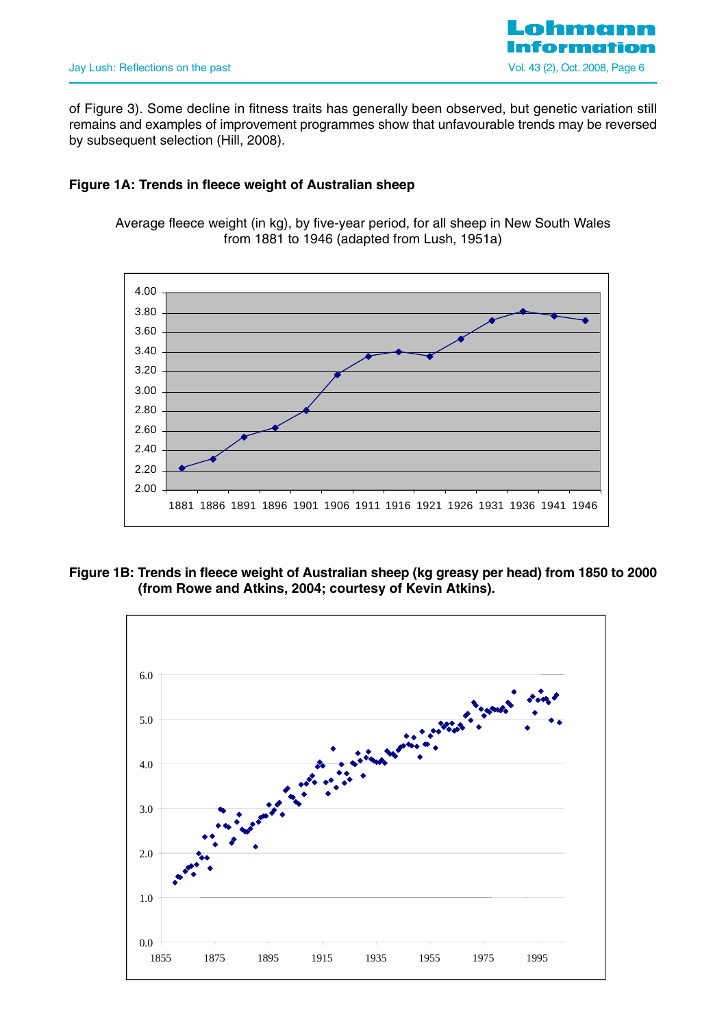of Figure 3). Some decline in fitness traits has generally been observed, but genetic variation still remains and examples of improvement programmes show that unfavourable trends may be reversed by subsequent selection (Hill, 2008).

**Figure 1A: Trends in fleece weight of Australian sheep**

Average fleece weight (in kg), by five-year period, for all sheep in New South Wales from 1881 to 1946 (adapted from Lush, 1951a)

**Figure 1B: Trends in fleece weight of Australian sheep (kg greasy per head) from 1850 to 2000 (from Rowe and Atkins, 2004; courtesy of Kevin Atkins).**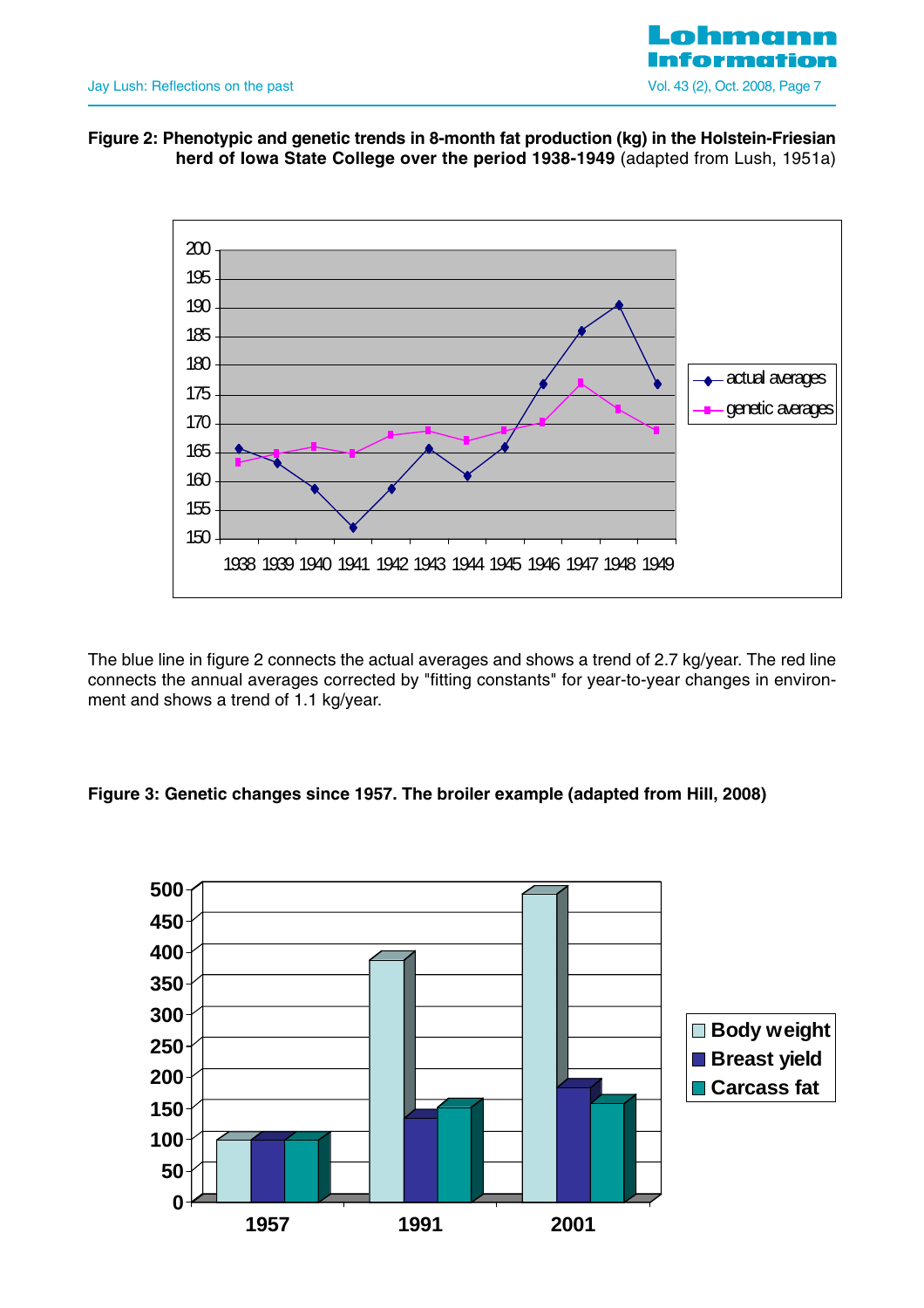**Figure 2: Phenotypic and genetic trends in 8-month fat production (kg) in the Holstein-Friesian herd of Iowa State College over the period 1938-1949** (adapted from Lush, 1951a)

The blue line in figure 2 connects the actual averages and shows a trend of 2.7 kg/year. The red line connects the annual averages corrected by "fitting constants" for year-to-year changes in environment and shows a trend of 1.1 kg/year.

**Figure 3: Genetic changes since 1957. The broiler example (adapted from Hill, 2008)**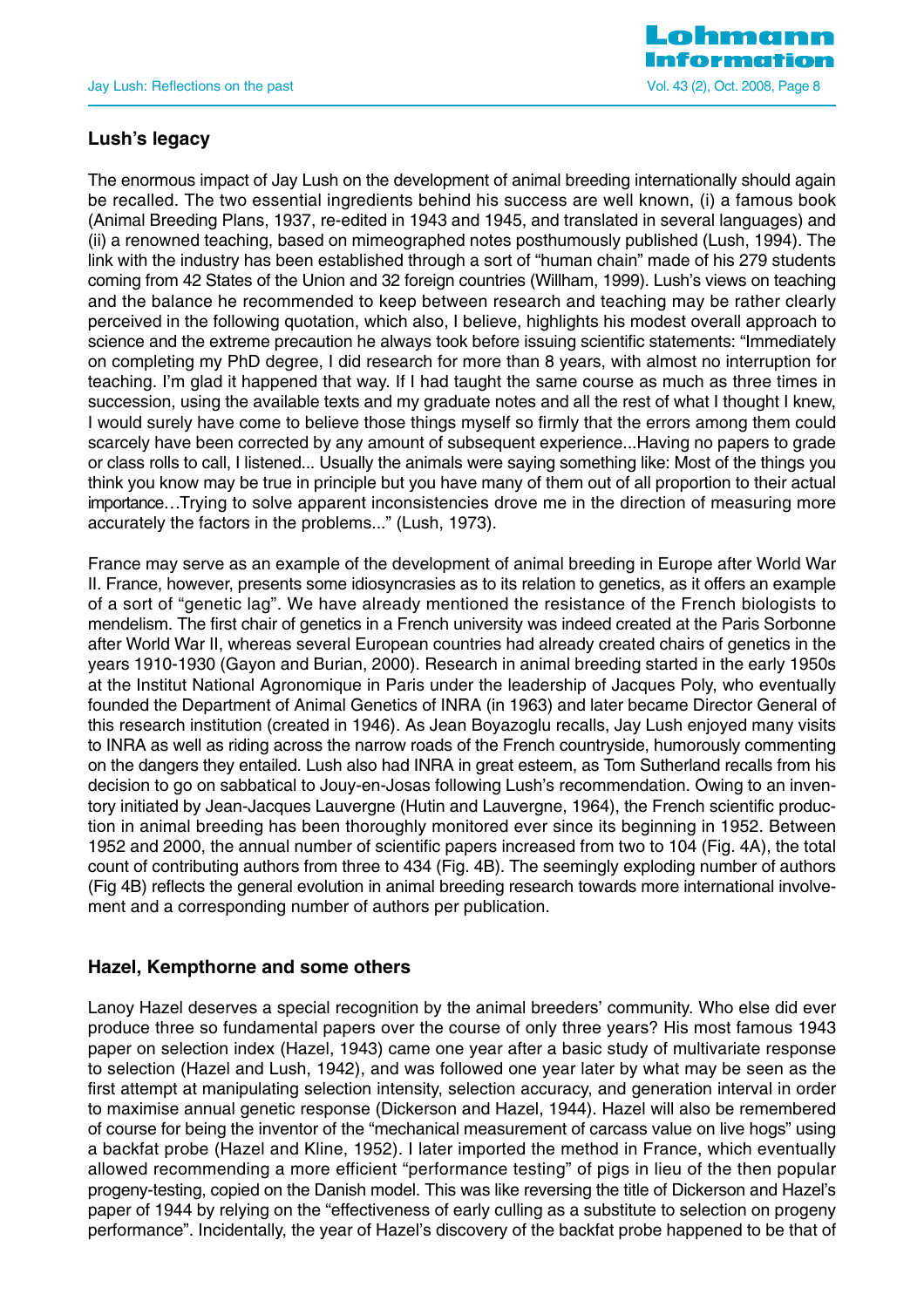## Lush's legacy

The enormous impact of Jay Lush on the development of animal breeding internationally should again be recalled. The two essential ingredients behind his success are well known, (i) a famous book (Animal Breeding Plans, 1937, re-edited in 1943 and 1945, and translated in several languages) and (ii) a renowned teaching, based on mimeographed notes posthumously published (Lush, 1994). The link with the industry has been established through a sort of "human chain" made of his 279 students coming from 42 States of the Union and 32 foreign countries (Willham, 1999). Lush's views on teaching and the balance he recommended to keep between research and teaching may be rather clearly perceived in the following quotation, which also, I believe, highlights his modest overall approach to science and the extreme precaution he always took before issuing scientific statements: "Immediately on completing my PhD degree, I did research for more than 8 years, with almost no interruption for teaching. I'm glad it happened that way. If I had taught the same course as much as three times in succession, using the available texts and my graduate notes and all the rest of what I thought I knew, I would surely have come to believe those things myself so firmly that the errors among them could scarcely have been corrected by any amount of subsequent experience...Having no papers to grade or class rolls to call, I listened... Usually the animals were saying something like: Most of the things you think you know may be true in principle but you have many of them out of all proportion to their actual importance…Trying to solve apparent inconsistencies drove me in the direction of measuring more accurately the factors in the problems..." (Lush, 1973).

France may serve as an example of the development of animal breeding in Europe after World War II. France, however, presents some idiosyncrasies as to its relation to genetics, as it offers an example of a sort of "genetic lag". We have already mentioned the resistance of the French biologists to mendelism. The first chair of genetics in a French university was indeed created at the Paris Sorbonne after World War II, whereas several European countries had already created chairs of genetics in the years 1910-1930 (Gayon and Burian, 2000). Research in animal breeding started in the early 1950s at the Institut National Agronomique in Paris under the leadership of Jacques Poly, who eventually founded the Department of Animal Genetics of INRA (in 1963) and later became Director General of this research institution (created in 1946). As Jean Boyazoglu recalls, Jay Lush enjoyed many visits to INRA as well as riding across the narrow roads of the French countryside, humorously commenting on the dangers they entailed. Lush also had INRA in great esteem, as Tom Sutherland recalls from his decision to go on sabbatical to Jouy-en-Josas following Lush's recommendation. Owing to an inventory initiated by Jean-Jacques Lauvergne (Hutin and Lauvergne, 1964), the French scientific production in animal breeding has been thoroughly monitored ever since its beginning in 1952. Between 1952 and 2000, the annual number of scientific papers increased from two to 104 (Fig. 4A), the total count of contributing authors from three to 434 (Fig. 4B). The seemingly exploding number of authors (Fig 4B) reflects the general evolution in animal breeding research towards more international involvement and a corresponding number of authors per publication.

## Hazel, Kempthorne and some others

Lanoy Hazel deserves a special recognition by the animal breeders' community. Who else did ever produce three so fundamental papers over the course of only three years? His most famous 1943 paper on selection index (Hazel, 1943) came one year after a basic study of multivariate response to selection (Hazel and Lush, 1942), and was followed one year later by what may be seen as the first attempt at manipulating selection intensity, selection accuracy, and generation interval in order to maximise annual genetic response (Dickerson and Hazel, 1944). Hazel will also be remembered of course for being the inventor of the "mechanical measurement of carcass value on live hogs" using a backfat probe (Hazel and Kline, 1952). I later imported the method in France, which eventually allowed recommending a more efficient "performance testing" of pigs in lieu of the then popular progeny-testing, copied on the Danish model. This was like reversing the title of Dickerson and Hazel's paper of 1944 by relying on the "effectiveness of early culling as a substitute to selection on progeny performance". Incidentally, the year of Hazel's discovery of the backfat probe happened to be that of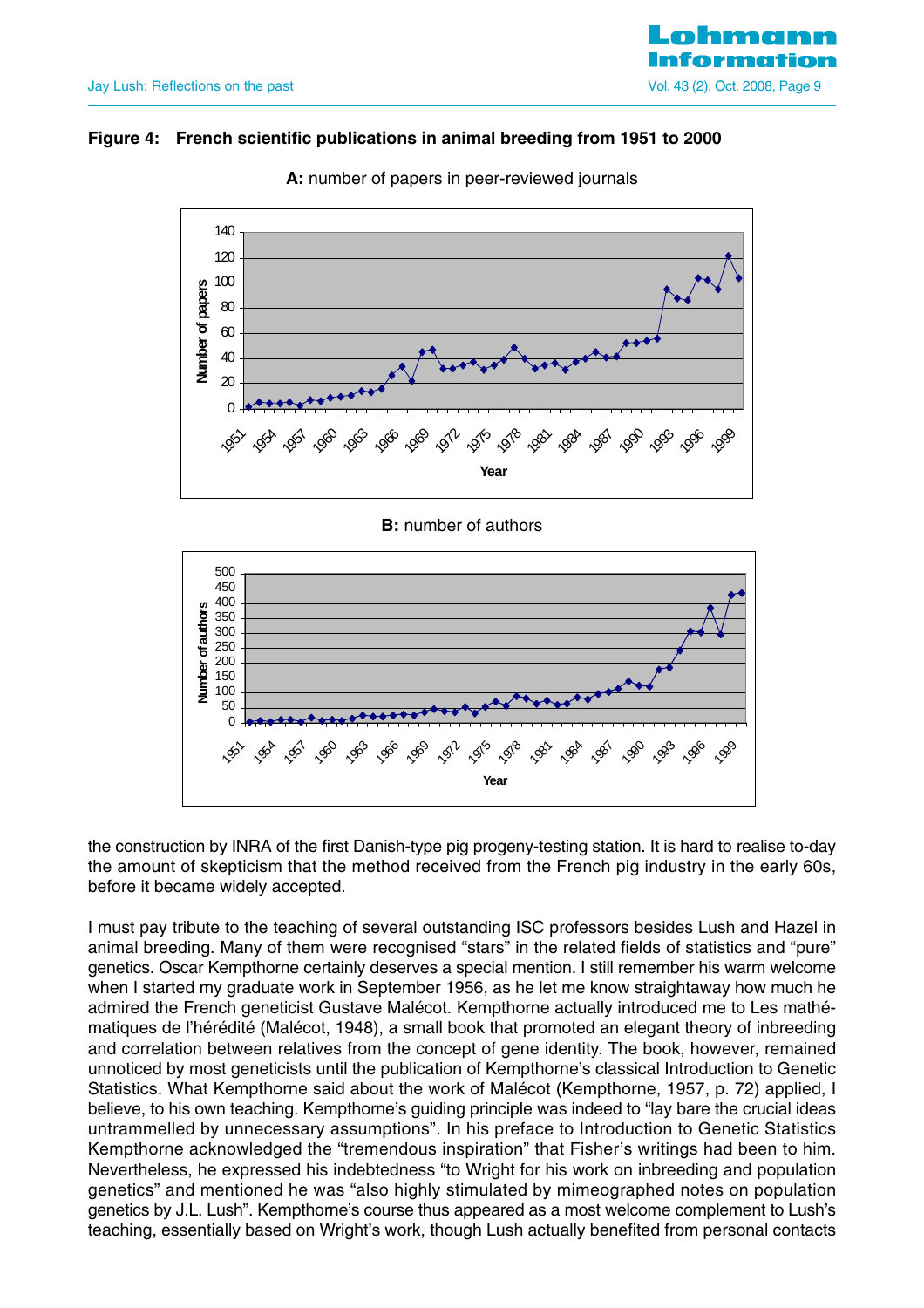**Figure 4: French scientific publications in animal breeding from 1951 to 2000**

**A:** number of papers in peer-reviewed journals

**B:** number of authors

the construction by INRA of the first Danish-type pig progeny-testing station. It is hard to realise to-day the amount of skepticism that the method received from the French pig industry in the early 60s, before it became widely accepted.

I must pay tribute to the teaching of several outstanding ISC professors besides Lush and Hazel in animal breeding. Many of them were recognised “stars” in the related fields of statistics and “pure” genetics. Oscar Kempthorne certainly deserves a special mention. I still remember his warm welcome when I started my graduate work in September 1956, as he let me know straightaway how much he admired the French geneticist Gustave Malécot. Kempthorne actually introduced me to Les mathématiques de l’hérédité (Malécot, 1948), a small book that promoted an elegant theory of inbreeding and correlation between relatives from the concept of gene identity. The book, however, remained unnoticed by most geneticists until the publication of Kempthorne’s classical Introduction to Genetic Statistics. What Kempthorne said about the work of Malécot (Kempthorne, 1957, p. 72) applied, I believe, to his own teaching. Kempthorne’s guiding principle was indeed to “lay bare the crucial ideas untrammelled by unnecessary assumptions”. In his preface to Introduction to Genetic Statistics Kempthorne acknowledged the “tremendous inspiration” that Fisher’s writings had been to him. Nevertheless, he expressed his indebtedness “to Wright for his work on inbreeding and population genetics” and mentioned he was “also highly stimulated by mimeographed notes on population genetics by J.L. Lush”. Kempthorne’s course thus appeared as a most welcome complement to Lush’s teaching, essentially based on Wright’s work, though Lush actually benefited from personal contacts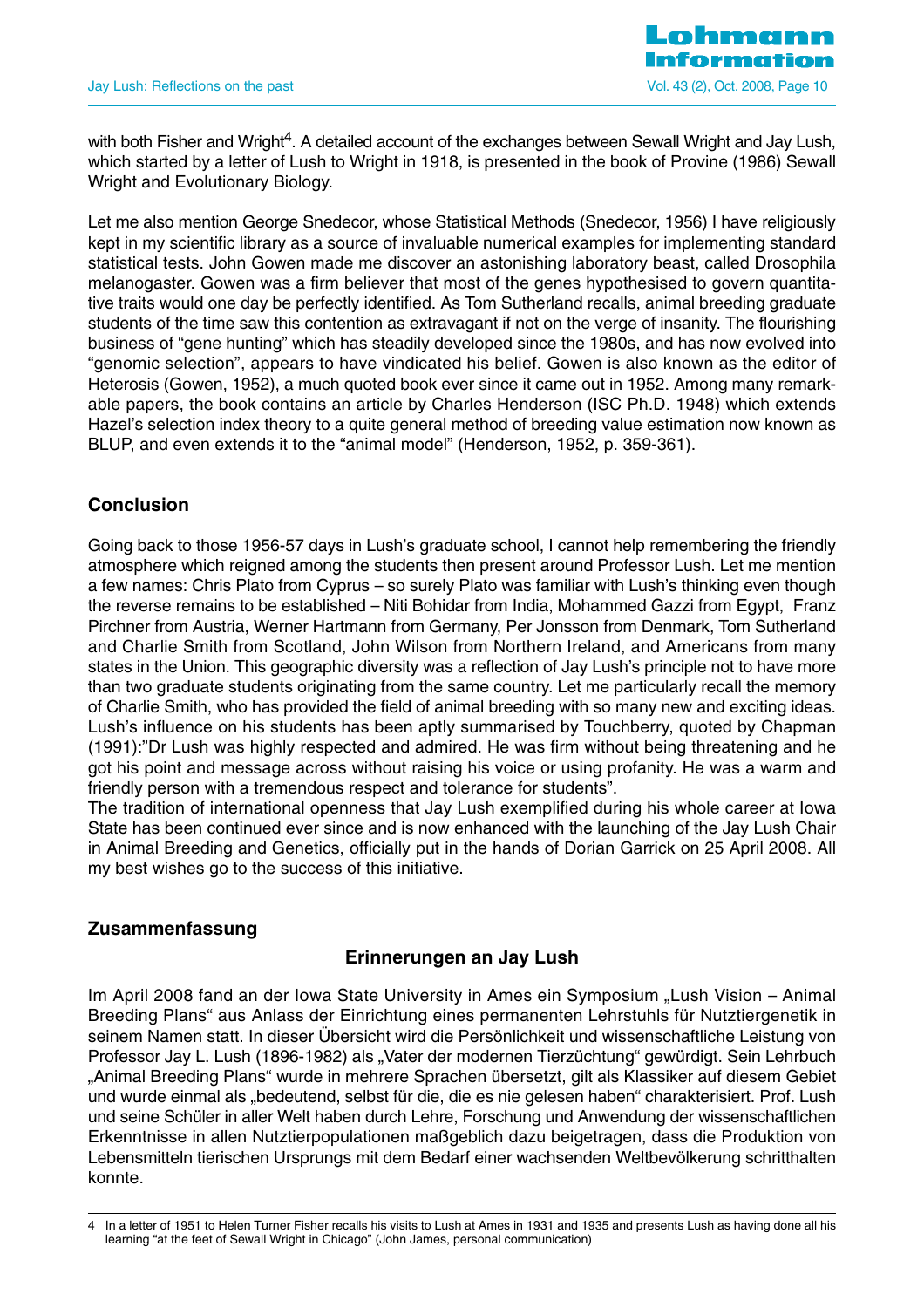with both Fisher and Wright[4]. A detailed account of the exchanges between Sewall Wright and Jay Lush, which started by a letter of Lush to Wright in 1918, is presented in the book of Provine (1986) Sewall Wright and Evolutionary Biology.

Let me also mention George Snedecor, whose Statistical Methods (Snedecor, 1956) I have religiously kept in my scientific library as a source of invaluable numerical examples for implementing standard statistical tests. John Gowen made me discover an astonishing laboratory beast, called Drosophila melanogaster. Gowen was a firm believer that most of the genes hypothesised to govern quantitative traits would one day be perfectly identified. As Tom Sutherland recalls, animal breeding graduate students of the time saw this contention as extravagant if not on the verge of insanity. The flourishing business of "gene hunting" which has steadily developed since the 1980s, and has now evolved into "genomic selection", appears to have vindicated his belief. Gowen is also known as the editor of Heterosis (Gowen, 1952), a much quoted book ever since it came out in 1952. Among many remarkable papers, the book contains an article by Charles Henderson (ISC Ph.D. 1948) which extends Hazel's selection index theory to a quite general method of breeding value estimation now known as BLUP, and even extends it to the "animal model" (Henderson, 1952, p. 359-361).

## Conclusion

Going back to those 1956-57 days in Lush's graduate school, I cannot help remembering the friendly atmosphere which reigned among the students then present around Professor Lush. Let me mention a few names: Chris Plato from Cyprus – so surely Plato was familiar with Lush's thinking even though the reverse remains to be established – Niti Bohidar from India, Mohammed Gazzi from Egypt, Franz Pirchner from Austria, Werner Hartmann from Germany, Per Jonsson from Denmark, Tom Sutherland and Charlie Smith from Scotland, John Wilson from Northern Ireland, and Americans from many states in the Union. This geographic diversity was a reflection of Jay Lush's principle not to have more than two graduate students originating from the same country. Let me particularly recall the memory of Charlie Smith, who has provided the field of animal breeding with so many new and exciting ideas. Lush's influence on his students has been aptly summarised by Touchberry, quoted by Chapman (1991):"Dr Lush was highly respected and admired. He was firm without being threatening and he got his point and message across without raising his voice or using profanity. He was a warm and friendly person with a tremendous respect and tolerance for students".
The tradition of international openness that Jay Lush exemplified during his whole career at Iowa State has been continued ever since and is now enhanced with the launching of the Jay Lush Chair in Animal Breeding and Genetics, officially put in the hands of Dorian Garrick on 25 April 2008. All my best wishes go to the success of this initiative.

## Zusammenfassung

### Erinnerungen an Jay Lush

Im April 2008 fand an der Iowa State University in Ames ein Symposium „Lush Vision – Animal Breeding Plans" aus Anlass der Einrichtung eines permanenten Lehrstuhls für Nutztiergenetik in seinem Namen statt. In dieser Übersicht wird die Persönlichkeit und wissenschaftliche Leistung von Professor Jay L. Lush (1896-1982) als „Vater der modernen Tierzüchtung" gewürdigt. Sein Lehrbuch „Animal Breeding Plans" wurde in mehrere Sprachen übersetzt, gilt als Klassiker auf diesem Gebiet und wurde einmal als „bedeutend, selbst für die, die es nie gelesen haben" charakterisiert. Prof. Lush und seine Schüler in aller Welt haben durch Lehre, Forschung und Anwendung der wissenschaftlichen Erkenntnisse in allen Nutztierpopulationen maßgeblich dazu beigetragen, dass die Produktion von Lebensmitteln tierischen Ursprungs mit dem Bedarf einer wachsenden Weltbevölkerung schritthalten konnte.

---

4 In a letter of 1951 to Helen Turner Fisher recalls his visits to Lush at Ames in 1931 and 1935 and presents Lush as having done all his learning "at the feet of Sewall Wright in Chicago" (John James, personal communication)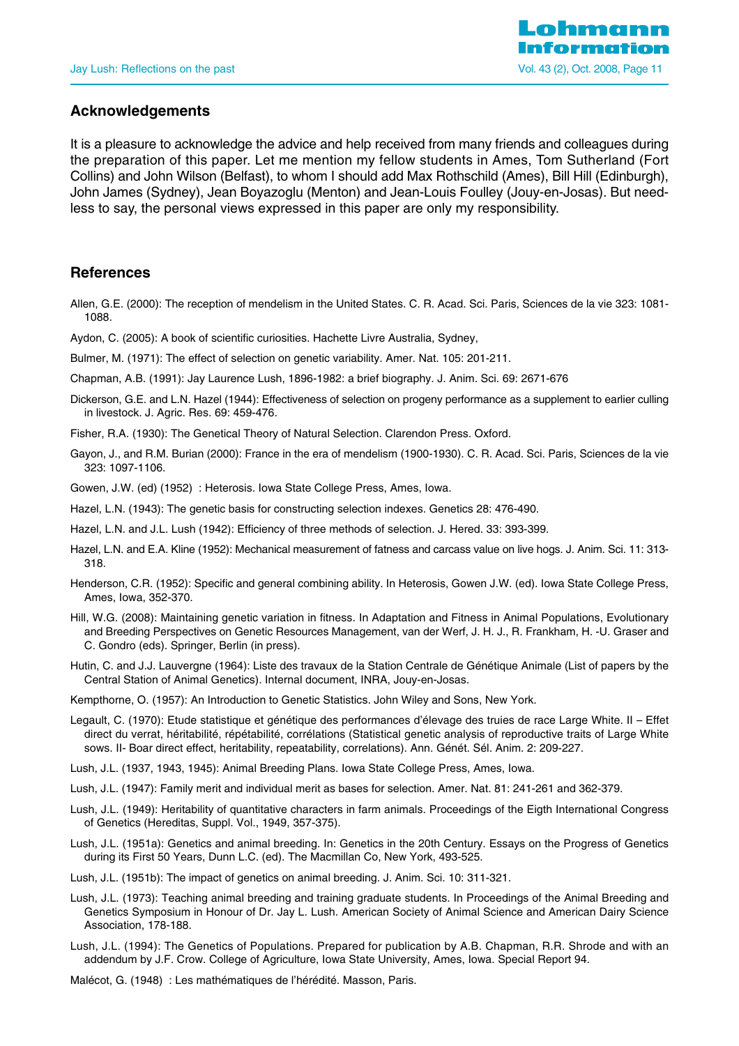## Acknowledgements

It is a pleasure to acknowledge the advice and help received from many friends and colleagues during the preparation of this paper. Let me mention my fellow students in Ames, Tom Sutherland (Fort Collins) and John Wilson (Belfast), to whom I should add Max Rothschild (Ames), Bill Hill (Edinburgh), John James (Sydney), Jean Boyazoglu (Menton) and Jean-Louis Foulley (Jouy-en-Josas). But needless to say, the personal views expressed in this paper are only my responsibility.

## References

Allen, G.E. (2000): The reception of mendelism in the United States. C. R. Acad. Sci. Paris, Sciences de la vie 323: 1081-1088.

Aydon, C. (2005): A book of scientific curiosities. Hachette Livre Australia, Sydney,

Bulmer, M. (1971): The effect of selection on genetic variability. Amer. Nat. 105: 201-211.

Chapman, A.B. (1991): Jay Laurence Lush, 1896-1982: a brief biography. J. Anim. Sci. 69: 2671-676

Dickerson, G.E. and L.N. Hazel (1944): Effectiveness of selection on progeny performance as a supplement to earlier culling in livestock. J. Agric. Res. 69: 459-476.

Fisher, R.A. (1930): The Genetical Theory of Natural Selection. Clarendon Press. Oxford.

Gayon, J., and R.M. Burian (2000): France in the era of mendelism (1900-1930). C. R. Acad. Sci. Paris, Sciences de la vie 323: 1097-1106.

Gowen, J.W. (ed) (1952) : Heterosis. Iowa State College Press, Ames, Iowa.

Hazel, L.N. (1943): The genetic basis for constructing selection indexes. Genetics 28: 476-490.

Hazel, L.N. and J.L. Lush (1942): Efficiency of three methods of selection. J. Hered. 33: 393-399.

Hazel, L.N. and E.A. Kline (1952): Mechanical measurement of fatness and carcass value on live hogs. J. Anim. Sci. 11: 313-318.

Henderson, C.R. (1952): Specific and general combining ability. In Heterosis, Gowen J.W. (ed). Iowa State College Press, Ames, Iowa, 352-370.

Hill, W.G. (2008): Maintaining genetic variation in fitness. In Adaptation and Fitness in Animal Populations, Evolutionary and Breeding Perspectives on Genetic Resources Management, van der Werf, J. H. J., R. Frankham, H. -U. Graser and C. Gondro (eds). Springer, Berlin (in press).

Hutin, C. and J.J. Lauvergne (1964): Liste des travaux de la Station Centrale de Génétique Animale (List of papers by the Central Station of Animal Genetics). Internal document, INRA, Jouy-en-Josas.

Kempthorne, O. (1957): An Introduction to Genetic Statistics. John Wiley and Sons, New York.

Legault, C. (1970): Etude statistique et génétique des performances d'élevage des truies de race Large White. II – Effet direct du verrat, héritabilité, répétabilité, corrélations (Statistical genetic analysis of reproductive traits of Large White sows. II- Boar direct effect, heritability, repeatability, correlations). Ann. Génét. Sél. Anim. 2: 209-227.

Lush, J.L. (1937, 1943, 1945): Animal Breeding Plans. Iowa State College Press, Ames, Iowa.

Lush, J.L. (1947): Family merit and individual merit as bases for selection. Amer. Nat. 81: 241-261 and 362-379.

Lush, J.L. (1949): Heritability of quantitative characters in farm animals. Proceedings of the Eigth International Congress of Genetics (Hereditas, Suppl. Vol., 1949, 357-375).

Lush, J.L. (1951a): Genetics and animal breeding. In: Genetics in the 20th Century. Essays on the Progress of Genetics during its First 50 Years, Dunn L.C. (ed). The Macmillan Co, New York, 493-525.

Lush, J.L. (1951b): The impact of genetics on animal breeding. J. Anim. Sci. 10: 311-321.

Lush, J.L. (1973): Teaching animal breeding and training graduate students. In Proceedings of the Animal Breeding and Genetics Symposium in Honour of Dr. Jay L. Lush. American Society of Animal Science and American Dairy Science Association, 178-188.

Lush, J.L. (1994): The Genetics of Populations. Prepared for publication by A.B. Chapman, R.R. Shrode and with an addendum by J.F. Crow. College of Agriculture, Iowa State University, Ames, Iowa. Special Report 94.

Malécot, G. (1948) : Les mathématiques de l'hérédité. Masson, Paris.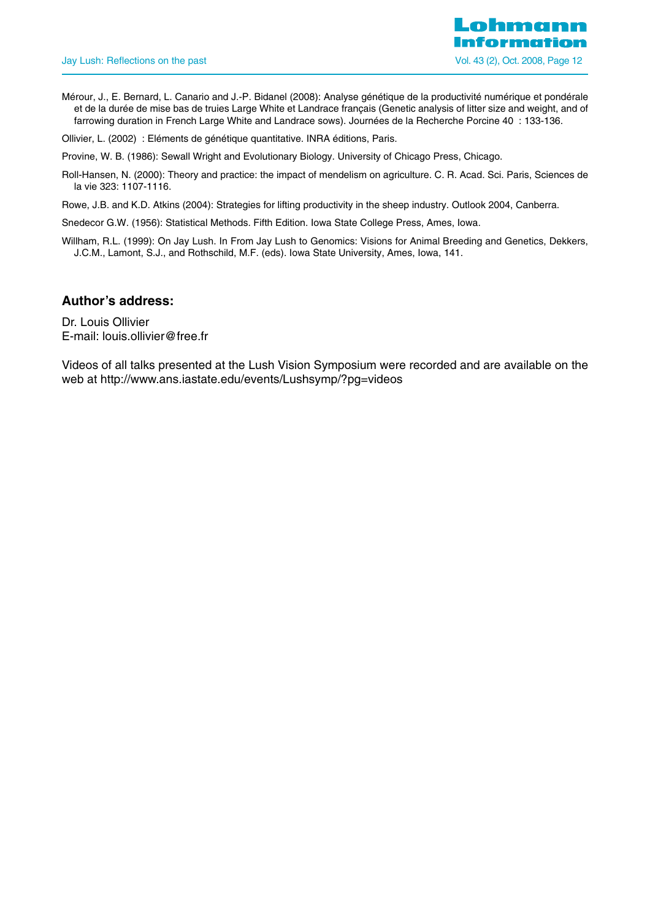Mérour, J., E. Bernard, L. Canario and J.-P. Bidanel (2008): Analyse génétique de la productivité numérique et pondérale et de la durée de mise bas de truies Large White et Landrace français (Genetic analysis of litter size and weight, and of farrowing duration in French Large White and Landrace sows). Journées de la Recherche Porcine 40 : 133-136.

Ollivier, L. (2002) : Eléments de génétique quantitative. INRA éditions, Paris.

Provine, W. B. (1986): Sewall Wright and Evolutionary Biology. University of Chicago Press, Chicago.

Roll-Hansen, N. (2000): Theory and practice: the impact of mendelism on agriculture. C. R. Acad. Sci. Paris, Sciences de la vie 323: 1107-1116.

Rowe, J.B. and K.D. Atkins (2004): Strategies for lifting productivity in the sheep industry. Outlook 2004, Canberra.

Snedecor G.W. (1956): Statistical Methods. Fifth Edition. Iowa State College Press, Ames, Iowa.

Willham, R.L. (1999): On Jay Lush. In From Jay Lush to Genomics: Visions for Animal Breeding and Genetics, Dekkers, J.C.M., Lamont, S.J., and Rothschild, M.F. (eds). Iowa State University, Ames, Iowa, 141.

## Author's address:

Dr. Louis Ollivier
E-mail: louis.ollivier@free.fr

Videos of all talks presented at the Lush Vision Symposium were recorded and are available on the web at http://www.ans.iastate.edu/events/Lushsymp/?pg=videos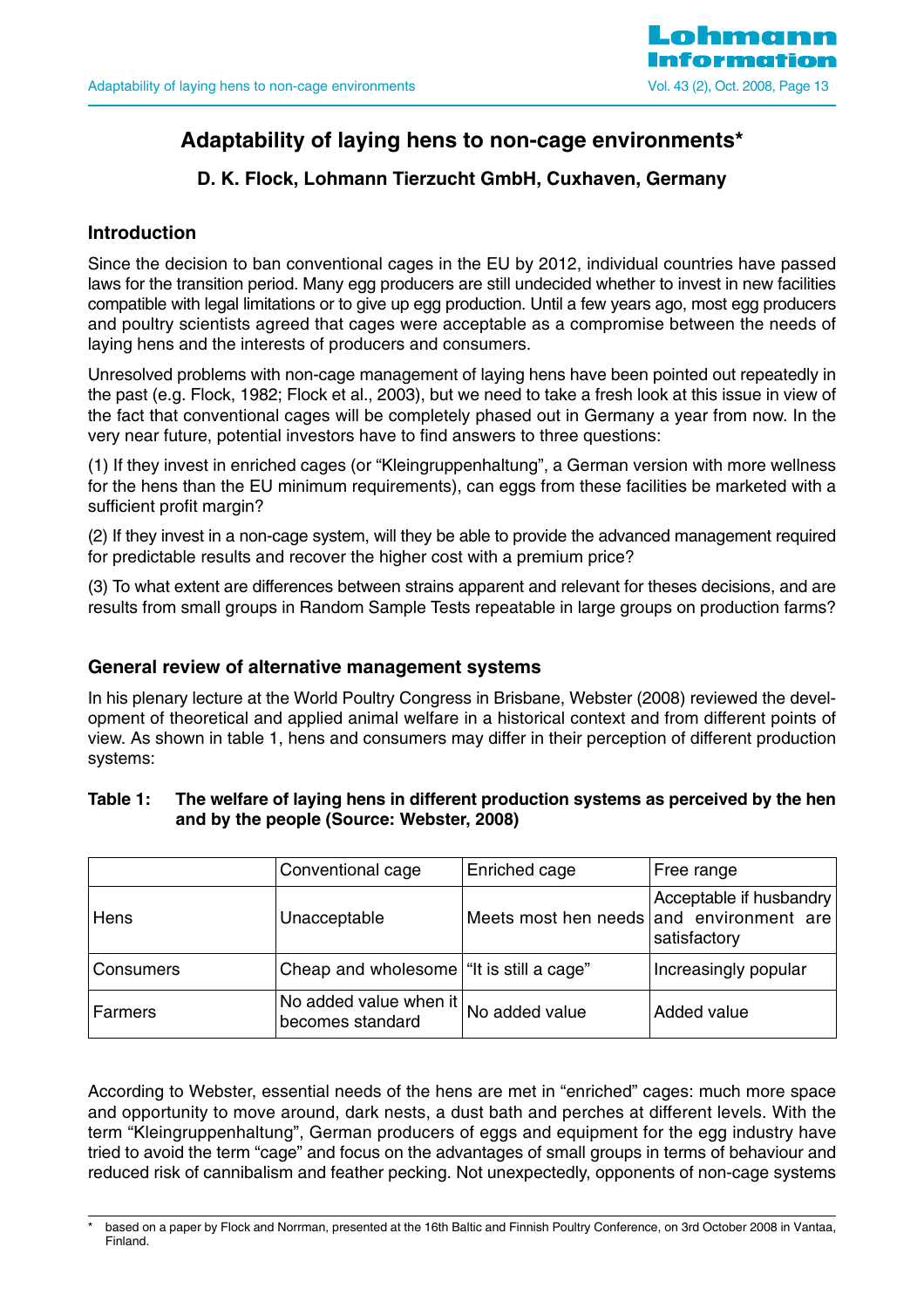# Adaptability of laying hens to non-cage environments*

### D. K. Flock, Lohmann Tierzucht GmbH, Cuxhaven, Germany

## Introduction

Since the decision to ban conventional cages in the EU by 2012, individual countries have passed laws for the transition period. Many egg producers are still undecided whether to invest in new facilities compatible with legal limitations or to give up egg production. Until a few years ago, most egg producers and poultry scientists agreed that cages were acceptable as a compromise between the needs of laying hens and the interests of producers and consumers.

Unresolved problems with non-cage management of laying hens have been pointed out repeatedly in the past (e.g. Flock, 1982; Flock et al., 2003), but we need to take a fresh look at this issue in view of the fact that conventional cages will be completely phased out in Germany a year from now. In the very near future, potential investors have to find answers to three questions:

(1) If they invest in enriched cages (or "Kleingruppenhaltung", a German version with more wellness for the hens than the EU minimum requirements), can eggs from these facilities be marketed with a sufficient profit margin?

(2) If they invest in a non-cage system, will they be able to provide the advanced management required for predictable results and recover the higher cost with a premium price?

(3) To what extent are differences between strains apparent and relevant for theses decisions, and are results from small groups in Random Sample Tests repeatable in large groups on production farms?

## General review of alternative management systems

In his plenary lecture at the World Poultry Congress in Brisbane, Webster (2008) reviewed the development of theoretical and applied animal welfare in a historical context and from different points of view. As shown in table 1, hens and consumers may differ in their perception of different production systems:

**Table 1: The welfare of laying hens in different production systems as perceived by the hen and by the people (Source: Webster, 2008)**

| | Conventional cage | Enriched cage | Free range |
|---|---|---|---|
| Hens | Unacceptable | Meets most hen needs | Acceptable if husbandry and environment are satisfactory |
| Consumers | Cheap and wholesome | "It is still a cage" | Increasingly popular |
| Farmers | No added value when it becomes standard | No added value | Added value |

According to Webster, essential needs of the hens are met in "enriched" cages: much more space and opportunity to move around, dark nests, a dust bath and perches at different levels. With the term "Kleingruppenhaltung", German producers of eggs and equipment for the egg industry have tried to avoid the term "cage" and focus on the advantages of small groups in terms of behaviour and reduced risk of cannibalism and feather pecking. Not unexpectedly, opponents of non-cage systems

---

\* based on a paper by Flock and Norrman, presented at the 16th Baltic and Finnish Poultry Conference, on 3rd October 2008 in Vantaa, Finland.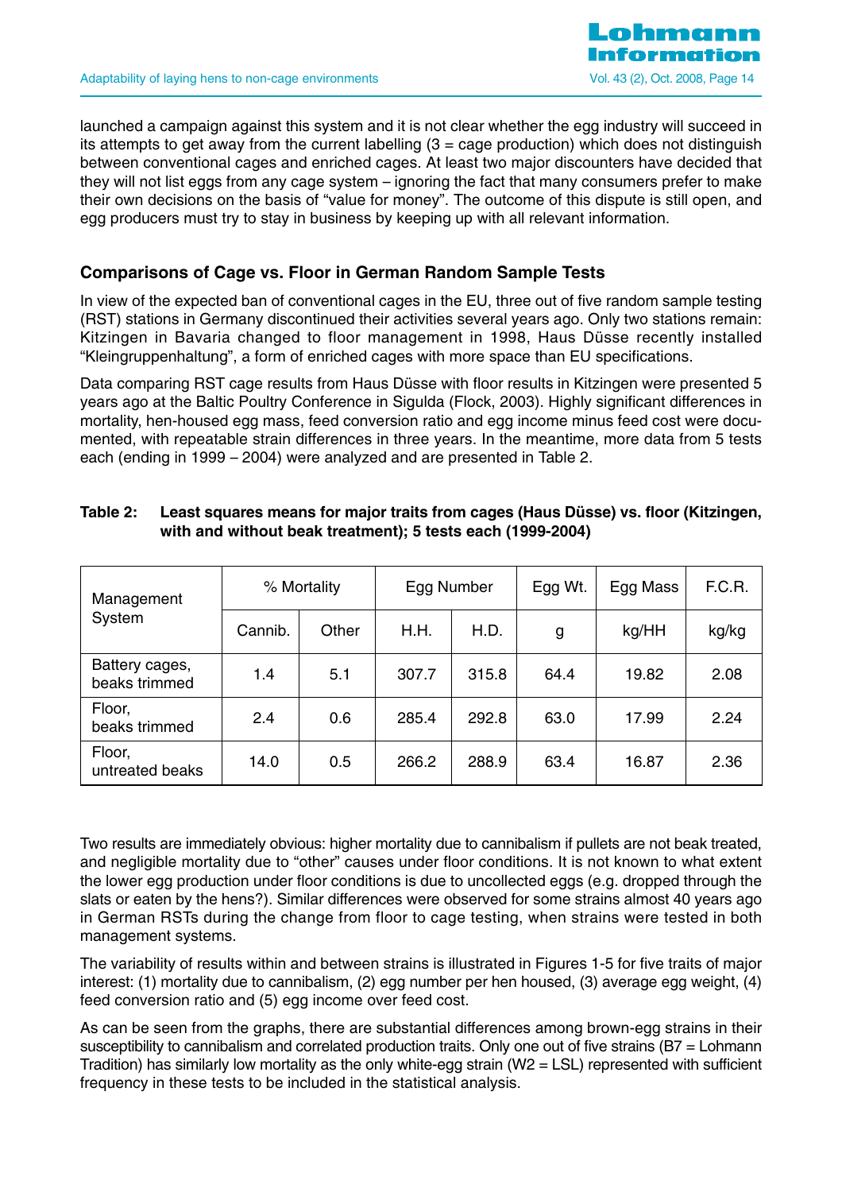launched a campaign against this system and it is not clear whether the egg industry will succeed in its attempts to get away from the current labelling (3 = cage production) which does not distinguish between conventional cages and enriched cages. At least two major discounters have decided that they will not list eggs from any cage system – ignoring the fact that many consumers prefer to make their own decisions on the basis of "value for money". The outcome of this dispute is still open, and egg producers must try to stay in business by keeping up with all relevant information.

## Comparisons of Cage vs. Floor in German Random Sample Tests

In view of the expected ban of conventional cages in the EU, three out of five random sample testing (RST) stations in Germany discontinued their activities several years ago. Only two stations remain: Kitzingen in Bavaria changed to floor management in 1998, Haus Düsse recently installed "Kleingruppenhaltung", a form of enriched cages with more space than EU specifications.

Data comparing RST cage results from Haus Düsse with floor results in Kitzingen were presented 5 years ago at the Baltic Poultry Conference in Sigulda (Flock, 2003). Highly significant differences in mortality, hen-housed egg mass, feed conversion ratio and egg income minus feed cost were documented, with repeatable strain differences in three years. In the meantime, more data from 5 tests each (ending in 1999 – 2004) were analyzed and are presented in Table 2.

**Table 2: Least squares means for major traits from cages (Haus Düsse) vs. floor (Kitzingen, with and without beak treatment); 5 tests each (1999-2004)**

| Management System | % Mortality | | Egg Number | | Egg Wt. | Egg Mass | F.C.R. |
|---|---|---|---|---|---|---|---|
| | Cannib. | Other | H.H. | H.D. | g | kg/HH | kg/kg |
| Battery cages, beaks trimmed | 1.4 | 5.1 | 307.7 | 315.8 | 64.4 | 19.82 | 2.08 |
| Floor, beaks trimmed | 2.4 | 0.6 | 285.4 | 292.8 | 63.0 | 17.99 | 2.24 |
| Floor, untreated beaks | 14.0 | 0.5 | 266.2 | 288.9 | 63.4 | 16.87 | 2.36 |

Two results are immediately obvious: higher mortality due to cannibalism if pullets are not beak treated, and negligible mortality due to "other" causes under floor conditions. It is not known to what extent the lower egg production under floor conditions is due to uncollected eggs (e.g. dropped through the slats or eaten by the hens?). Similar differences were observed for some strains almost 40 years ago in German RSTs during the change from floor to cage testing, when strains were tested in both management systems.

The variability of results within and between strains is illustrated in Figures 1-5 for five traits of major interest: (1) mortality due to cannibalism, (2) egg number per hen housed, (3) average egg weight, (4) feed conversion ratio and (5) egg income over feed cost.

As can be seen from the graphs, there are substantial differences among brown-egg strains in their susceptibility to cannibalism and correlated production traits. Only one out of five strains (B7 = Lohmann Tradition) has similarly low mortality as the only white-egg strain (W2 = LSL) represented with sufficient frequency in these tests to be included in the statistical analysis.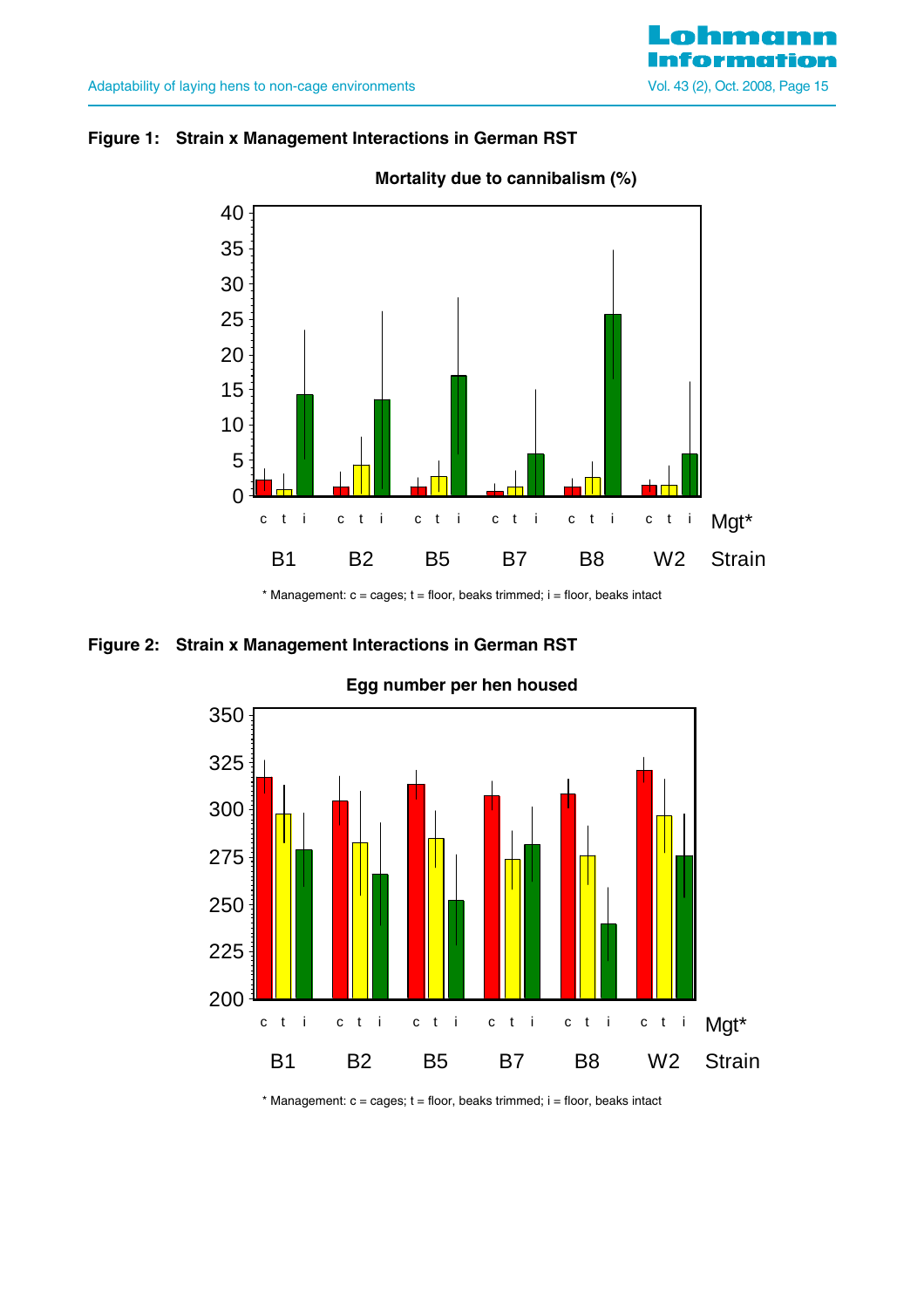**Figure 1: Strain x Management Interactions in German RST**

Mortality due to cannibalism (%)

\* Management: c = cages; t = floor, beaks trimmed; i = floor, beaks intact

**Figure 2: Strain x Management Interactions in German RST**

Egg number per hen housed

\* Management: c = cages; t = floor, beaks trimmed; i = floor, beaks intact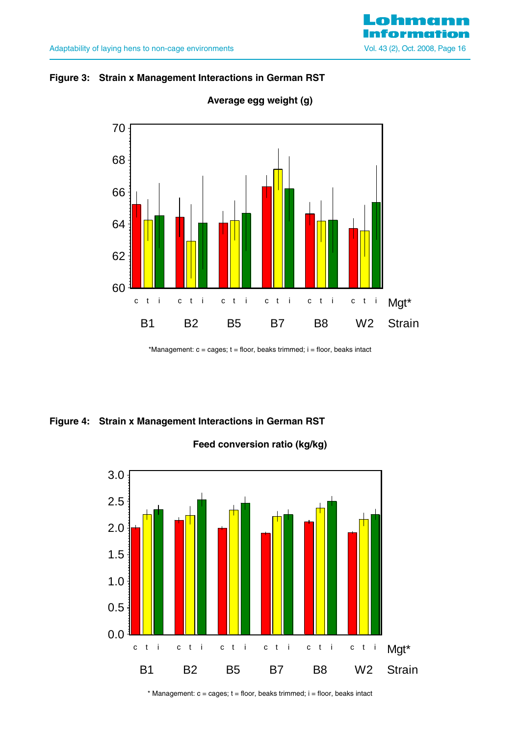**Figure 3: Strain x Management Interactions in German RST**

**Average egg weight (g)**

*Management: c = cages; t = floor, beaks trimmed; i = floor, beaks intact

**Figure 4: Strain x Management Interactions in German RST**

**Feed conversion ratio (kg/kg)**

* Management: c = cages; t = floor, beaks trimmed; i = floor, beaks intact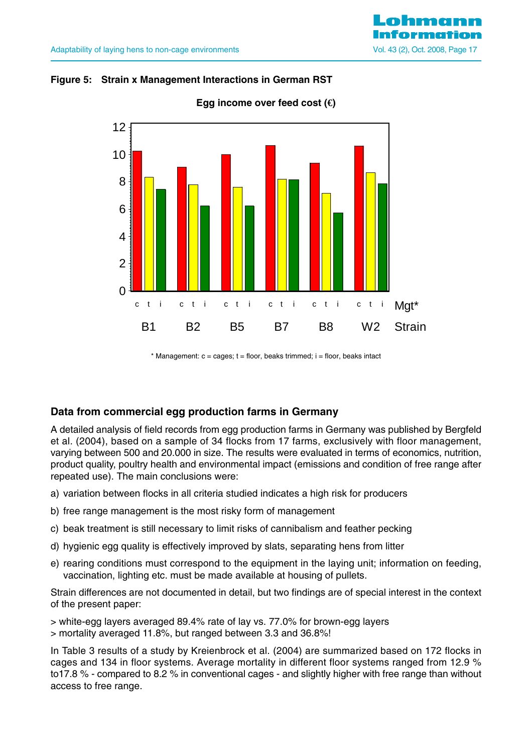**Figure 5: Strain x Management Interactions in German RST**

Egg income over feed cost (€)

\* Management: c = cages; t = floor, beaks trimmed; i = floor, beaks intact

## Data from commercial egg production farms in Germany

A detailed analysis of field records from egg production farms in Germany was published by Bergfeld et al. (2004), based on a sample of 34 flocks from 17 farms, exclusively with floor management, varying between 500 and 20.000 in size. The results were evaluated in terms of economics, nutrition, product quality, poultry health and environmental impact (emissions and condition of free range after repeated use). The main conclusions were:

a) variation between flocks in all criteria studied indicates a high risk for producers

b) free range management is the most risky form of management

c) beak treatment is still necessary to limit risks of cannibalism and feather pecking

d) hygienic egg quality is effectively improved by slats, separating hens from litter

e) rearing conditions must correspond to the equipment in the laying unit; information on feeding, vaccination, lighting etc. must be made available at housing of pullets.

Strain differences are not documented in detail, but two findings are of special interest in the context of the present paper:

> white-egg layers averaged 89.4% rate of lay vs. 77.0% for brown-egg layers
> mortality averaged 11.8%, but ranged between 3.3 and 36.8%!

In Table 3 results of a study by Kreienbrock et al. (2004) are summarized based on 172 flocks in cages and 134 in floor systems. Average mortality in different floor systems ranged from 12.9 % to17.8 % - compared to 8.2 % in conventional cages - and slightly higher with free range than without access to free range.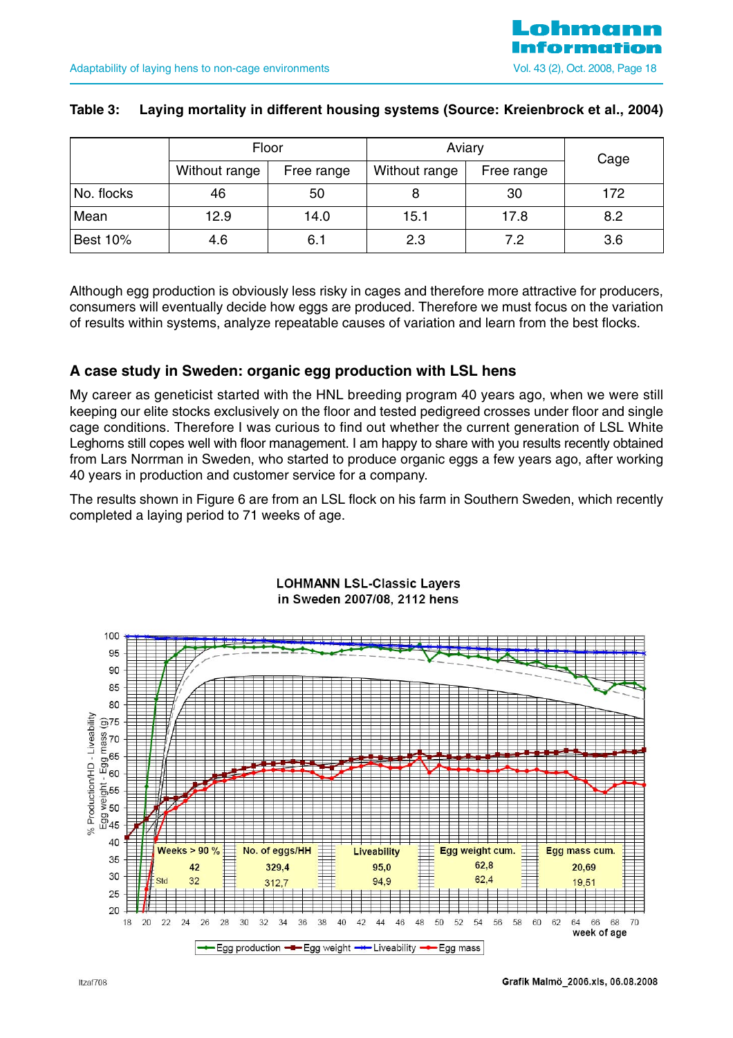**Table 3: Laying mortality in different housing systems (Source: Kreienbrock et al., 2004)**

| | Floor | | Aviary | | Cage |
|---|---|---|---|---|---|
| | Without range | Free range | Without range | Free range | |
| No. flocks | 46 | 50 | 8 | 30 | 172 |
| Mean | 12.9 | 14.0 | 15.1 | 17.8 | 8.2 |
| Best 10% | 4.6 | 6.1 | 2.3 | 7.2 | 3.6 |

Although egg production is obviously less risky in cages and therefore more attractive for producers, consumers will eventually decide how eggs are produced. Therefore we must focus on the variation of results within systems, analyze repeatable causes of variation and learn from the best flocks.

## A case study in Sweden: organic egg production with LSL hens

My career as geneticist started with the HNL breeding program 40 years ago, when we were still keeping our elite stocks exclusively on the floor and tested pedigreed crosses under floor and single cage conditions. Therefore I was curious to find out whether the current generation of LSL White Leghorns still copes well with floor management. I am happy to share with you results recently obtained from Lars Norrman in Sweden, who started to produce organic eggs a few years ago, after working 40 years in production and customer service for a company.

The results shown in Figure 6 are from an LSL flock on his farm in Southern Sweden, which recently completed a laying period to 71 weeks of age.

**LOHMANN LSL-Classic Layers in Sweden 2007/08, 2112 hens**

| | Weeks > 90 % | No. of eggs/HH | Liveability | Egg weight cum. | Egg mass cum. |
|---|---|---|---|---|---|
| | 42 | 329,4 | 95,0 | 62,8 | 20,69 |
| Std | 32 | 312,7 | 94,9 | 62,4 | 19,51 |

Legend: Egg production, Egg weight, Liveability, Egg mass

Y-axis: % Production/HD - Liveability, Egg weight - Egg mass (g); X-axis: week of age

ltzaf708

Grafik Malmö_2006.xls, 06.08.2008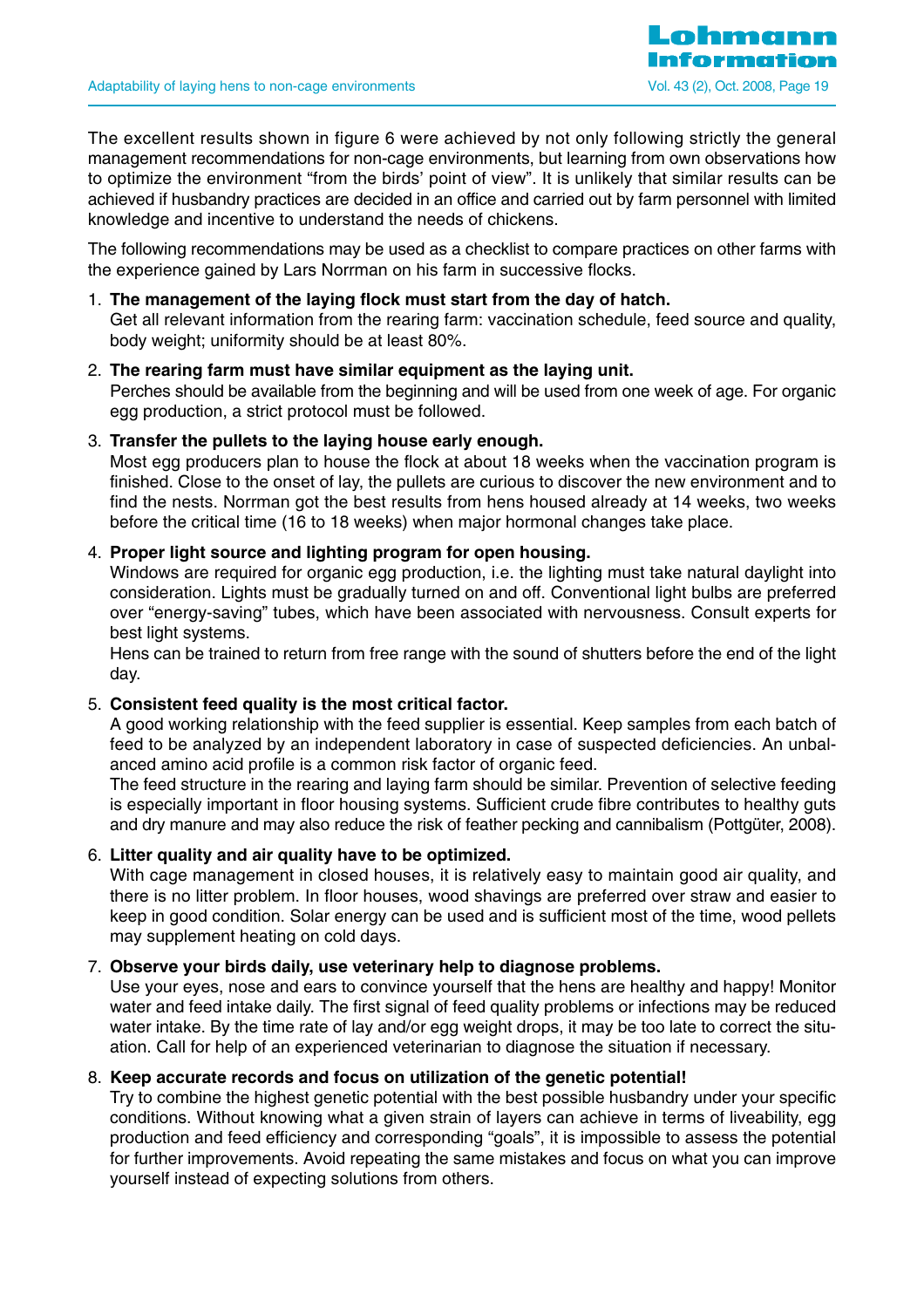The excellent results shown in figure 6 were achieved by not only following strictly the general management recommendations for non-cage environments, but learning from own observations how to optimize the environment "from the birds' point of view". It is unlikely that similar results can be achieved if husbandry practices are decided in an office and carried out by farm personnel with limited knowledge and incentive to understand the needs of chickens.

The following recommendations may be used as a checklist to compare practices on other farms with the experience gained by Lars Norrman on his farm in successive flocks.

1. **The management of the laying flock must start from the day of hatch.**
   Get all relevant information from the rearing farm: vaccination schedule, feed source and quality, body weight; uniformity should be at least 80%.

2. **The rearing farm must have similar equipment as the laying unit.**
   Perches should be available from the beginning and will be used from one week of age. For organic egg production, a strict protocol must be followed.

3. **Transfer the pullets to the laying house early enough.**
   Most egg producers plan to house the flock at about 18 weeks when the vaccination program is finished. Close to the onset of lay, the pullets are curious to discover the new environment and to find the nests. Norrman got the best results from hens housed already at 14 weeks, two weeks before the critical time (16 to 18 weeks) when major hormonal changes take place.

4. **Proper light source and lighting program for open housing.**
   Windows are required for organic egg production, i.e. the lighting must take natural daylight into consideration. Lights must be gradually turned on and off. Conventional light bulbs are preferred over "energy-saving" tubes, which have been associated with nervousness. Consult experts for best light systems.
   Hens can be trained to return from free range with the sound of shutters before the end of the light day.

5. **Consistent feed quality is the most critical factor.**
   A good working relationship with the feed supplier is essential. Keep samples from each batch of feed to be analyzed by an independent laboratory in case of suspected deficiencies. An unbalanced amino acid profile is a common risk factor of organic feed.
   The feed structure in the rearing and laying farm should be similar. Prevention of selective feeding is especially important in floor housing systems. Sufficient crude fibre contributes to healthy guts and dry manure and may also reduce the risk of feather pecking and cannibalism (Pottgüter, 2008).

6. **Litter quality and air quality have to be optimized.**
   With cage management in closed houses, it is relatively easy to maintain good air quality, and there is no litter problem. In floor houses, wood shavings are preferred over straw and easier to keep in good condition. Solar energy can be used and is sufficient most of the time, wood pellets may supplement heating on cold days.

7. **Observe your birds daily, use veterinary help to diagnose problems.**
   Use your eyes, nose and ears to convince yourself that the hens are healthy and happy! Monitor water and feed intake daily. The first signal of feed quality problems or infections may be reduced water intake. By the time rate of lay and/or egg weight drops, it may be too late to correct the situation. Call for help of an experienced veterinarian to diagnose the situation if necessary.

8. **Keep accurate records and focus on utilization of the genetic potential!**
   Try to combine the highest genetic potential with the best possible husbandry under your specific conditions. Without knowing what a given strain of layers can achieve in terms of liveability, egg production and feed efficiency and corresponding "goals", it is impossible to assess the potential for further improvements. Avoid repeating the same mistakes and focus on what you can improve yourself instead of expecting solutions from others.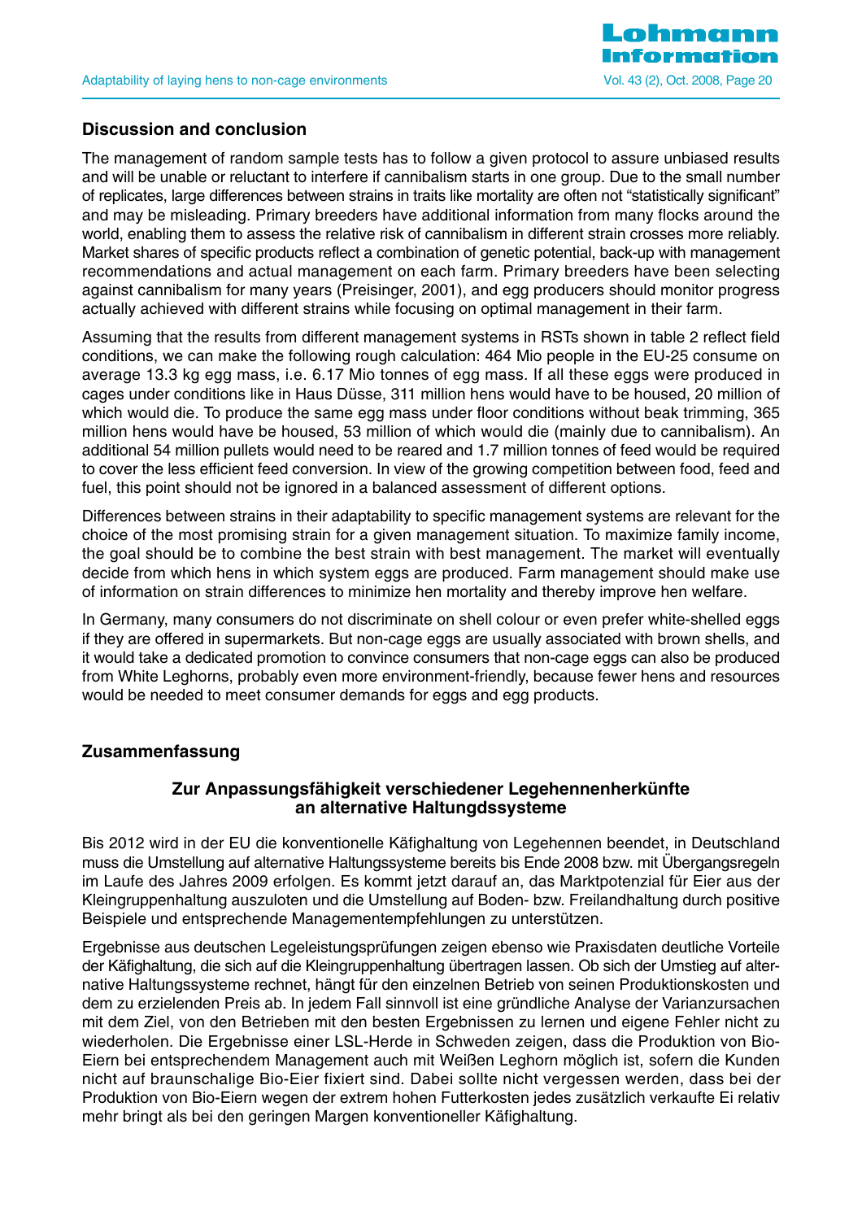## Discussion and conclusion

The management of random sample tests has to follow a given protocol to assure unbiased results and will be unable or reluctant to interfere if cannibalism starts in one group. Due to the small number of replicates, large differences between strains in traits like mortality are often not "statistically significant" and may be misleading. Primary breeders have additional information from many flocks around the world, enabling them to assess the relative risk of cannibalism in different strain crosses more reliably. Market shares of specific products reflect a combination of genetic potential, back-up with management recommendations and actual management on each farm. Primary breeders have been selecting against cannibalism for many years (Preisinger, 2001), and egg producers should monitor progress actually achieved with different strains while focusing on optimal management in their farm.

Assuming that the results from different management systems in RSTs shown in table 2 reflect field conditions, we can make the following rough calculation: 464 Mio people in the EU-25 consume on average 13.3 kg egg mass, i.e. 6.17 Mio tonnes of egg mass. If all these eggs were produced in cages under conditions like in Haus Düsse, 311 million hens would have to be housed, 20 million of which would die. To produce the same egg mass under floor conditions without beak trimming, 365 million hens would have be housed, 53 million of which would die (mainly due to cannibalism). An additional 54 million pullets would need to be reared and 1.7 million tonnes of feed would be required to cover the less efficient feed conversion. In view of the growing competition between food, feed and fuel, this point should not be ignored in a balanced assessment of different options.

Differences between strains in their adaptability to specific management systems are relevant for the choice of the most promising strain for a given management situation. To maximize family income, the goal should be to combine the best strain with best management. The market will eventually decide from which hens in which system eggs are produced. Farm management should make use of information on strain differences to minimize hen mortality and thereby improve hen welfare.

In Germany, many consumers do not discriminate on shell colour or even prefer white-shelled eggs if they are offered in supermarkets. But non-cage eggs are usually associated with brown shells, and it would take a dedicated promotion to convince consumers that non-cage eggs can also be produced from White Leghorns, probably even more environment-friendly, because fewer hens and resources would be needed to meet consumer demands for eggs and egg products.

## Zusammenfassung

### Zur Anpassungsfähigkeit verschiedener Legehennenherkünfte an alternative Haltungdssysteme

Bis 2012 wird in der EU die konventionelle Käfighaltung von Legehennen beendet, in Deutschland muss die Umstellung auf alternative Haltungssysteme bereits bis Ende 2008 bzw. mit Übergangsregeln im Laufe des Jahres 2009 erfolgen. Es kommt jetzt darauf an, das Marktpotenzial für Eier aus der Kleingruppenhaltung auszuloten und die Umstellung auf Boden- bzw. Freilandhaltung durch positive Beispiele und entsprechende Managementempfehlungen zu unterstützen.

Ergebnisse aus deutschen Legeleistungsprüfungen zeigen ebenso wie Praxisdaten deutliche Vorteile der Käfighaltung, die sich auf die Kleingruppenhaltung übertragen lassen. Ob sich der Umstieg auf alternative Haltungssysteme rechnet, hängt für den einzelnen Betrieb von seinen Produktionskosten und dem zu erzielenden Preis ab. In jedem Fall sinnvoll ist eine gründliche Analyse der Varianzursachen mit dem Ziel, von den Betrieben mit den besten Ergebnissen zu lernen und eigene Fehler nicht zu wiederholen. Die Ergebnisse einer LSL-Herde in Schweden zeigen, dass die Produktion von Bio-Eiern bei entsprechendem Management auch mit Weißen Leghorn möglich ist, sofern die Kunden nicht auf braunschalige Bio-Eier fixiert sind. Dabei sollte nicht vergessen werden, dass bei der Produktion von Bio-Eiern wegen der extrem hohen Futterkosten jedes zusätzlich verkaufte Ei relativ mehr bringt als bei den geringen Margen konventioneller Käfighaltung.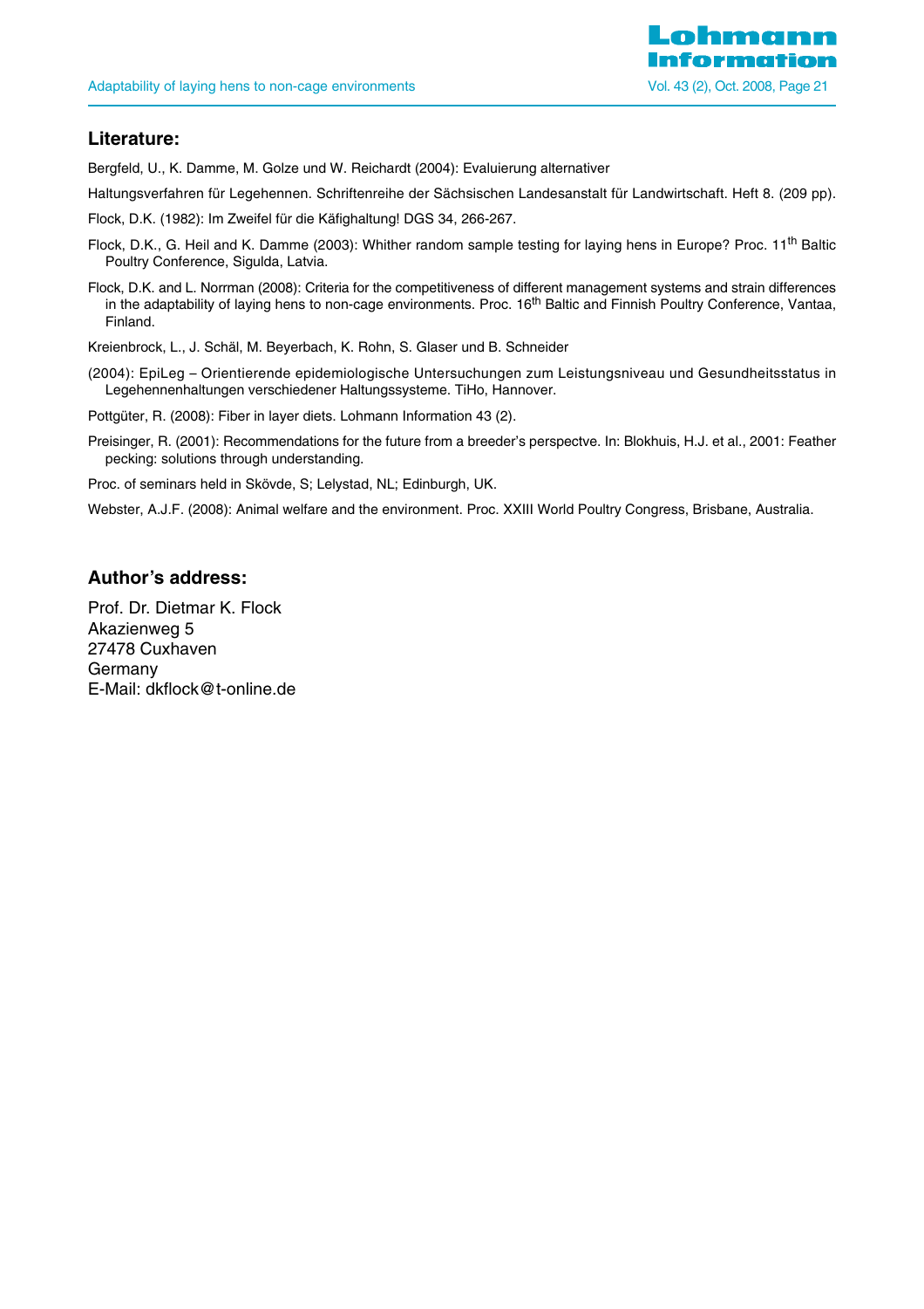## Literature:

Bergfeld, U., K. Damme, M. Golze und W. Reichardt (2004): Evaluierung alternativer

Haltungsverfahren für Legehennen. Schriftenreihe der Sächsischen Landesanstalt für Landwirtschaft. Heft 8. (209 pp).

Flock, D.K. (1982): Im Zweifel für die Käfighaltung! DGS 34, 266-267.

Flock, D.K., G. Heil and K. Damme (2003): Whither random sample testing for laying hens in Europe? Proc. 11th Baltic Poultry Conference, Sigulda, Latvia.

Flock, D.K. and L. Norrman (2008): Criteria for the competitiveness of different management systems and strain differences in the adaptability of laying hens to non-cage environments. Proc. 16th Baltic and Finnish Poultry Conference, Vantaa, Finland.

Kreienbrock, L., J. Schäl, M. Beyerbach, K. Rohn, S. Glaser und B. Schneider

(2004): EpiLeg – Orientierende epidemiologische Untersuchungen zum Leistungsniveau und Gesundheitsstatus in Legehennenhaltungen verschiedener Haltungssysteme. TiHo, Hannover.

Pottgüter, R. (2008): Fiber in layer diets. Lohmann Information 43 (2).

Preisinger, R. (2001): Recommendations for the future from a breeder's perspectve. In: Blokhuis, H.J. et al., 2001: Feather pecking: solutions through understanding.

Proc. of seminars held in Skövde, S; Lelystad, NL; Edinburgh, UK.

Webster, A.J.F. (2008): Animal welfare and the environment. Proc. XXIII World Poultry Congress, Brisbane, Australia.

## Author's address:

Prof. Dr. Dietmar K. Flock  
Akazienweg 5  
27478 Cuxhaven  
Germany  
E-Mail: dkflock@t-online.de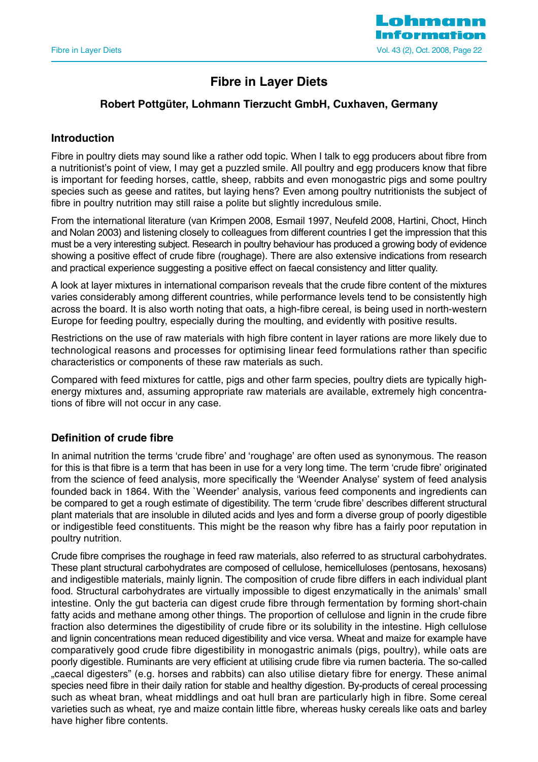# Fibre in Layer Diets

### Robert Pottgüter, Lohmann Tierzucht GmbH, Cuxhaven, Germany

## Introduction

Fibre in poultry diets may sound like a rather odd topic. When I talk to egg producers about fibre from a nutritionist's point of view, I may get a puzzled smile. All poultry and egg producers know that fibre is important for feeding horses, cattle, sheep, rabbits and even monogastric pigs and some poultry species such as geese and ratites, but laying hens? Even among poultry nutritionists the subject of fibre in poultry nutrition may still raise a polite but slightly incredulous smile.

From the international literature (van Krimpen 2008, Esmail 1997, Neufeld 2008, Hartini, Choct, Hinch and Nolan 2003) and listening closely to colleagues from different countries I get the impression that this must be a very interesting subject. Research in poultry behaviour has produced a growing body of evidence showing a positive effect of crude fibre (roughage). There are also extensive indications from research and practical experience suggesting a positive effect on faecal consistency and litter quality.

A look at layer mixtures in international comparison reveals that the crude fibre content of the mixtures varies considerably among different countries, while performance levels tend to be consistently high across the board. It is also worth noting that oats, a high-fibre cereal, is being used in north-western Europe for feeding poultry, especially during the moulting, and evidently with positive results.

Restrictions on the use of raw materials with high fibre content in layer rations are more likely due to technological reasons and processes for optimising linear feed formulations rather than specific characteristics or components of these raw materials as such.

Compared with feed mixtures for cattle, pigs and other farm species, poultry diets are typically high-energy mixtures and, assuming appropriate raw materials are available, extremely high concentrations of fibre will not occur in any case.

## Definition of crude fibre

In animal nutrition the terms 'crude fibre' and 'roughage' are often used as synonymous. The reason for this is that fibre is a term that has been in use for a very long time. The term 'crude fibre' originated from the science of feed analysis, more specifically the 'Weender Analyse' system of feed analysis founded back in 1864. With the `Weender' analysis, various feed components and ingredients can be compared to get a rough estimate of digestibility. The term 'crude fibre' describes different structural plant materials that are insoluble in diluted acids and lyes and form a diverse group of poorly digestible or indigestible feed constituents. This might be the reason why fibre has a fairly poor reputation in poultry nutrition.

Crude fibre comprises the roughage in feed raw materials, also referred to as structural carbohydrates. These plant structural carbohydrates are composed of cellulose, hemicelluloses (pentosans, hexosans) and indigestible materials, mainly lignin. The composition of crude fibre differs in each individual plant food. Structural carbohydrates are virtually impossible to digest enzymatically in the animals' small intestine. Only the gut bacteria can digest crude fibre through fermentation by forming short-chain fatty acids and methane among other things. The proportion of cellulose and lignin in the crude fibre fraction also determines the digestibility of crude fibre or its solubility in the intestine. High cellulose and lignin concentrations mean reduced digestibility and vice versa. Wheat and maize for example have comparatively good crude fibre digestibility in monogastric animals (pigs, poultry), while oats are poorly digestible. Ruminants are very efficient at utilising crude fibre via rumen bacteria. The so-called „caecal digesters" (e.g. horses and rabbits) can also utilise dietary fibre for energy. These animal species need fibre in their daily ration for stable and healthy digestion. By-products of cereal processing such as wheat bran, wheat middlings and oat hull bran are particularly high in fibre. Some cereal varieties such as wheat, rye and maize contain little fibre, whereas husky cereals like oats and barley have higher fibre contents.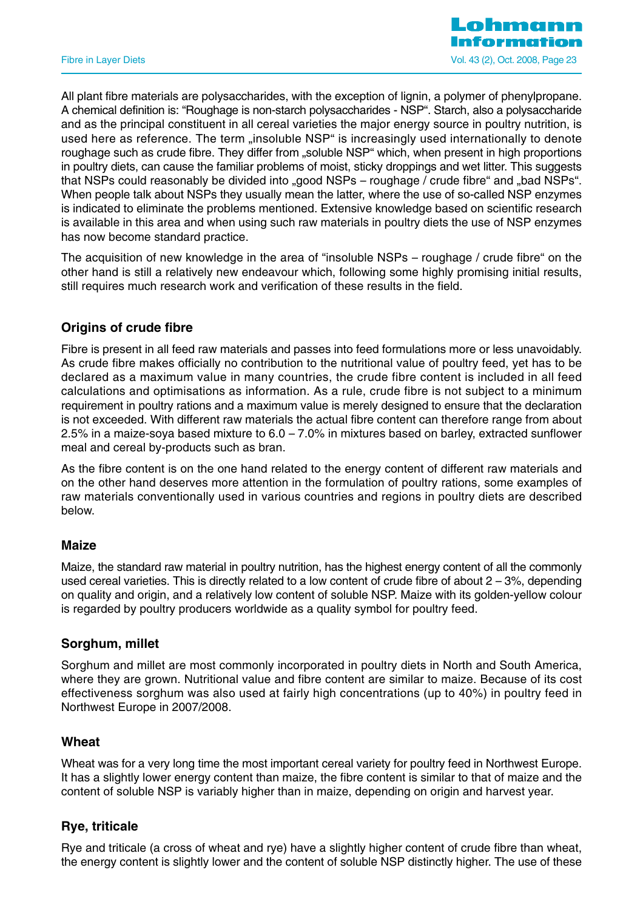All plant fibre materials are polysaccharides, with the exception of lignin, a polymer of phenylpropane. A chemical definition is: "Roughage is non-starch polysaccharides - NSP". Starch, also a polysaccharide and as the principal constituent in all cereal varieties the major energy source in poultry nutrition, is used here as reference. The term „insoluble NSP" is increasingly used internationally to denote roughage such as crude fibre. They differ from „soluble NSP" which, when present in high proportions in poultry diets, can cause the familiar problems of moist, sticky droppings and wet litter. This suggests that NSPs could reasonably be divided into „good NSPs – roughage / crude fibre" and „bad NSPs". When people talk about NSPs they usually mean the latter, where the use of so-called NSP enzymes is indicated to eliminate the problems mentioned. Extensive knowledge based on scientific research is available in this area and when using such raw materials in poultry diets the use of NSP enzymes has now become standard practice.

The acquisition of new knowledge in the area of "insoluble NSPs – roughage / crude fibre" on the other hand is still a relatively new endeavour which, following some highly promising initial results, still requires much research work and verification of these results in the field.

## Origins of crude fibre

Fibre is present in all feed raw materials and passes into feed formulations more or less unavoidably. As crude fibre makes officially no contribution to the nutritional value of poultry feed, yet has to be declared as a maximum value in many countries, the crude fibre content is included in all feed calculations and optimisations as information. As a rule, crude fibre is not subject to a minimum requirement in poultry rations and a maximum value is merely designed to ensure that the declaration is not exceeded. With different raw materials the actual fibre content can therefore range from about 2.5% in a maize-soya based mixture to 6.0 – 7.0% in mixtures based on barley, extracted sunflower meal and cereal by-products such as bran.

As the fibre content is on the one hand related to the energy content of different raw materials and on the other hand deserves more attention in the formulation of poultry rations, some examples of raw materials conventionally used in various countries and regions in poultry diets are described below.

### Maize

Maize, the standard raw material in poultry nutrition, has the highest energy content of all the commonly used cereal varieties. This is directly related to a low content of crude fibre of about 2 – 3%, depending on quality and origin, and a relatively low content of soluble NSP. Maize with its golden-yellow colour is regarded by poultry producers worldwide as a quality symbol for poultry feed.

### Sorghum, millet

Sorghum and millet are most commonly incorporated in poultry diets in North and South America, where they are grown. Nutritional value and fibre content are similar to maize. Because of its cost effectiveness sorghum was also used at fairly high concentrations (up to 40%) in poultry feed in Northwest Europe in 2007/2008.

### Wheat

Wheat was for a very long time the most important cereal variety for poultry feed in Northwest Europe. It has a slightly lower energy content than maize, the fibre content is similar to that of maize and the content of soluble NSP is variably higher than in maize, depending on origin and harvest year.

### Rye, triticale

Rye and triticale (a cross of wheat and rye) have a slightly higher content of crude fibre than wheat, the energy content is slightly lower and the content of soluble NSP distinctly higher. The use of these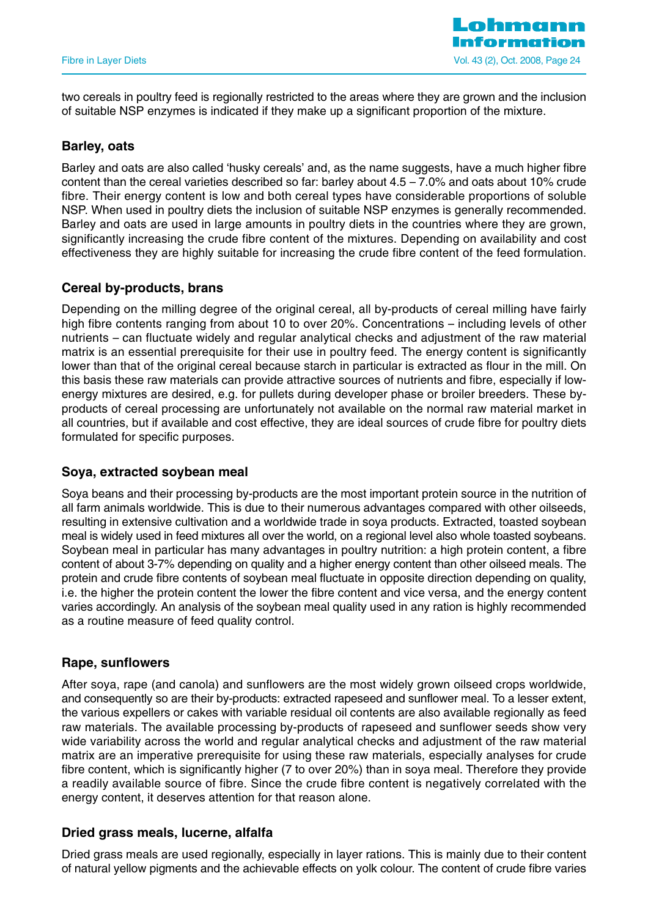two cereals in poultry feed is regionally restricted to the areas where they are grown and the inclusion of suitable NSP enzymes is indicated if they make up a significant proportion of the mixture.

### Barley, oats

Barley and oats are also called 'husky cereals' and, as the name suggests, have a much higher fibre content than the cereal varieties described so far: barley about 4.5 – 7.0% and oats about 10% crude fibre. Their energy content is low and both cereal types have considerable proportions of soluble NSP. When used in poultry diets the inclusion of suitable NSP enzymes is generally recommended. Barley and oats are used in large amounts in poultry diets in the countries where they are grown, significantly increasing the crude fibre content of the mixtures. Depending on availability and cost effectiveness they are highly suitable for increasing the crude fibre content of the feed formulation.

### Cereal by-products, brans

Depending on the milling degree of the original cereal, all by-products of cereal milling have fairly high fibre contents ranging from about 10 to over 20%. Concentrations – including levels of other nutrients – can fluctuate widely and regular analytical checks and adjustment of the raw material matrix is an essential prerequisite for their use in poultry feed. The energy content is significantly lower than that of the original cereal because starch in particular is extracted as flour in the mill. On this basis these raw materials can provide attractive sources of nutrients and fibre, especially if low-energy mixtures are desired, e.g. for pullets during developer phase or broiler breeders. These by-products of cereal processing are unfortunately not available on the normal raw material market in all countries, but if available and cost effective, they are ideal sources of crude fibre for poultry diets formulated for specific purposes.

### Soya, extracted soybean meal

Soya beans and their processing by-products are the most important protein source in the nutrition of all farm animals worldwide. This is due to their numerous advantages compared with other oilseeds, resulting in extensive cultivation and a worldwide trade in soya products. Extracted, toasted soybean meal is widely used in feed mixtures all over the world, on a regional level also whole toasted soybeans. Soybean meal in particular has many advantages in poultry nutrition: a high protein content, a fibre content of about 3-7% depending on quality and a higher energy content than other oilseed meals. The protein and crude fibre contents of soybean meal fluctuate in opposite direction depending on quality, i.e. the higher the protein content the lower the fibre content and vice versa, and the energy content varies accordingly. An analysis of the soybean meal quality used in any ration is highly recommended as a routine measure of feed quality control.

### Rape, sunflowers

After soya, rape (and canola) and sunflowers are the most widely grown oilseed crops worldwide, and consequently so are their by-products: extracted rapeseed and sunflower meal. To a lesser extent, the various expellers or cakes with variable residual oil contents are also available regionally as feed raw materials. The available processing by-products of rapeseed and sunflower seeds show very wide variability across the world and regular analytical checks and adjustment of the raw material matrix are an imperative prerequisite for using these raw materials, especially analyses for crude fibre content, which is significantly higher (7 to over 20%) than in soya meal. Therefore they provide a readily available source of fibre. Since the crude fibre content is negatively correlated with the energy content, it deserves attention for that reason alone.

### Dried grass meals, lucerne, alfalfa

Dried grass meals are used regionally, especially in layer rations. This is mainly due to their content of natural yellow pigments and the achievable effects on yolk colour. The content of crude fibre varies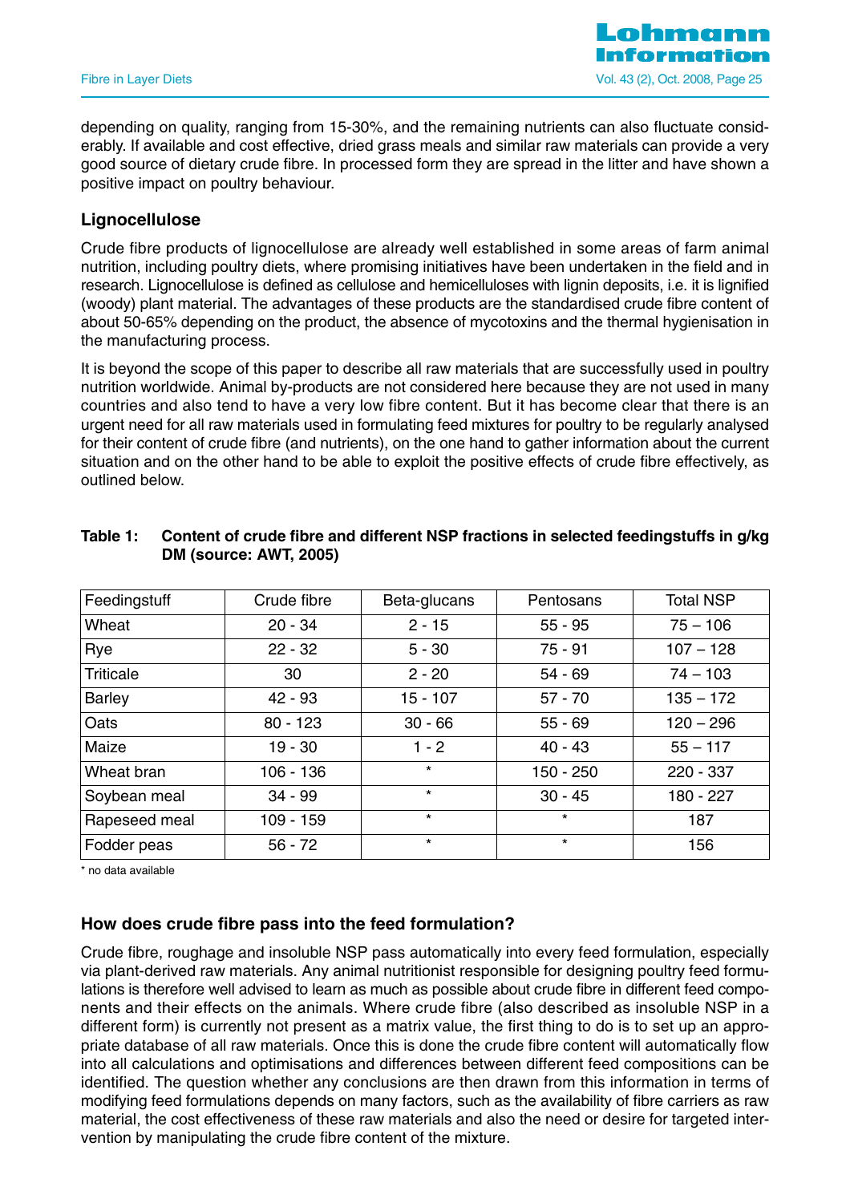depending on quality, ranging from 15-30%, and the remaining nutrients can also fluctuate considerably. If available and cost effective, dried grass meals and similar raw materials can provide a very good source of dietary crude fibre. In processed form they are spread in the litter and have shown a positive impact on poultry behaviour.

### Lignocellulose

Crude fibre products of lignocellulose are already well established in some areas of farm animal nutrition, including poultry diets, where promising initiatives have been undertaken in the field and in research. Lignocellulose is defined as cellulose and hemicelluloses with lignin deposits, i.e. it is lignified (woody) plant material. The advantages of these products are the standardised crude fibre content of about 50-65% depending on the product, the absence of mycotoxins and the thermal hygienisation in the manufacturing process.

It is beyond the scope of this paper to describe all raw materials that are successfully used in poultry nutrition worldwide. Animal by-products are not considered here because they are not used in many countries and also tend to have a very low fibre content. But it has become clear that there is an urgent need for all raw materials used in formulating feed mixtures for poultry to be regularly analysed for their content of crude fibre (and nutrients), on the one hand to gather information about the current situation and on the other hand to be able to exploit the positive effects of crude fibre effectively, as outlined below.

**Table 1: Content of crude fibre and different NSP fractions in selected feedingstuffs in g/kg DM (source: AWT, 2005)**

| Feedingstuff | Crude fibre | Beta-glucans | Pentosans | Total NSP |
|---|---|---|---|---|
| Wheat | 20 - 34 | 2 - 15 | 55 - 95 | 75 – 106 |
| Rye | 22 - 32 | 5 - 30 | 75 - 91 | 107 – 128 |
| Triticale | 30 | 2 - 20 | 54 - 69 | 74 – 103 |
| Barley | 42 - 93 | 15 - 107 | 57 - 70 | 135 – 172 |
| Oats | 80 - 123 | 30 - 66 | 55 - 69 | 120 – 296 |
| Maize | 19 - 30 | 1 - 2 | 40 - 43 | 55 – 117 |
| Wheat bran | 106 - 136 | * | 150 - 250 | 220 - 337 |
| Soybean meal | 34 - 99 | * | 30 - 45 | 180 - 227 |
| Rapeseed meal | 109 - 159 | * | * | 187 |
| Fodder peas | 56 - 72 | * | * | 156 |

\* no data available

### How does crude fibre pass into the feed formulation?

Crude fibre, roughage and insoluble NSP pass automatically into every feed formulation, especially via plant-derived raw materials. Any animal nutritionist responsible for designing poultry feed formulations is therefore well advised to learn as much as possible about crude fibre in different feed components and their effects on the animals. Where crude fibre (also described as insoluble NSP in a different form) is currently not present as a matrix value, the first thing to do is to set up an appropriate database of all raw materials. Once this is done the crude fibre content will automatically flow into all calculations and optimisations and differences between different feed compositions can be identified. The question whether any conclusions are then drawn from this information in terms of modifying feed formulations depends on many factors, such as the availability of fibre carriers as raw material, the cost effectiveness of these raw materials and also the need or desire for targeted intervention by manipulating the crude fibre content of the mixture.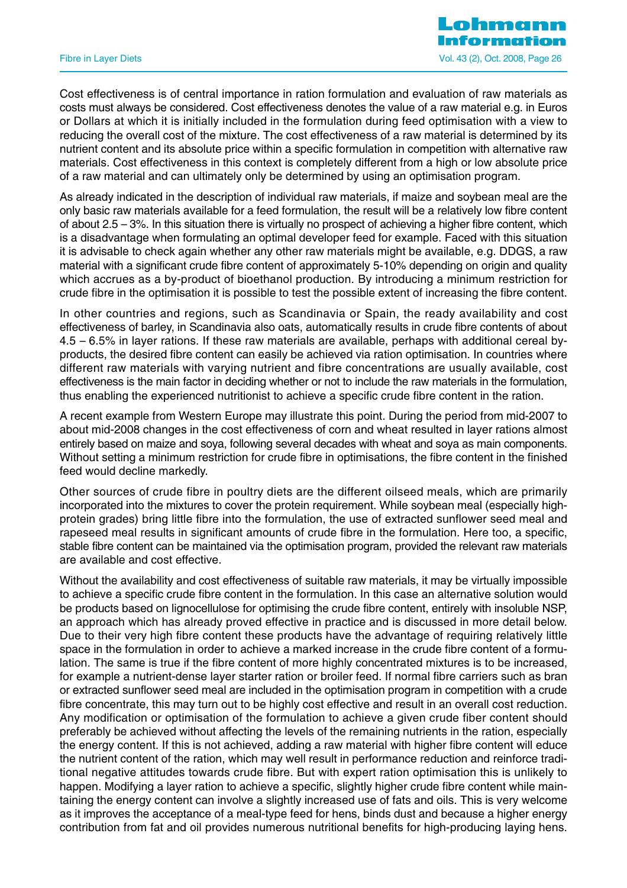Cost effectiveness is of central importance in ration formulation and evaluation of raw materials as costs must always be considered. Cost effectiveness denotes the value of a raw material e.g. in Euros or Dollars at which it is initially included in the formulation during feed optimisation with a view to reducing the overall cost of the mixture. The cost effectiveness of a raw material is determined by its nutrient content and its absolute price within a specific formulation in competition with alternative raw materials. Cost effectiveness in this context is completely different from a high or low absolute price of a raw material and can ultimately only be determined by using an optimisation program.

As already indicated in the description of individual raw materials, if maize and soybean meal are the only basic raw materials available for a feed formulation, the result will be a relatively low fibre content of about 2.5 – 3%. In this situation there is virtually no prospect of achieving a higher fibre content, which is a disadvantage when formulating an optimal developer feed for example. Faced with this situation it is advisable to check again whether any other raw materials might be available, e.g. DDGS, a raw material with a significant crude fibre content of approximately 5-10% depending on origin and quality which accrues as a by-product of bioethanol production. By introducing a minimum restriction for crude fibre in the optimisation it is possible to test the possible extent of increasing the fibre content.

In other countries and regions, such as Scandinavia or Spain, the ready availability and cost effectiveness of barley, in Scandinavia also oats, automatically results in crude fibre contents of about 4.5 – 6.5% in layer rations. If these raw materials are available, perhaps with additional cereal by-products, the desired fibre content can easily be achieved via ration optimisation. In countries where different raw materials with varying nutrient and fibre concentrations are usually available, cost effectiveness is the main factor in deciding whether or not to include the raw materials in the formulation, thus enabling the experienced nutritionist to achieve a specific crude fibre content in the ration.

A recent example from Western Europe may illustrate this point. During the period from mid-2007 to about mid-2008 changes in the cost effectiveness of corn and wheat resulted in layer rations almost entirely based on maize and soya, following several decades with wheat and soya as main components. Without setting a minimum restriction for crude fibre in optimisations, the fibre content in the finished feed would decline markedly.

Other sources of crude fibre in poultry diets are the different oilseed meals, which are primarily incorporated into the mixtures to cover the protein requirement. While soybean meal (especially high-protein grades) bring little fibre into the formulation, the use of extracted sunflower seed meal and rapeseed meal results in significant amounts of crude fibre in the formulation. Here too, a specific, stable fibre content can be maintained via the optimisation program, provided the relevant raw materials are available and cost effective.

Without the availability and cost effectiveness of suitable raw materials, it may be virtually impossible to achieve a specific crude fibre content in the formulation. In this case an alternative solution would be products based on lignocellulose for optimising the crude fibre content, entirely with insoluble NSP, an approach which has already proved effective in practice and is discussed in more detail below. Due to their very high fibre content these products have the advantage of requiring relatively little space in the formulation in order to achieve a marked increase in the crude fibre content of a formulation. The same is true if the fibre content of more highly concentrated mixtures is to be increased, for example a nutrient-dense layer starter ration or broiler feed. If normal fibre carriers such as bran or extracted sunflower seed meal are included in the optimisation program in competition with a crude fibre concentrate, this may turn out to be highly cost effective and result in an overall cost reduction. Any modification or optimisation of the formulation to achieve a given crude fiber content should preferably be achieved without affecting the levels of the remaining nutrients in the ration, especially the energy content. If this is not achieved, adding a raw material with higher fibre content will educe the nutrient content of the ration, which may well result in performance reduction and reinforce traditional negative attitudes towards crude fibre. But with expert ration optimisation this is unlikely to happen. Modifying a layer ration to achieve a specific, slightly higher crude fibre content while maintaining the energy content can involve a slightly increased use of fats and oils. This is very welcome as it improves the acceptance of a meal-type feed for hens, binds dust and because a higher energy contribution from fat and oil provides numerous nutritional benefits for high-producing laying hens.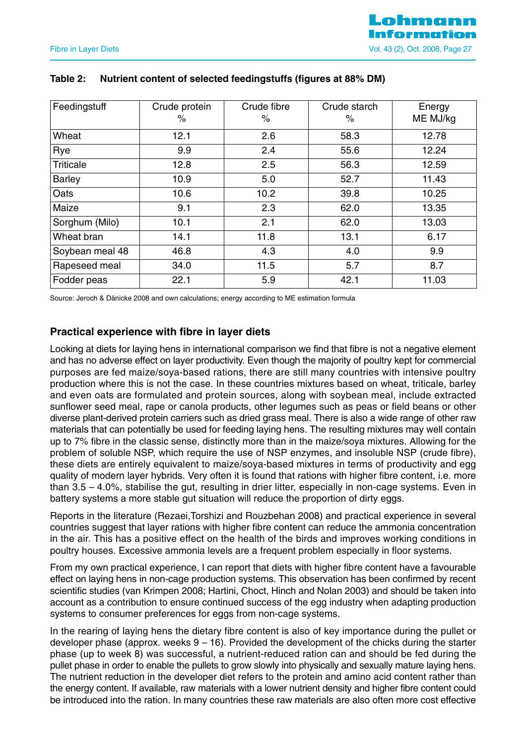**Table 2: Nutrient content of selected feedingstuffs (figures at 88% DM)**

| Feedingstuff | Crude protein % | Crude fibre % | Crude starch % | Energy ME MJ/kg |
|---|---|---|---|---|
| Wheat | 12.1 | 2.6 | 58.3 | 12.78 |
| Rye | 9.9 | 2.4 | 55.6 | 12.24 |
| Triticale | 12.8 | 2.5 | 56.3 | 12.59 |
| Barley | 10.9 | 5.0 | 52.7 | 11.43 |
| Oats | 10.6 | 10.2 | 39.8 | 10.25 |
| Maize | 9.1 | 2.3 | 62.0 | 13.35 |
| Sorghum (Milo) | 10.1 | 2.1 | 62.0 | 13.03 |
| Wheat bran | 14.1 | 11.8 | 13.1 | 6.17 |
| Soybean meal 48 | 46.8 | 4.3 | 4.0 | 9.9 |
| Rapeseed meal | 34.0 | 11.5 | 5.7 | 8.7 |
| Fodder peas | 22.1 | 5.9 | 42.1 | 11.03 |

Source: Jeroch & Dänicke 2008 and own calculations; energy according to ME estimation formula

## Practical experience with fibre in layer diets

Looking at diets for laying hens in international comparison we find that fibre is not a negative element and has no adverse effect on layer productivity. Even though the majority of poultry kept for commercial purposes are fed maize/soya-based rations, there are still many countries with intensive poultry production where this is not the case. In these countries mixtures based on wheat, triticale, barley and even oats are formulated and protein sources, along with soybean meal, include extracted sunflower seed meal, rape or canola products, other legumes such as peas or field beans or other diverse plant-derived protein carriers such as dried grass meal. There is also a wide range of other raw materials that can potentially be used for feeding laying hens. The resulting mixtures may well contain up to 7% fibre in the classic sense, distinctly more than in the maize/soya mixtures. Allowing for the problem of soluble NSP, which require the use of NSP enzymes, and insoluble NSP (crude fibre), these diets are entirely equivalent to maize/soya-based mixtures in terms of productivity and egg quality of modern layer hybrids. Very often it is found that rations with higher fibre content, i.e. more than 3.5 – 4.0%, stabilise the gut, resulting in drier litter, especially in non-cage systems. Even in battery systems a more stable gut situation will reduce the proportion of dirty eggs.

Reports in the literature (Rezaei,Torshizi and Rouzbehan 2008) and practical experience in several countries suggest that layer rations with higher fibre content can reduce the ammonia concentration in the air. This has a positive effect on the health of the birds and improves working conditions in poultry houses. Excessive ammonia levels are a frequent problem especially in floor systems.

From my own practical experience, I can report that diets with higher fibre content have a favourable effect on laying hens in non-cage production systems. This observation has been confirmed by recent scientific studies (van Krimpen 2008; Hartini, Choct, Hinch and Nolan 2003) and should be taken into account as a contribution to ensure continued success of the egg industry when adapting production systems to consumer preferences for eggs from non-cage systems.

In the rearing of laying hens the dietary fibre content is also of key importance during the pullet or developer phase (approx. weeks 9 – 16). Provided the development of the chicks during the starter phase (up to week 8) was successful, a nutrient-reduced ration can and should be fed during the pullet phase in order to enable the pullets to grow slowly into physically and sexually mature laying hens. The nutrient reduction in the developer diet refers to the protein and amino acid content rather than the energy content. If available, raw materials with a lower nutrient density and higher fibre content could be introduced into the ration. In many countries these raw materials are also often more cost effective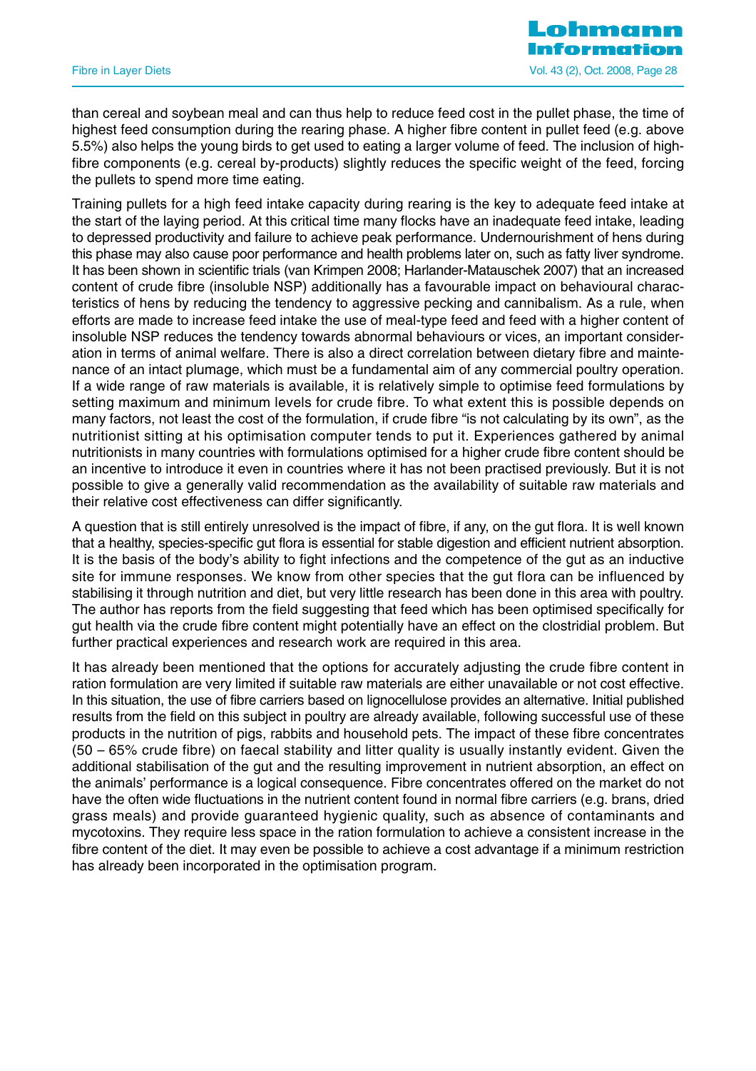than cereal and soybean meal and can thus help to reduce feed cost in the pullet phase, the time of highest feed consumption during the rearing phase. A higher fibre content in pullet feed (e.g. above 5.5%) also helps the young birds to get used to eating a larger volume of feed. The inclusion of high-fibre components (e.g. cereal by-products) slightly reduces the specific weight of the feed, forcing the pullets to spend more time eating.

Training pullets for a high feed intake capacity during rearing is the key to adequate feed intake at the start of the laying period. At this critical time many flocks have an inadequate feed intake, leading to depressed productivity and failure to achieve peak performance. Undernourishment of hens during this phase may also cause poor performance and health problems later on, such as fatty liver syndrome. It has been shown in scientific trials (van Krimpen 2008; Harlander-Matauschek 2007) that an increased content of crude fibre (insoluble NSP) additionally has a favourable impact on behavioural characteristics of hens by reducing the tendency to aggressive pecking and cannibalism. As a rule, when efforts are made to increase feed intake the use of meal-type feed and feed with a higher content of insoluble NSP reduces the tendency towards abnormal behaviours or vices, an important consideration in terms of animal welfare. There is also a direct correlation between dietary fibre and maintenance of an intact plumage, which must be a fundamental aim of any commercial poultry operation. If a wide range of raw materials is available, it is relatively simple to optimise feed formulations by setting maximum and minimum levels for crude fibre. To what extent this is possible depends on many factors, not least the cost of the formulation, if crude fibre "is not calculating by its own", as the nutritionist sitting at his optimisation computer tends to put it. Experiences gathered by animal nutritionists in many countries with formulations optimised for a higher crude fibre content should be an incentive to introduce it even in countries where it has not been practised previously. But it is not possible to give a generally valid recommendation as the availability of suitable raw materials and their relative cost effectiveness can differ significantly.

A question that is still entirely unresolved is the impact of fibre, if any, on the gut flora. It is well known that a healthy, species-specific gut flora is essential for stable digestion and efficient nutrient absorption. It is the basis of the body's ability to fight infections and the competence of the gut as an inductive site for immune responses. We know from other species that the gut flora can be influenced by stabilising it through nutrition and diet, but very little research has been done in this area with poultry. The author has reports from the field suggesting that feed which has been optimised specifically for gut health via the crude fibre content might potentially have an effect on the clostridial problem. But further practical experiences and research work are required in this area.

It has already been mentioned that the options for accurately adjusting the crude fibre content in ration formulation are very limited if suitable raw materials are either unavailable or not cost effective. In this situation, the use of fibre carriers based on lignocellulose provides an alternative. Initial published results from the field on this subject in poultry are already available, following successful use of these products in the nutrition of pigs, rabbits and household pets. The impact of these fibre concentrates (50 – 65% crude fibre) on faecal stability and litter quality is usually instantly evident. Given the additional stabilisation of the gut and the resulting improvement in nutrient absorption, an effect on the animals' performance is a logical consequence. Fibre concentrates offered on the market do not have the often wide fluctuations in the nutrient content found in normal fibre carriers (e.g. brans, dried grass meals) and provide guaranteed hygienic quality, such as absence of contaminants and mycotoxins. They require less space in the ration formulation to achieve a consistent increase in the fibre content of the diet. It may even be possible to achieve a cost advantage if a minimum restriction has already been incorporated in the optimisation program.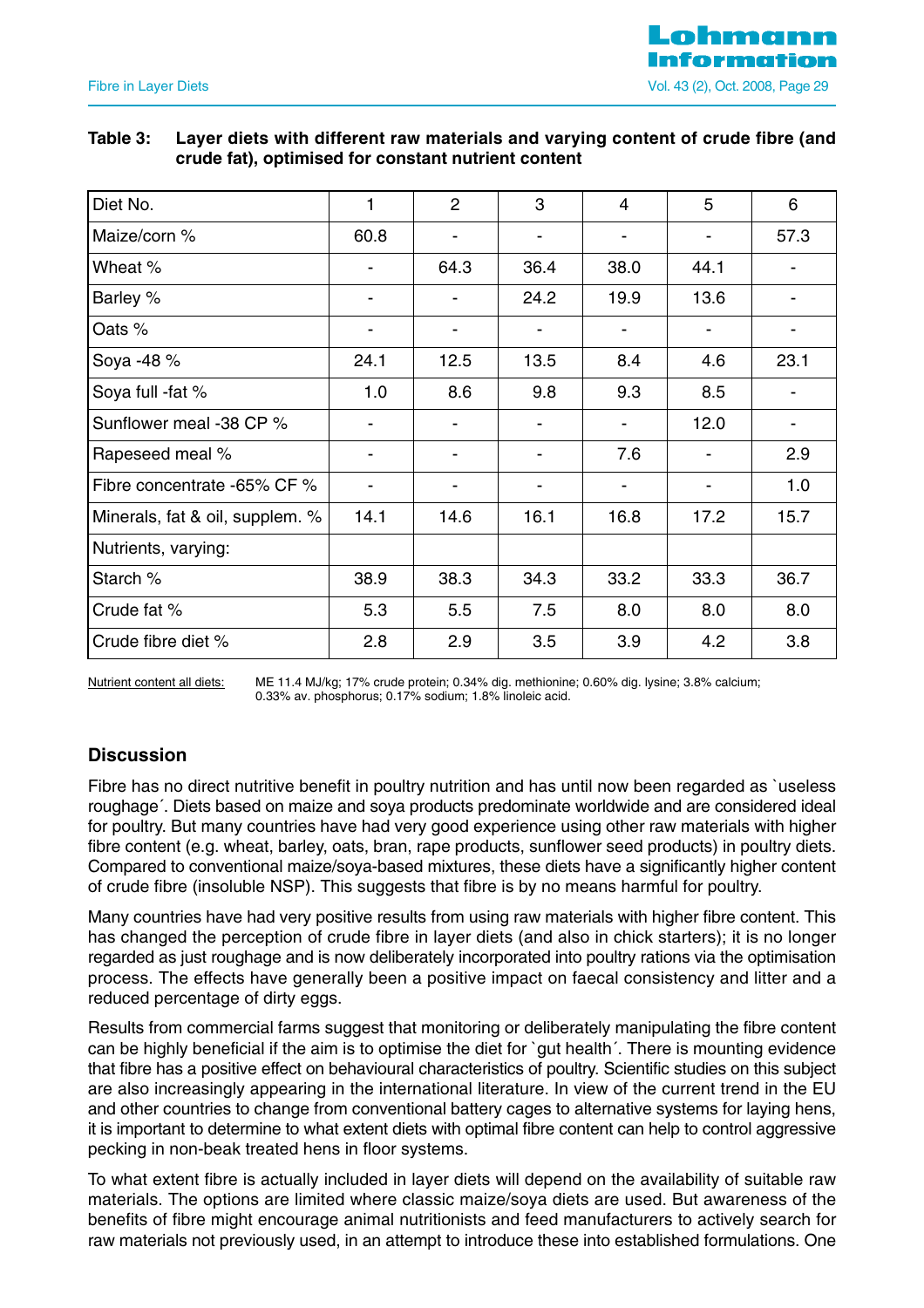**Table 3: Layer diets with different raw materials and varying content of crude fibre (and crude fat), optimised for constant nutrient content**

| Diet No. | 1 | 2 | 3 | 4 | 5 | 6 |
|---|---|---|---|---|---|---|
| Maize/corn % | 60.8 | - | - | - | - | 57.3 |
| Wheat % | - | 64.3 | 36.4 | 38.0 | 44.1 | - |
| Barley % | - | - | 24.2 | 19.9 | 13.6 | - |
| Oats % | - | - | - | - | - | - |
| Soya -48 % | 24.1 | 12.5 | 13.5 | 8.4 | 4.6 | 23.1 |
| Soya full -fat % | 1.0 | 8.6 | 9.8 | 9.3 | 8.5 | - |
| Sunflower meal -38 CP % | - | - | - | - | 12.0 | - |
| Rapeseed meal % | - | - | - | 7.6 | - | 2.9 |
| Fibre concentrate -65% CF % | - | - | - | - | - | 1.0 |
| Minerals, fat & oil, supplem. % | 14.1 | 14.6 | 16.1 | 16.8 | 17.2 | 15.7 |
| Nutrients, varying: | | | | | | |
| Starch % | 38.9 | 38.3 | 34.3 | 33.2 | 33.3 | 36.7 |
| Crude fat % | 5.3 | 5.5 | 7.5 | 8.0 | 8.0 | 8.0 |
| Crude fibre diet % | 2.8 | 2.9 | 3.5 | 3.9 | 4.2 | 3.8 |

Nutrient content all diets: ME 11.4 MJ/kg; 17% crude protein; 0.34% dig. methionine; 0.60% dig. lysine; 3.8% calcium; 0.33% av. phosphorus; 0.17% sodium; 1.8% linoleic acid.

## Discussion

Fibre has no direct nutritive benefit in poultry nutrition and has until now been regarded as `useless roughage´. Diets based on maize and soya products predominate worldwide and are considered ideal for poultry. But many countries have had very good experience using other raw materials with higher fibre content (e.g. wheat, barley, oats, bran, rape products, sunflower seed products) in poultry diets. Compared to conventional maize/soya-based mixtures, these diets have a significantly higher content of crude fibre (insoluble NSP). This suggests that fibre is by no means harmful for poultry.

Many countries have had very positive results from using raw materials with higher fibre content. This has changed the perception of crude fibre in layer diets (and also in chick starters); it is no longer regarded as just roughage and is now deliberately incorporated into poultry rations via the optimisation process. The effects have generally been a positive impact on faecal consistency and litter and a reduced percentage of dirty eggs.

Results from commercial farms suggest that monitoring or deliberately manipulating the fibre content can be highly beneficial if the aim is to optimise the diet for `gut health´. There is mounting evidence that fibre has a positive effect on behavioural characteristics of poultry. Scientific studies on this subject are also increasingly appearing in the international literature. In view of the current trend in the EU and other countries to change from conventional battery cages to alternative systems for laying hens, it is important to determine to what extent diets with optimal fibre content can help to control aggressive pecking in non-beak treated hens in floor systems.

To what extent fibre is actually included in layer diets will depend on the availability of suitable raw materials. The options are limited where classic maize/soya diets are used. But awareness of the benefits of fibre might encourage animal nutritionists and feed manufacturers to actively search for raw materials not previously used, in an attempt to introduce these into established formulations. One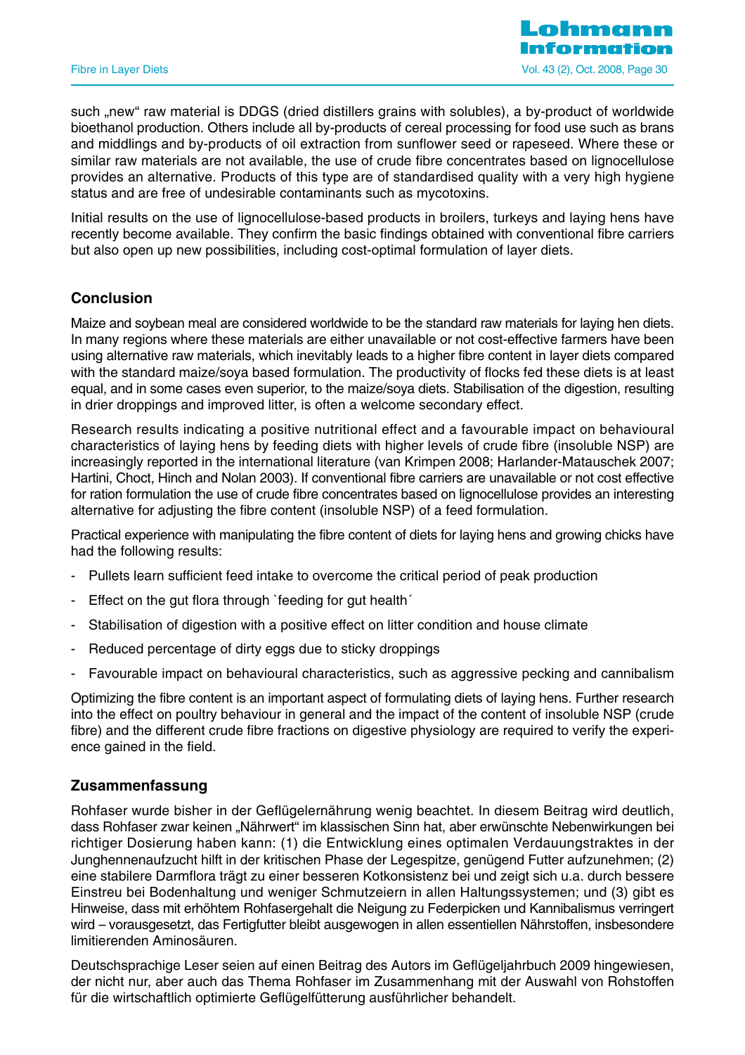such „new“ raw material is DDGS (dried distillers grains with solubles), a by-product of worldwide bioethanol production. Others include all by-products of cereal processing for food use such as brans and middlings and by-products of oil extraction from sunflower seed or rapeseed. Where these or similar raw materials are not available, the use of crude fibre concentrates based on lignocellulose provides an alternative. Products of this type are of standardised quality with a very high hygiene status and are free of undesirable contaminants such as mycotoxins.

Initial results on the use of lignocellulose-based products in broilers, turkeys and laying hens have recently become available. They confirm the basic findings obtained with conventional fibre carriers but also open up new possibilities, including cost-optimal formulation of layer diets.

## Conclusion

Maize and soybean meal are considered worldwide to be the standard raw materials for laying hen diets. In many regions where these materials are either unavailable or not cost-effective farmers have been using alternative raw materials, which inevitably leads to a higher fibre content in layer diets compared with the standard maize/soya based formulation. The productivity of flocks fed these diets is at least equal, and in some cases even superior, to the maize/soya diets. Stabilisation of the digestion, resulting in drier droppings and improved litter, is often a welcome secondary effect.

Research results indicating a positive nutritional effect and a favourable impact on behavioural characteristics of laying hens by feeding diets with higher levels of crude fibre (insoluble NSP) are increasingly reported in the international literature (van Krimpen 2008; Harlander-Matauschek 2007; Hartini, Choct, Hinch and Nolan 2003). If conventional fibre carriers are unavailable or not cost effective for ration formulation the use of crude fibre concentrates based on lignocellulose provides an interesting alternative for adjusting the fibre content (insoluble NSP) of a feed formulation.

Practical experience with manipulating the fibre content of diets for laying hens and growing chicks have had the following results:

- Pullets learn sufficient feed intake to overcome the critical period of peak production
- Effect on the gut flora through `feeding for gut health´
- Stabilisation of digestion with a positive effect on litter condition and house climate
- Reduced percentage of dirty eggs due to sticky droppings
- Favourable impact on behavioural characteristics, such as aggressive pecking and cannibalism

Optimizing the fibre content is an important aspect of formulating diets of laying hens. Further research into the effect on poultry behaviour in general and the impact of the content of insoluble NSP (crude fibre) and the different crude fibre fractions on digestive physiology are required to verify the experience gained in the field.

## Zusammenfassung

Rohfaser wurde bisher in der Geflügelernährung wenig beachtet. In diesem Beitrag wird deutlich, dass Rohfaser zwar keinen „Nährwert“ im klassischen Sinn hat, aber erwünschte Nebenwirkungen bei richtiger Dosierung haben kann: (1) die Entwicklung eines optimalen Verdauungstraktes in der Junghennenaufzucht hilft in der kritischen Phase der Legespitze, genügend Futter aufzunehmen; (2) eine stabilere Darmflora trägt zu einer besseren Kotkonsistenz bei und zeigt sich u.a. durch bessere Einstreu bei Bodenhaltung und weniger Schmutzeiern in allen Haltungssystemen; und (3) gibt es Hinweise, dass mit erhöhtem Rohfasergehalt die Neigung zu Federpicken und Kannibalismus verringert wird – vorausgesetzt, das Fertigfutter bleibt ausgewogen in allen essentiellen Nährstoffen, insbesondere limitierenden Aminosäuren.

Deutschsprachige Leser seien auf einen Beitrag des Autors im Geflügeljahrbuch 2009 hingewiesen, der nicht nur, aber auch das Thema Rohfaser im Zusammenhang mit der Auswahl von Rohstoffen für die wirtschaftlich optimierte Geflügelfütterung ausführlicher behandelt.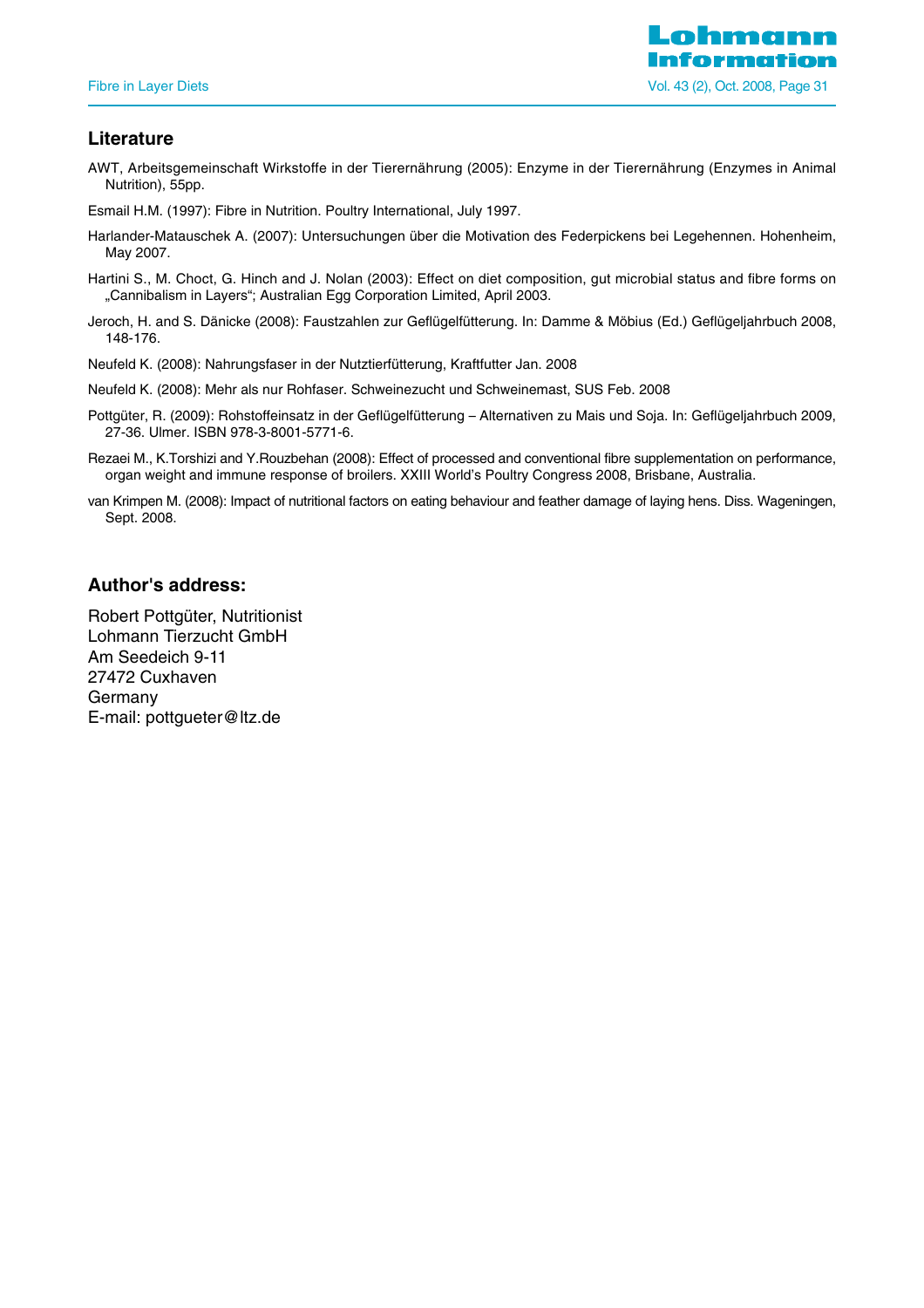## Literature

AWT, Arbeitsgemeinschaft Wirkstoffe in der Tierernährung (2005): Enzyme in der Tierernährung (Enzymes in Animal Nutrition), 55pp.

Esmail H.M. (1997): Fibre in Nutrition. Poultry International, July 1997.

Harlander-Matauschek A. (2007): Untersuchungen über die Motivation des Federpickens bei Legehennen. Hohenheim, May 2007.

Hartini S., M. Choct, G. Hinch and J. Nolan (2003): Effect on diet composition, gut microbial status and fibre forms on „Cannibalism in Layers"; Australian Egg Corporation Limited, April 2003.

Jeroch, H. and S. Dänicke (2008): Faustzahlen zur Geflügelfütterung. In: Damme & Möbius (Ed.) Geflügeljahrbuch 2008, 148-176.

Neufeld K. (2008): Nahrungsfaser in der Nutztierfütterung, Kraftfutter Jan. 2008

Neufeld K. (2008): Mehr als nur Rohfaser. Schweinezucht und Schweinemast, SUS Feb. 2008

Pottgüter, R. (2009): Rohstoffeinsatz in der Geflügelfütterung – Alternativen zu Mais und Soja. In: Geflügeljahrbuch 2009, 27-36. Ulmer. ISBN 978-3-8001-5771-6.

Rezaei M., K.Torshizi and Y.Rouzbehan (2008): Effect of processed and conventional fibre supplementation on performance, organ weight and immune response of broilers. XXIII World's Poultry Congress 2008, Brisbane, Australia.

van Krimpen M. (2008): Impact of nutritional factors on eating behaviour and feather damage of laying hens. Diss. Wageningen, Sept. 2008.

## Author's address:

Robert Pottgüter, Nutritionist
Lohmann Tierzucht GmbH
Am Seedeich 9-11
27472 Cuxhaven
Germany
E-mail: pottgueter@ltz.de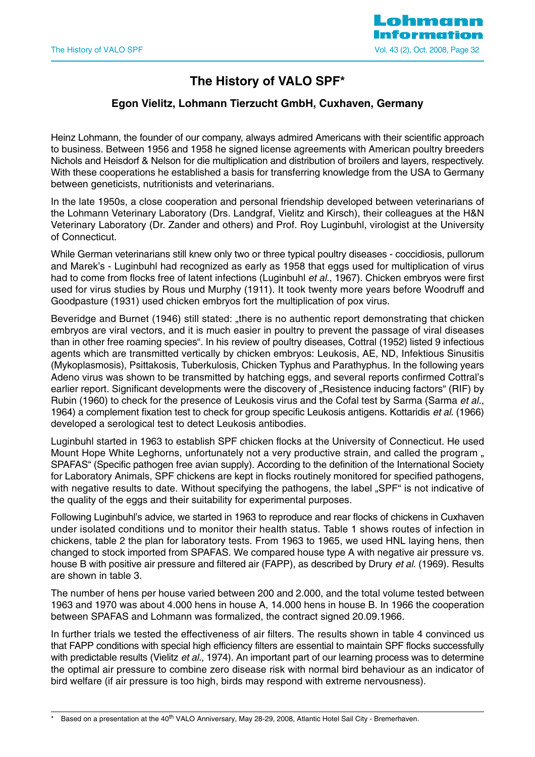# The History of VALO SPF*

### Egon Vielitz, Lohmann Tierzucht GmbH, Cuxhaven, Germany

Heinz Lohmann, the founder of our company, always admired Americans with their scientific approach to business. Between 1956 and 1958 he signed license agreements with American poultry breeders Nichols and Heisdorf & Nelson for die multiplication and distribution of broilers and layers, respectively. With these cooperations he established a basis for transferring knowledge from the USA to Germany between geneticists, nutritionists and veterinarians.

In the late 1950s, a close cooperation and personal friendship developed between veterinarians of the Lohmann Veterinary Laboratory (Drs. Landgraf, Vielitz and Kirsch), their colleagues at the H&N Veterinary Laboratory (Dr. Zander and others) and Prof. Roy Luginbuhl, virologist at the University of Connecticut.

While German veterinarians still knew only two or three typical poultry diseases - coccidiosis, pullorum and Marek's - Luginbuhl had recognized as early as 1958 that eggs used for multiplication of virus had to come from flocks free of latent infections (Luginbuhl *et al.*, 1967). Chicken embryos were first used for virus studies by Rous und Murphy (1911). It took twenty more years before Woodruff and Goodpasture (1931) used chicken embryos fort the multiplication of pox virus.

Beveridge and Burnet (1946) still stated: „there is no authentic report demonstrating that chicken embryos are viral vectors, and it is much easier in poultry to prevent the passage of viral diseases than in other free roaming species". In his review of poultry diseases, Cottral (1952) listed 9 infectious agents which are transmitted vertically by chicken embryos: Leukosis, AE, ND, Infektious Sinusitis (Mykoplasmosis), Psittakosis, Tuberkulosis, Chicken Typhus and Parathyphus. In the following years Adeno virus was shown to be transmitted by hatching eggs, and several reports confirmed Cottral's earlier report. Significant developments were the discovery of „Resistence inducing factors" (RIF) by Rubin (1960) to check for the presence of Leukosis virus and the Cofal test by Sarma (Sarma *et al.*, 1964) a complement fixation test to check for group specific Leukosis antigens. Kottaridis *et al.* (1966) developed a serological test to detect Leukosis antibodies.

Luginbuhl started in 1963 to establish SPF chicken flocks at the University of Connecticut. He used Mount Hope White Leghorns, unfortunately not a very productive strain, and called the program „ SPAFAS" (Specific pathogen free avian supply). According to the definition of the International Society for Laboratory Animals, SPF chickens are kept in flocks routinely monitored for specified pathogens, with negative results to date. Without specifying the pathogens, the label „SPF" is not indicative of the quality of the eggs and their suitability for experimental purposes.

Following Luginbuhl's advice, we started in 1963 to reproduce and rear flocks of chickens in Cuxhaven under isolated conditions und to monitor their health status. Table 1 shows routes of infection in chickens, table 2 the plan for laboratory tests. From 1963 to 1965, we used HNL laying hens, then changed to stock imported from SPAFAS. We compared house type A with negative air pressure vs. house B with positive air pressure and filtered air (FAPP), as described by Drury *et al.* (1969). Results are shown in table 3.

The number of hens per house varied between 200 and 2.000, and the total volume tested between 1963 and 1970 was about 4.000 hens in house A, 14.000 hens in house B. In 1966 the cooperation between SPAFAS and Lohmann was formalized, the contract signed 20.09.1966.

In further trials we tested the effectiveness of air filters. The results shown in table 4 convinced us that FAPP conditions with special high efficiency filters are essential to maintain SPF flocks successfully with predictable results (Vielitz *et al.*, 1974). An important part of our learning process was to determine the optimal air pressure to combine zero disease risk with normal bird behaviour as an indicator of bird welfare (if air pressure is too high, birds may respond with extreme nervousness).

---

\* Based on a presentation at the 40th VALO Anniversary, May 28-29, 2008, Atlantic Hotel Sail City - Bremerhaven.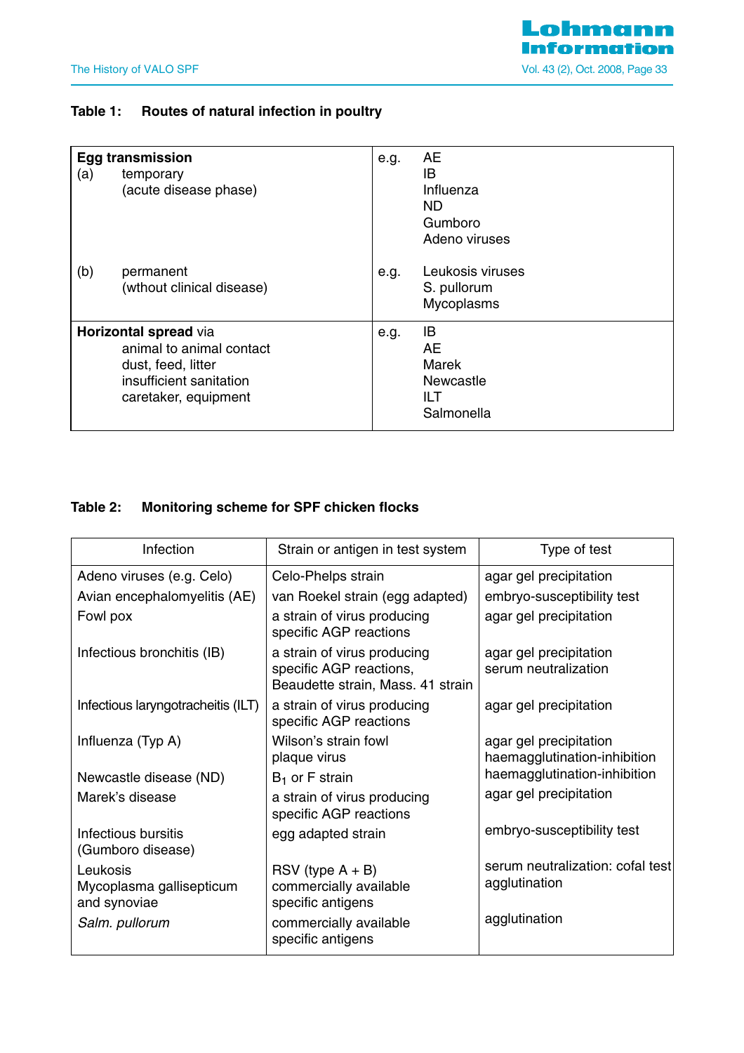**Table 1: Routes of natural infection in poultry**

| | | |
|---|---|---|
| **Egg transmission**<br>(a) temporary<br>(acute disease phase) | e.g. | AE<br>IB<br>Influenza<br>ND<br>Gumboro<br>Adeno viruses |
| (b) permanent<br>(wthout clinical disease) | e.g. | Leukosis viruses<br>S. pullorum<br>Mycoplasms |
| **Horizontal spread** via<br>animal to animal contact<br>dust, feed, litter<br>insufficient sanitation<br>caretaker, equipment | e.g. | IB<br>AE<br>Marek<br>Newcastle<br>ILT<br>Salmonella |

**Table 2: Monitoring scheme for SPF chicken flocks**

| Infection | Strain or antigen in test system | Type of test |
|---|---|---|
| Adeno viruses (e.g. Celo) | Celo-Phelps strain | agar gel precipitation |
| Avian encephalomyelitis (AE) | van Roekel strain (egg adapted) | embryo-susceptibility test |
| Fowl pox | a strain of virus producing specific AGP reactions | agar gel precipitation |
| Infectious bronchitis (IB) | a strain of virus producing specific AGP reactions, Beaudette strain, Mass. 41 strain | agar gel precipitation<br>serum neutralization |
| Infectious laryngotracheitis (ILT) | a strain of virus producing specific AGP reactions | agar gel precipitation |
| Influenza (Typ A) | Wilson's strain fowl plaque virus | agar gel precipitation<br>haemagglutination-inhibition |
| Newcastle disease (ND) | $B_1$ or F strain | haemagglutination-inhibition |
| Marek's disease | a strain of virus producing specific AGP reactions | agar gel precipitation |
| Infectious bursitis (Gumboro disease) | egg adapted strain | embryo-susceptibility test |
| Leukosis | RSV (type A + B) | serum neutralization: cofal test |
| Mycoplasma gallisepticum and synoviae | commercially available specific antigens | agglutination |
| *Salm. pullorum* | commercially available specific antigens | agglutination |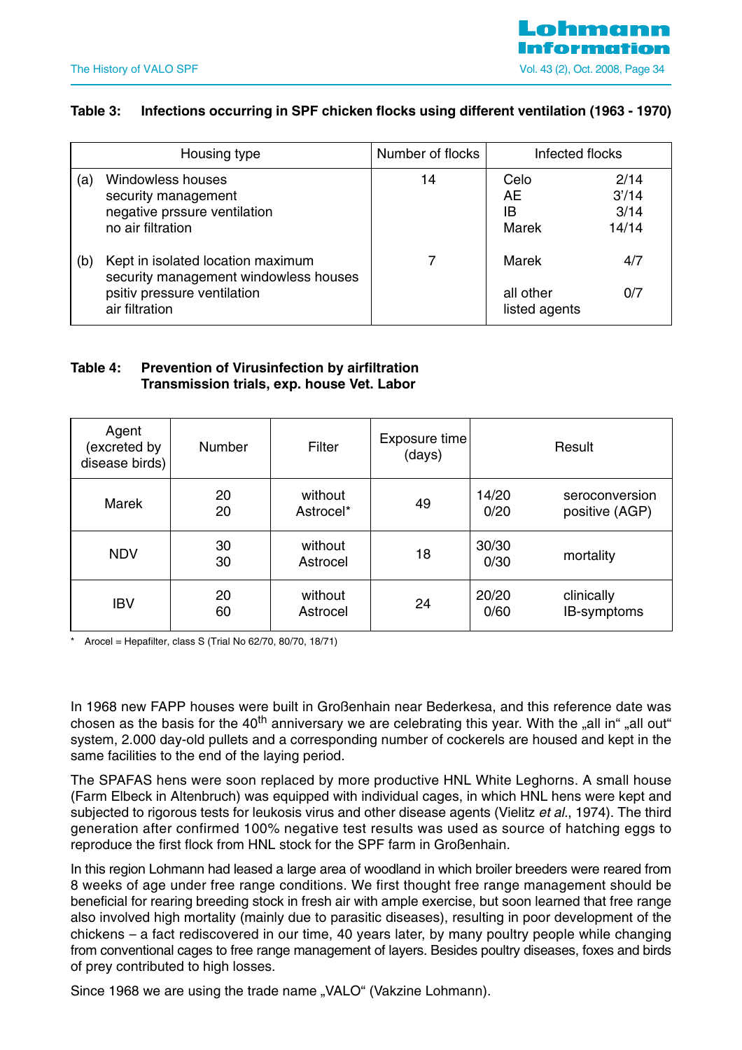**Table 3: Infections occurring in SPF chicken flocks using different ventilation (1963 - 1970)**

| Housing type | Number of flocks | Infected flocks | |
|---|---|---|---|
| (a) Windowless houses<br>security management<br>negative prssure ventilation<br>no air filtration | 14 | Celo<br>AE<br>IB<br>Marek | 2/14<br>3'/14<br>3/14<br>14/14 |
| (b) Kept in isolated location maximum security management windowless houses<br>psitiv pressure ventilation<br>air filtration | 7 | Marek<br><br>all other listed agents | 4/7<br><br>0/7 |

**Table 4: Prevention of Virusinfection by airfiltration**
**Transmission trials, exp. house Vet. Labor**

| Agent (excreted by disease birds) | Number | Filter | Exposure time (days) | Result | |
|---|---|---|---|---|---|
| Marek | 20<br>20 | without<br>Astrocel* | 49 | 14/20<br>0/20 | seroconversion positive (AGP) |
| NDV | 30<br>30 | without<br>Astrocel | 18 | 30/30<br>0/30 | mortality |
| IBV | 20<br>60 | without<br>Astrocel | 24 | 20/20<br>0/60 | clinically IB-symptoms |

\* Arocel = Hepafilter, class S (Trial No 62/70, 80/70, 18/71)

In 1968 new FAPP houses were built in Großenhain near Bederkesa, and this reference date was chosen as the basis for the 40th anniversary we are celebrating this year. With the „all in" „all out" system, 2.000 day-old pullets and a corresponding number of cockerels are housed and kept in the same facilities to the end of the laying period.

The SPAFAS hens were soon replaced by more productive HNL White Leghorns. A small house (Farm Elbeck in Altenbruch) was equipped with individual cages, in which HNL hens were kept and subjected to rigorous tests for leukosis virus and other disease agents (Vielitz *et al.*, 1974). The third generation after confirmed 100% negative test results was used as source of hatching eggs to reproduce the first flock from HNL stock for the SPF farm in Großenhain.

In this region Lohmann had leased a large area of woodland in which broiler breeders were reared from 8 weeks of age under free range conditions. We first thought free range management should be beneficial for rearing breeding stock in fresh air with ample exercise, but soon learned that free range also involved high mortality (mainly due to parasitic diseases), resulting in poor development of the chickens – a fact rediscovered in our time, 40 years later, by many poultry people while changing from conventional cages to free range management of layers. Besides poultry diseases, foxes and birds of prey contributed to high losses.

Since 1968 we are using the trade name „VALO" (Vakzine Lohmann).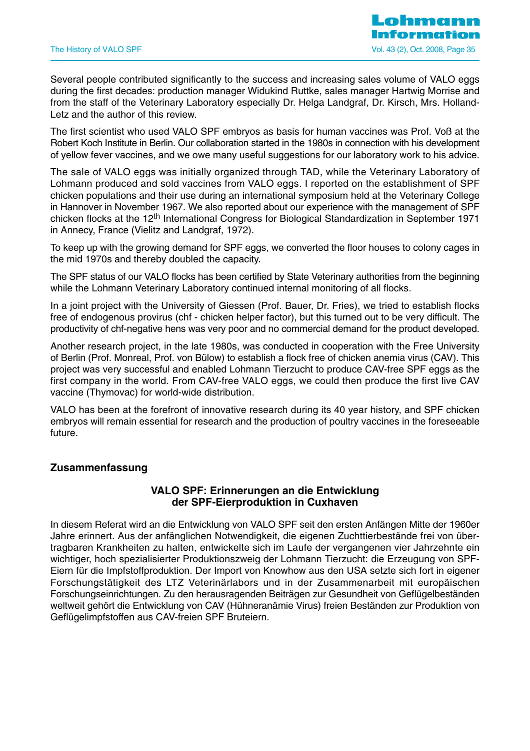Several people contributed significantly to the success and increasing sales volume of VALO eggs during the first decades: production manager Widukind Ruttke, sales manager Hartwig Morrise and from the staff of the Veterinary Laboratory especially Dr. Helga Landgraf, Dr. Kirsch, Mrs. Holland-Letz and the author of this review.

The first scientist who used VALO SPF embryos as basis for human vaccines was Prof. Voß at the Robert Koch Institute in Berlin. Our collaboration started in the 1980s in connection with his development of yellow fever vaccines, and we owe many useful suggestions for our laboratory work to his advice.

The sale of VALO eggs was initially organized through TAD, while the Veterinary Laboratory of Lohmann produced and sold vaccines from VALO eggs. I reported on the establishment of SPF chicken populations and their use during an international symposium held at the Veterinary College in Hannover in November 1967. We also reported about our experience with the management of SPF chicken flocks at the 12th International Congress for Biological Standardization in September 1971 in Annecy, France (Vielitz and Landgraf, 1972).

To keep up with the growing demand for SPF eggs, we converted the floor houses to colony cages in the mid 1970s and thereby doubled the capacity.

The SPF status of our VALO flocks has been certified by State Veterinary authorities from the beginning while the Lohmann Veterinary Laboratory continued internal monitoring of all flocks.

In a joint project with the University of Giessen (Prof. Bauer, Dr. Fries), we tried to establish flocks free of endogenous provirus (chf - chicken helper factor), but this turned out to be very difficult. The productivity of chf-negative hens was very poor and no commercial demand for the product developed.

Another research project, in the late 1980s, was conducted in cooperation with the Free University of Berlin (Prof. Monreal, Prof. von Bülow) to establish a flock free of chicken anemia virus (CAV). This project was very successful and enabled Lohmann Tierzucht to produce CAV-free SPF eggs as the first company in the world. From CAV-free VALO eggs, we could then produce the first live CAV vaccine (Thymovac) for world-wide distribution.

VALO has been at the forefront of innovative research during its 40 year history, and SPF chicken embryos will remain essential for research and the production of poultry vaccines in the foreseeable future.

## Zusammenfassung

### VALO SPF: Erinnerungen an die Entwicklung der SPF-Eierproduktion in Cuxhaven

In diesem Referat wird an die Entwicklung von VALO SPF seit den ersten Anfängen Mitte der 1960er Jahre erinnert. Aus der anfänglichen Notwendigkeit, die eigenen Zuchttierbestände frei von übertragbaren Krankheiten zu halten, entwickelte sich im Laufe der vergangenen vier Jahrzehnte ein wichtiger, hoch spezialisierter Produktionszweig der Lohmann Tierzucht: die Erzeugung von SPF-Eiern für die Impfstoffproduktion. Der Import von Knowhow aus den USA setzte sich fort in eigener Forschungstätigkeit des LTZ Veterinärlabors und in der Zusammenarbeit mit europäischen Forschungseinrichtungen. Zu den herausragenden Beiträgen zur Gesundheit von Geflügelbeständen weltweit gehört die Entwicklung von CAV (Hühneranämie Virus) freien Beständen zur Produktion von Geflügelimpfstoffen aus CAV-freien SPF Bruteiern.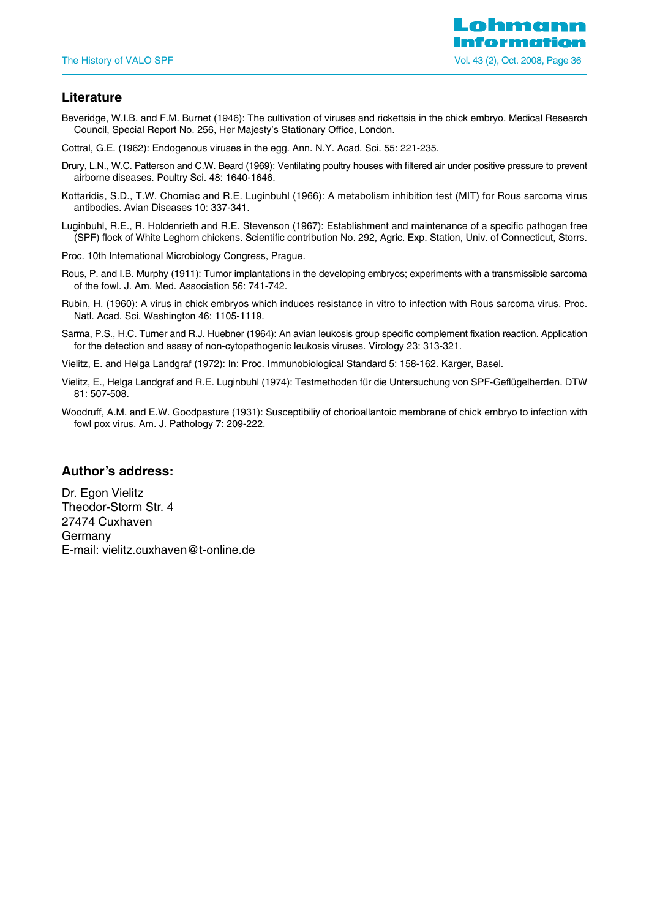## Literature

Beveridge, W.I.B. and F.M. Burnet (1946): The cultivation of viruses and rickettsia in the chick embryo. Medical Research Council, Special Report No. 256, Her Majesty's Stationary Office, London.

Cottral, G.E. (1962): Endogenous viruses in the egg. Ann. N.Y. Acad. Sci. 55: 221-235.

Drury, L.N., W.C. Patterson and C.W. Beard (1969): Ventilating poultry houses with filtered air under positive pressure to prevent airborne diseases. Poultry Sci. 48: 1640-1646.

Kottaridis, S.D., T.W. Chomiac and R.E. Luginbuhl (1966): A metabolism inhibition test (MIT) for Rous sarcoma virus antibodies. Avian Diseases 10: 337-341.

Luginbuhl, R.E., R. Holdenrieth and R.E. Stevenson (1967): Establishment and maintenance of a specific pathogen free (SPF) flock of White Leghorn chickens. Scientific contribution No. 292, Agric. Exp. Station, Univ. of Connecticut, Storrs.

Proc. 10th International Microbiology Congress, Prague.

Rous, P. and I.B. Murphy (1911): Tumor implantations in the developing embryos; experiments with a transmissible sarcoma of the fowl. J. Am. Med. Association 56: 741-742.

Rubin, H. (1960): A virus in chick embryos which induces resistance in vitro to infection with Rous sarcoma virus. Proc. Natl. Acad. Sci. Washington 46: 1105-1119.

Sarma, P.S., H.C. Turner and R.J. Huebner (1964): An avian leukosis group specific complement fixation reaction. Application for the detection and assay of non-cytopathogenic leukosis viruses. Virology 23: 313-321.

Vielitz, E. and Helga Landgraf (1972): In: Proc. Immunobiological Standard 5: 158-162. Karger, Basel.

Vielitz, E., Helga Landgraf and R.E. Luginbuhl (1974): Testmethoden für die Untersuchung von SPF-Geflügelherden. DTW 81: 507-508.

Woodruff, A.M. and E.W. Goodpasture (1931): Susceptibiliy of chorioallantoic membrane of chick embryo to infection with fowl pox virus. Am. J. Pathology 7: 209-222.

## Author's address:

Dr. Egon Vielitz
Theodor-Storm Str. 4
27474 Cuxhaven
Germany
E-mail: vielitz.cuxhaven@t-online.de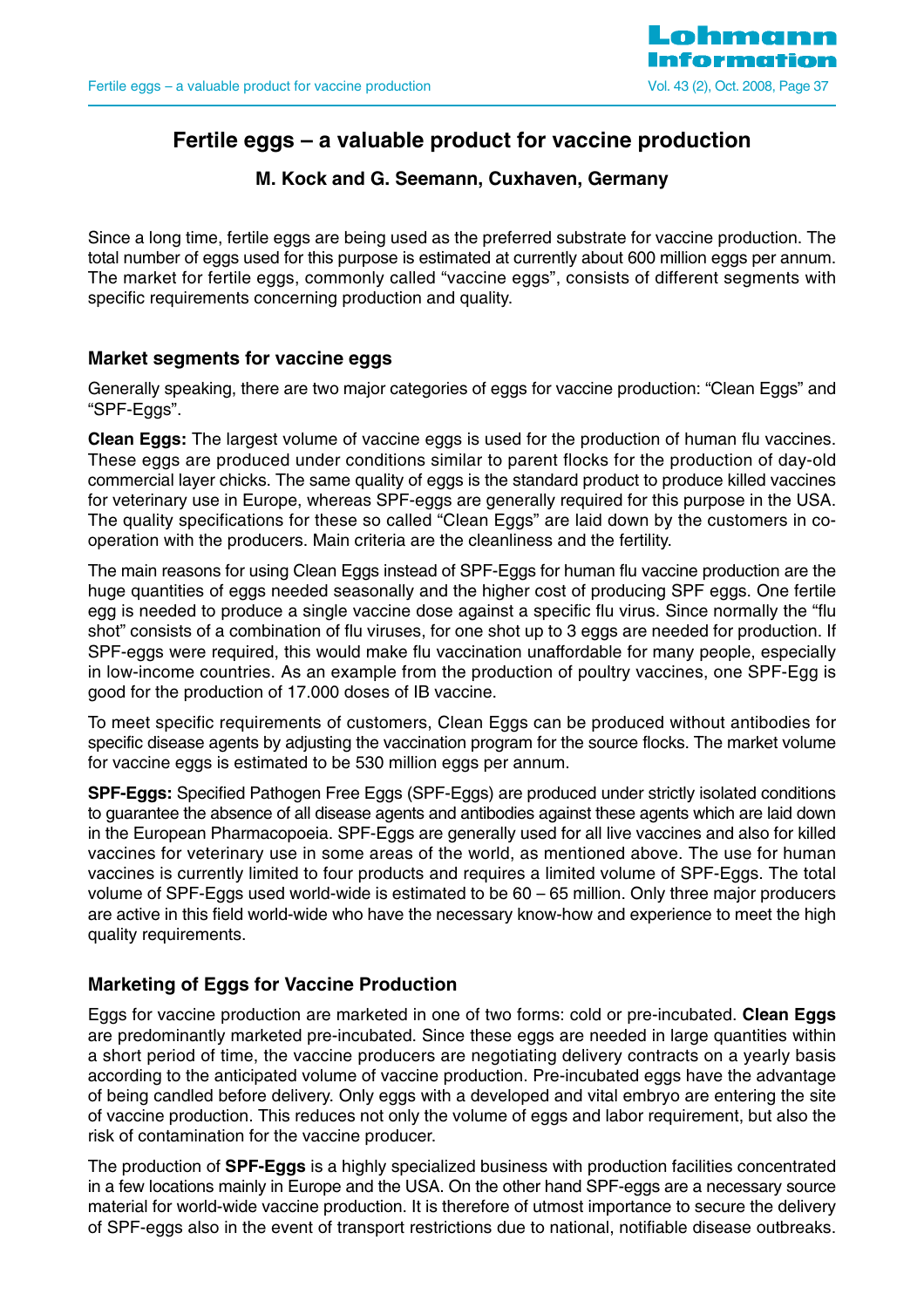# Fertile eggs – a valuable product for vaccine production

**M. Kock and G. Seemann, Cuxhaven, Germany**

Since a long time, fertile eggs are being used as the preferred substrate for vaccine production. The total number of eggs used for this purpose is estimated at currently about 600 million eggs per annum. The market for fertile eggs, commonly called "vaccine eggs", consists of different segments with specific requirements concerning production and quality.

## Market segments for vaccine eggs

Generally speaking, there are two major categories of eggs for vaccine production: "Clean Eggs" and "SPF-Eggs".

**Clean Eggs:** The largest volume of vaccine eggs is used for the production of human flu vaccines. These eggs are produced under conditions similar to parent flocks for the production of day-old commercial layer chicks. The same quality of eggs is the standard product to produce killed vaccines for veterinary use in Europe, whereas SPF-eggs are generally required for this purpose in the USA. The quality specifications for these so called "Clean Eggs" are laid down by the customers in co-operation with the producers. Main criteria are the cleanliness and the fertility.

The main reasons for using Clean Eggs instead of SPF-Eggs for human flu vaccine production are the huge quantities of eggs needed seasonally and the higher cost of producing SPF eggs. One fertile egg is needed to produce a single vaccine dose against a specific flu virus. Since normally the "flu shot" consists of a combination of flu viruses, for one shot up to 3 eggs are needed for production. If SPF-eggs were required, this would make flu vaccination unaffordable for many people, especially in low-income countries. As an example from the production of poultry vaccines, one SPF-Egg is good for the production of 17.000 doses of IB vaccine.

To meet specific requirements of customers, Clean Eggs can be produced without antibodies for specific disease agents by adjusting the vaccination program for the source flocks. The market volume for vaccine eggs is estimated to be 530 million eggs per annum.

**SPF-Eggs:** Specified Pathogen Free Eggs (SPF-Eggs) are produced under strictly isolated conditions to guarantee the absence of all disease agents and antibodies against these agents which are laid down in the European Pharmacopoeia. SPF-Eggs are generally used for all live vaccines and also for killed vaccines for veterinary use in some areas of the world, as mentioned above. The use for human vaccines is currently limited to four products and requires a limited volume of SPF-Eggs. The total volume of SPF-Eggs used world-wide is estimated to be 60 – 65 million. Only three major producers are active in this field world-wide who have the necessary know-how and experience to meet the high quality requirements.

## Marketing of Eggs for Vaccine Production

Eggs for vaccine production are marketed in one of two forms: cold or pre-incubated. **Clean Eggs** are predominantly marketed pre-incubated. Since these eggs are needed in large quantities within a short period of time, the vaccine producers are negotiating delivery contracts on a yearly basis according to the anticipated volume of vaccine production. Pre-incubated eggs have the advantage of being candled before delivery. Only eggs with a developed and vital embryo are entering the site of vaccine production. This reduces not only the volume of eggs and labor requirement, but also the risk of contamination for the vaccine producer.

The production of **SPF-Eggs** is a highly specialized business with production facilities concentrated in a few locations mainly in Europe and the USA. On the other hand SPF-eggs are a necessary source material for world-wide vaccine production. It is therefore of utmost importance to secure the delivery of SPF-eggs also in the event of transport restrictions due to national, notifiable disease outbreaks.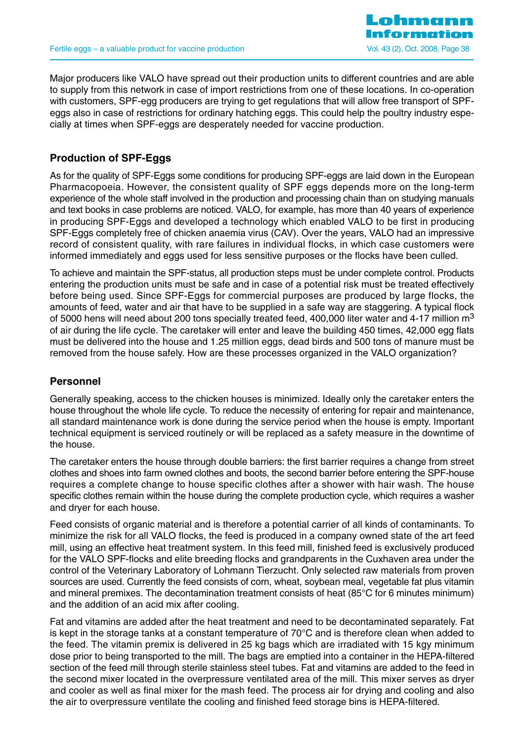Major producers like VALO have spread out their production units to different countries and are able to supply from this network in case of import restrictions from one of these locations. In co-operation with customers, SPF-egg producers are trying to get regulations that will allow free transport of SPF-eggs also in case of restrictions for ordinary hatching eggs. This could help the poultry industry especially at times when SPF-eggs are desperately needed for vaccine production.

## Production of SPF-Eggs

As for the quality of SPF-Eggs some conditions for producing SPF-eggs are laid down in the European Pharmacopoeia. However, the consistent quality of SPF eggs depends more on the long-term experience of the whole staff involved in the production and processing chain than on studying manuals and text books in case problems are noticed. VALO, for example, has more than 40 years of experience in producing SPF-Eggs and developed a technology which enabled VALO to be first in producing SPF-Eggs completely free of chicken anaemia virus (CAV). Over the years, VALO had an impressive record of consistent quality, with rare failures in individual flocks, in which case customers were informed immediately and eggs used for less sensitive purposes or the flocks have been culled.

To achieve and maintain the SPF-status, all production steps must be under complete control. Products entering the production units must be safe and in case of a potential risk must be treated effectively before being used. Since SPF-Eggs for commercial purposes are produced by large flocks, the amounts of feed, water and air that have to be supplied in a safe way are staggering. A typical flock of 5000 hens will need about 200 tons specially treated feed, 400,000 liter water and 4-17 million $m^3$ of air during the life cycle. The caretaker will enter and leave the building 450 times, 42,000 egg flats must be delivered into the house and 1.25 million eggs, dead birds and 500 tons of manure must be removed from the house safely. How are these processes organized in the VALO organization?

## Personnel

Generally speaking, access to the chicken houses is minimized. Ideally only the caretaker enters the house throughout the whole life cycle. To reduce the necessity of entering for repair and maintenance, all standard maintenance work is done during the service period when the house is empty. Important technical equipment is serviced routinely or will be replaced as a safety measure in the downtime of the house.

The caretaker enters the house through double barriers: the first barrier requires a change from street clothes and shoes into farm owned clothes and boots, the second barrier before entering the SPF-house requires a complete change to house specific clothes after a shower with hair wash. The house specific clothes remain within the house during the complete production cycle, which requires a washer and dryer for each house.

Feed consists of organic material and is therefore a potential carrier of all kinds of contaminants. To minimize the risk for all VALO flocks, the feed is produced in a company owned state of the art feed mill, using an effective heat treatment system. In this feed mill, finished feed is exclusively produced for the VALO SPF-flocks and elite breeding flocks and grandparents in the Cuxhaven area under the control of the Veterinary Laboratory of Lohmann Tierzucht. Only selected raw materials from proven sources are used. Currently the feed consists of corn, wheat, soybean meal, vegetable fat plus vitamin and mineral premixes. The decontamination treatment consists of heat (85°C for 6 minutes minimum) and the addition of an acid mix after cooling.

Fat and vitamins are added after the heat treatment and need to be decontaminated separately. Fat is kept in the storage tanks at a constant temperature of 70°C and is therefore clean when added to the feed. The vitamin premix is delivered in 25 kg bags which are irradiated with 15 kgy minimum dose prior to being transported to the mill. The bags are emptied into a container in the HEPA-filtered section of the feed mill through sterile stainless steel tubes. Fat and vitamins are added to the feed in the second mixer located in the overpressure ventilated area of the mill. This mixer serves as dryer and cooler as well as final mixer for the mash feed. The process air for drying and cooling and also the air to overpressure ventilate the cooling and finished feed storage bins is HEPA-filtered.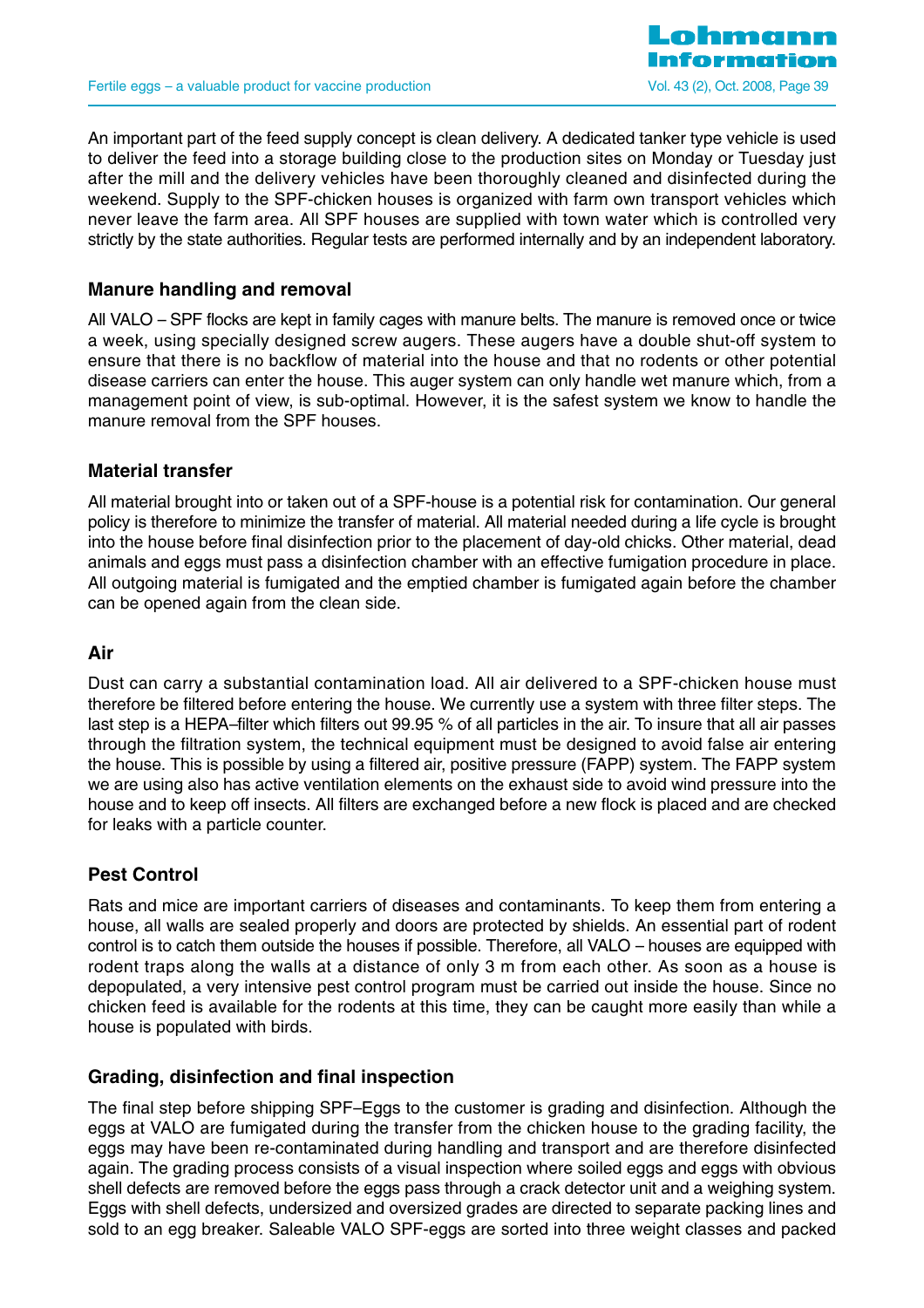An important part of the feed supply concept is clean delivery. A dedicated tanker type vehicle is used to deliver the feed into a storage building close to the production sites on Monday or Tuesday just after the mill and the delivery vehicles have been thoroughly cleaned and disinfected during the weekend. Supply to the SPF-chicken houses is organized with farm own transport vehicles which never leave the farm area. All SPF houses are supplied with town water which is controlled very strictly by the state authorities. Regular tests are performed internally and by an independent laboratory.

### Manure handling and removal

All VALO – SPF flocks are kept in family cages with manure belts. The manure is removed once or twice a week, using specially designed screw augers. These augers have a double shut-off system to ensure that there is no backflow of material into the house and that no rodents or other potential disease carriers can enter the house. This auger system can only handle wet manure which, from a management point of view, is sub-optimal. However, it is the safest system we know to handle the manure removal from the SPF houses.

### Material transfer

All material brought into or taken out of a SPF-house is a potential risk for contamination. Our general policy is therefore to minimize the transfer of material. All material needed during a life cycle is brought into the house before final disinfection prior to the placement of day-old chicks. Other material, dead animals and eggs must pass a disinfection chamber with an effective fumigation procedure in place. All outgoing material is fumigated and the emptied chamber is fumigated again before the chamber can be opened again from the clean side.

### Air

Dust can carry a substantial contamination load. All air delivered to a SPF-chicken house must therefore be filtered before entering the house. We currently use a system with three filter steps. The last step is a HEPA–filter which filters out 99.95 % of all particles in the air. To insure that all air passes through the filtration system, the technical equipment must be designed to avoid false air entering the house. This is possible by using a filtered air, positive pressure (FAPP) system. The FAPP system we are using also has active ventilation elements on the exhaust side to avoid wind pressure into the house and to keep off insects. All filters are exchanged before a new flock is placed and are checked for leaks with a particle counter.

### Pest Control

Rats and mice are important carriers of diseases and contaminants. To keep them from entering a house, all walls are sealed properly and doors are protected by shields. An essential part of rodent control is to catch them outside the houses if possible. Therefore, all VALO – houses are equipped with rodent traps along the walls at a distance of only 3 m from each other. As soon as a house is depopulated, a very intensive pest control program must be carried out inside the house. Since no chicken feed is available for the rodents at this time, they can be caught more easily than while a house is populated with birds.

### Grading, disinfection and final inspection

The final step before shipping SPF–Eggs to the customer is grading and disinfection. Although the eggs at VALO are fumigated during the transfer from the chicken house to the grading facility, the eggs may have been re-contaminated during handling and transport and are therefore disinfected again. The grading process consists of a visual inspection where soiled eggs and eggs with obvious shell defects are removed before the eggs pass through a crack detector unit and a weighing system. Eggs with shell defects, undersized and oversized grades are directed to separate packing lines and sold to an egg breaker. Saleable VALO SPF-eggs are sorted into three weight classes and packed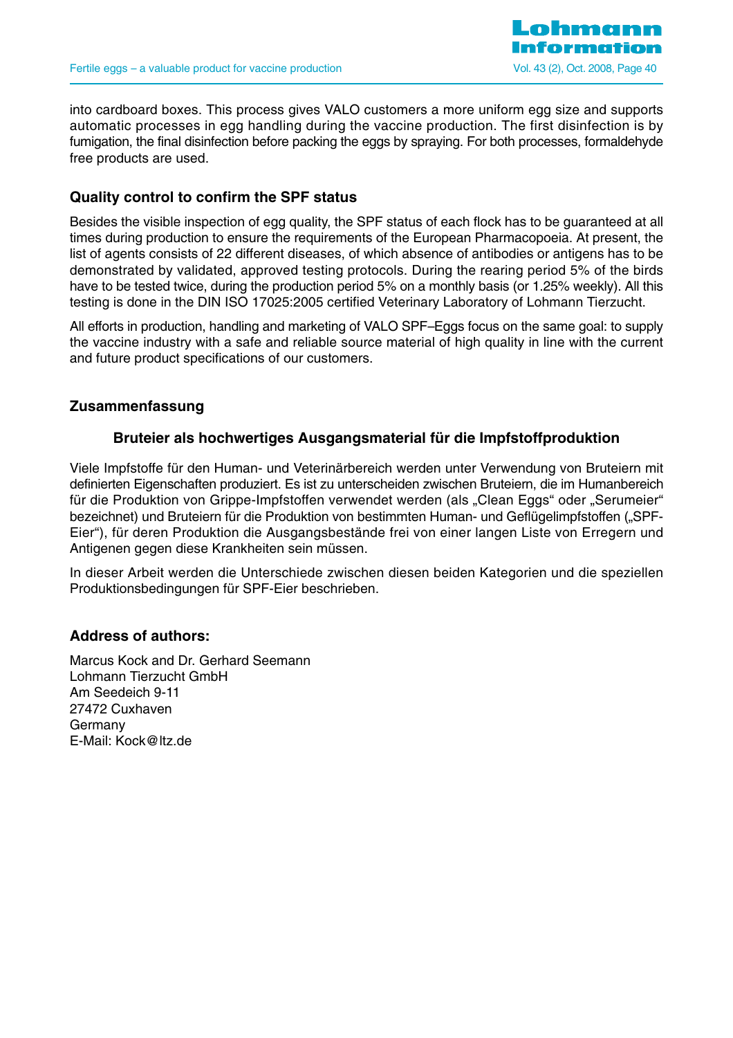into cardboard boxes. This process gives VALO customers a more uniform egg size and supports automatic processes in egg handling during the vaccine production. The first disinfection is by fumigation, the final disinfection before packing the eggs by spraying. For both processes, formaldehyde free products are used.

## Quality control to confirm the SPF status

Besides the visible inspection of egg quality, the SPF status of each flock has to be guaranteed at all times during production to ensure the requirements of the European Pharmacopoeia. At present, the list of agents consists of 22 different diseases, of which absence of antibodies or antigens has to be demonstrated by validated, approved testing protocols. During the rearing period 5% of the birds have to be tested twice, during the production period 5% on a monthly basis (or 1.25% weekly). All this testing is done in the DIN ISO 17025:2005 certified Veterinary Laboratory of Lohmann Tierzucht.

All efforts in production, handling and marketing of VALO SPF–Eggs focus on the same goal: to supply the vaccine industry with a safe and reliable source material of high quality in line with the current and future product specifications of our customers.

## Zusammenfassung

### Bruteier als hochwertiges Ausgangsmaterial für die Impfstoffproduktion

Viele Impfstoffe für den Human- und Veterinärbereich werden unter Verwendung von Bruteiern mit definierten Eigenschaften produziert. Es ist zu unterscheiden zwischen Bruteiern, die im Humanbereich für die Produktion von Grippe-Impfstoffen verwendet werden (als „Clean Eggs“ oder „Serumeier“ bezeichnet) und Bruteiern für die Produktion von bestimmten Human- und Geflügelimpfstoffen („SPF-Eier“), für deren Produktion die Ausgangsbestände frei von einer langen Liste von Erregern und Antigenen gegen diese Krankheiten sein müssen.

In dieser Arbeit werden die Unterschiede zwischen diesen beiden Kategorien und die speziellen Produktionsbedingungen für SPF-Eier beschrieben.

## Address of authors:

Marcus Kock and Dr. Gerhard Seemann
Lohmann Tierzucht GmbH
Am Seedeich 9-11
27472 Cuxhaven
Germany
E-Mail: Kock@ltz.de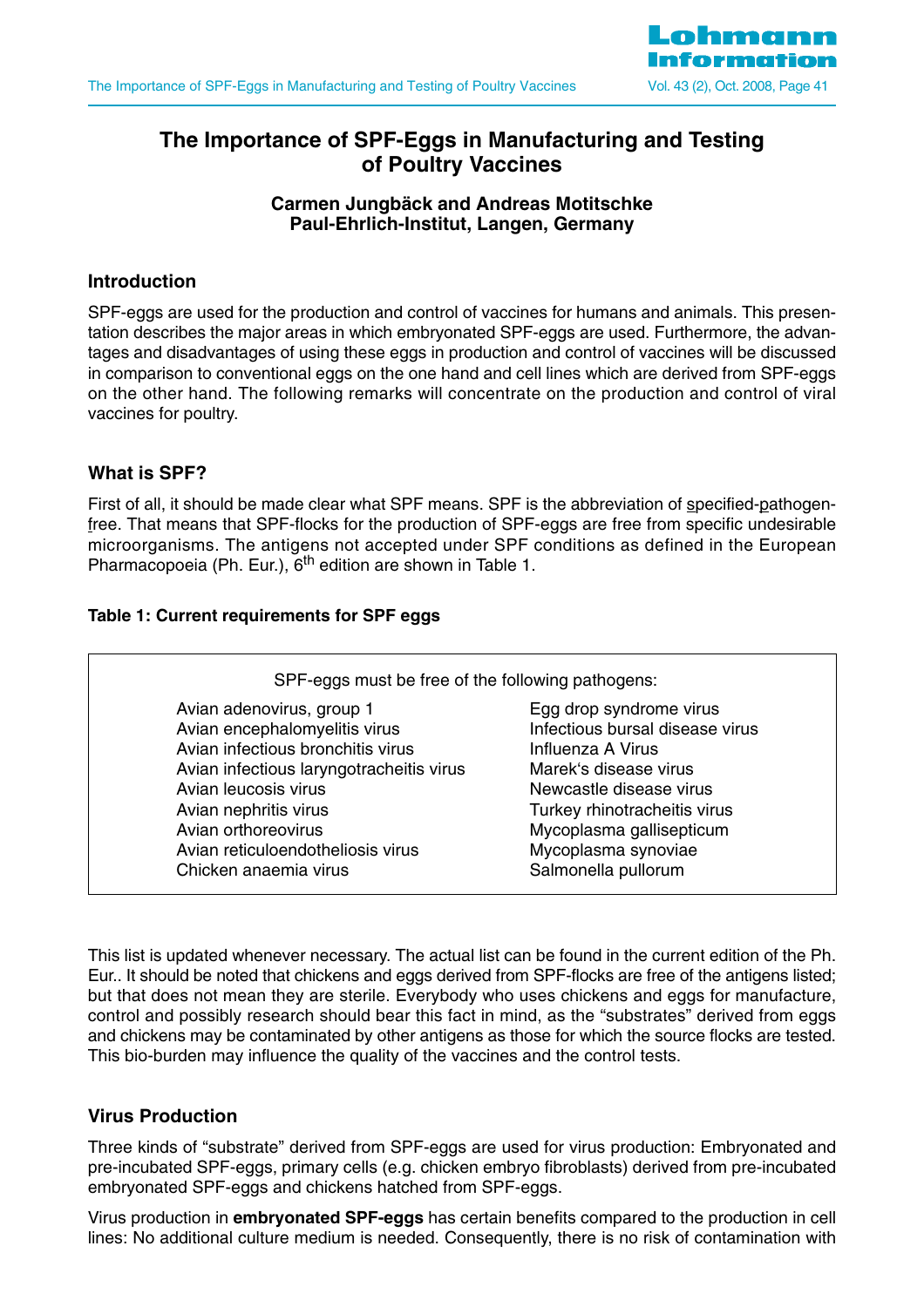# The Importance of SPF-Eggs in Manufacturing and Testing of Poultry Vaccines

**Carmen Jungbäck and Andreas Motitschke**
**Paul-Ehrlich-Institut, Langen, Germany**

## Introduction

SPF-eggs are used for the production and control of vaccines for humans and animals. This presentation describes the major areas in which embryonated SPF-eggs are used. Furthermore, the advantages and disadvantages of using these eggs in production and control of vaccines will be discussed in comparison to conventional eggs on the one hand and cell lines which are derived from SPF-eggs on the other hand. The following remarks will concentrate on the production and control of viral vaccines for poultry.

## What is SPF?

First of all, it should be made clear what SPF means. SPF is the abbreviation of specified-pathogen-free. That means that SPF-flocks for the production of SPF-eggs are free from specific undesirable microorganisms. The antigens not accepted under SPF conditions as defined in the European Pharmacopoeia (Ph. Eur.), 6[th] edition are shown in Table 1.

**Table 1: Current requirements for SPF eggs**

SPF-eggs must be free of the following pathogens:

| | |
|---|---|
| Avian adenovirus, group 1 | Egg drop syndrome virus |
| Avian encephalomyelitis virus | Infectious bursal disease virus |
| Avian infectious bronchitis virus | Influenza A Virus |
| Avian infectious laryngotracheitis virus | Marek's disease virus |
| Avian leucosis virus | Newcastle disease virus |
| Avian nephritis virus | Turkey rhinotracheitis virus |
| Avian orthoreovirus | Mycoplasma gallisepticum |
| Avian reticuloendotheliosis virus | Mycoplasma synoviae |
| Chicken anaemia virus | Salmonella pullorum |

This list is updated whenever necessary. The actual list can be found in the current edition of the Ph. Eur.. It should be noted that chickens and eggs derived from SPF-flocks are free of the antigens listed; but that does not mean they are sterile. Everybody who uses chickens and eggs for manufacture, control and possibly research should bear this fact in mind, as the "substrates" derived from eggs and chickens may be contaminated by other antigens as those for which the source flocks are tested. This bio-burden may influence the quality of the vaccines and the control tests.

## Virus Production

Three kinds of "substrate" derived from SPF-eggs are used for virus production: Embryonated and pre-incubated SPF-eggs, primary cells (e.g. chicken embryo fibroblasts) derived from pre-incubated embryonated SPF-eggs and chickens hatched from SPF-eggs.

Virus production in **embryonated SPF-eggs** has certain benefits compared to the production in cell lines: No additional culture medium is needed. Consequently, there is no risk of contamination with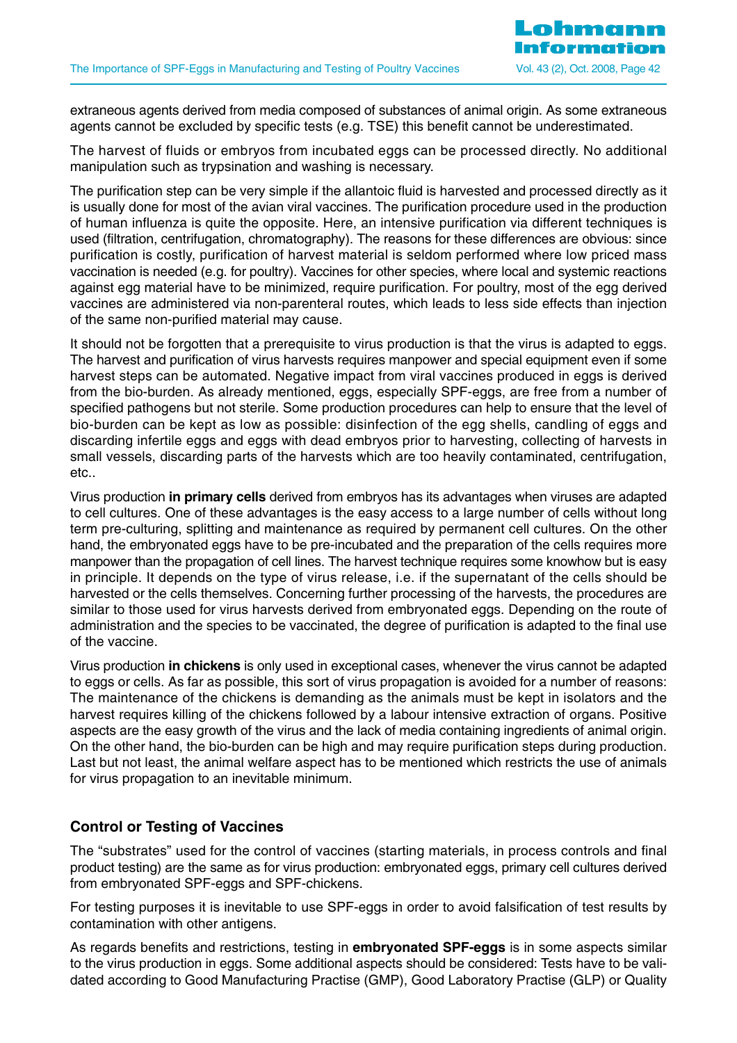extraneous agents derived from media composed of substances of animal origin. As some extraneous agents cannot be excluded by specific tests (e.g. TSE) this benefit cannot be underestimated.

The harvest of fluids or embryos from incubated eggs can be processed directly. No additional manipulation such as trypsination and washing is necessary.

The purification step can be very simple if the allantoic fluid is harvested and processed directly as it is usually done for most of the avian viral vaccines. The purification procedure used in the production of human influenza is quite the opposite. Here, an intensive purification via different techniques is used (filtration, centrifugation, chromatography). The reasons for these differences are obvious: since purification is costly, purification of harvest material is seldom performed where low priced mass vaccination is needed (e.g. for poultry). Vaccines for other species, where local and systemic reactions against egg material have to be minimized, require purification. For poultry, most of the egg derived vaccines are administered via non-parenteral routes, which leads to less side effects than injection of the same non-purified material may cause.

It should not be forgotten that a prerequisite to virus production is that the virus is adapted to eggs. The harvest and purification of virus harvests requires manpower and special equipment even if some harvest steps can be automated. Negative impact from viral vaccines produced in eggs is derived from the bio-burden. As already mentioned, eggs, especially SPF-eggs, are free from a number of specified pathogens but not sterile. Some production procedures can help to ensure that the level of bio-burden can be kept as low as possible: disinfection of the egg shells, candling of eggs and discarding infertile eggs and eggs with dead embryos prior to harvesting, collecting of harvests in small vessels, discarding parts of the harvests which are too heavily contaminated, centrifugation, etc..

Virus production **in primary cells** derived from embryos has its advantages when viruses are adapted to cell cultures. One of these advantages is the easy access to a large number of cells without long term pre-culturing, splitting and maintenance as required by permanent cell cultures. On the other hand, the embryonated eggs have to be pre-incubated and the preparation of the cells requires more manpower than the propagation of cell lines. The harvest technique requires some knowhow but is easy in principle. It depends on the type of virus release, i.e. if the supernatant of the cells should be harvested or the cells themselves. Concerning further processing of the harvests, the procedures are similar to those used for virus harvests derived from embryonated eggs. Depending on the route of administration and the species to be vaccinated, the degree of purification is adapted to the final use of the vaccine.

Virus production **in chickens** is only used in exceptional cases, whenever the virus cannot be adapted to eggs or cells. As far as possible, this sort of virus propagation is avoided for a number of reasons: The maintenance of the chickens is demanding as the animals must be kept in isolators and the harvest requires killing of the chickens followed by a labour intensive extraction of organs. Positive aspects are the easy growth of the virus and the lack of media containing ingredients of animal origin. On the other hand, the bio-burden can be high and may require purification steps during production. Last but not least, the animal welfare aspect has to be mentioned which restricts the use of animals for virus propagation to an inevitable minimum.

## Control or Testing of Vaccines

The "substrates" used for the control of vaccines (starting materials, in process controls and final product testing) are the same as for virus production: embryonated eggs, primary cell cultures derived from embryonated SPF-eggs and SPF-chickens.

For testing purposes it is inevitable to use SPF-eggs in order to avoid falsification of test results by contamination with other antigens.

As regards benefits and restrictions, testing in **embryonated SPF-eggs** is in some aspects similar to the virus production in eggs. Some additional aspects should be considered: Tests have to be validated according to Good Manufacturing Practise (GMP), Good Laboratory Practise (GLP) or Quality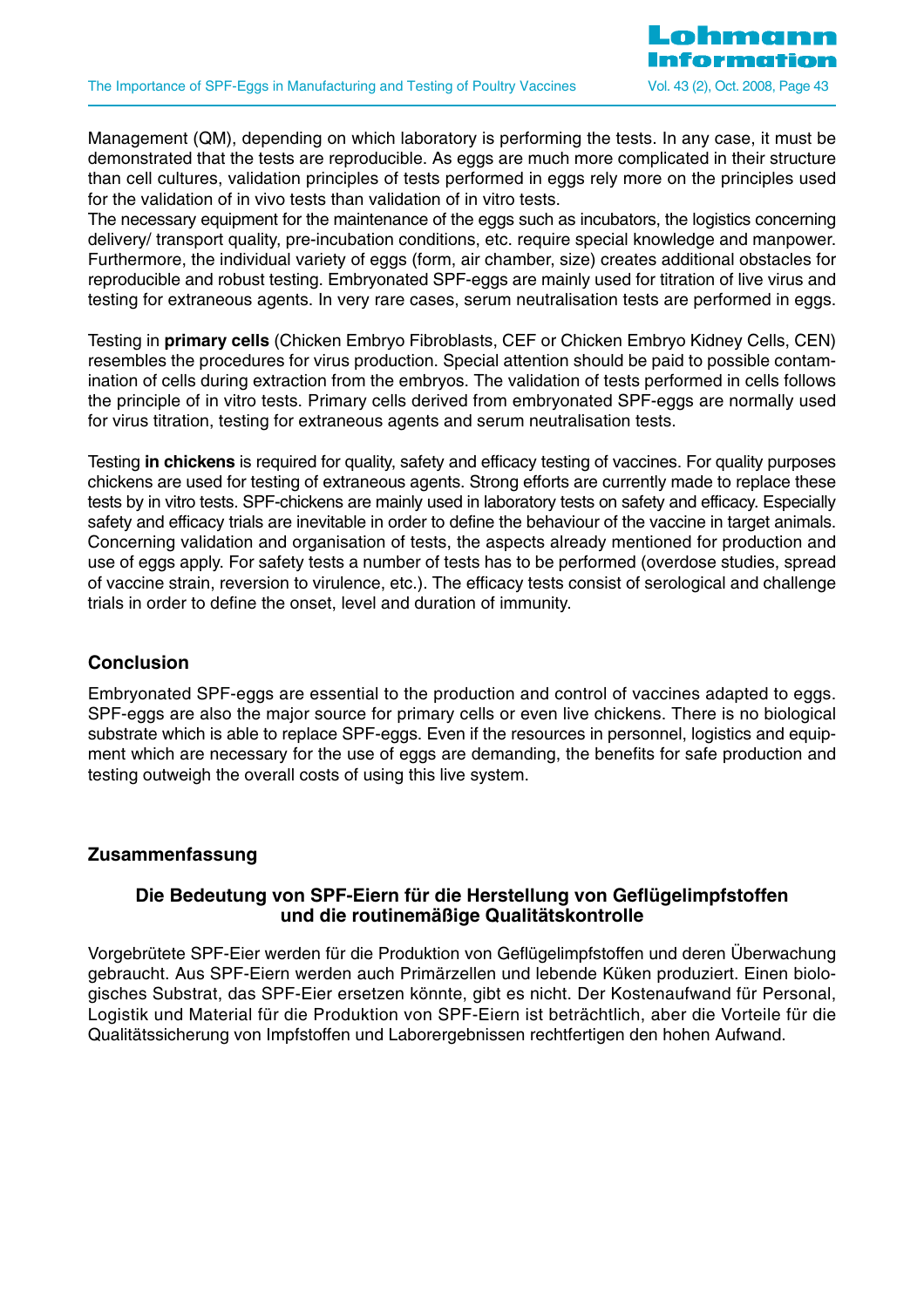Management (QM), depending on which laboratory is performing the tests. In any case, it must be demonstrated that the tests are reproducible. As eggs are much more complicated in their structure than cell cultures, validation principles of tests performed in eggs rely more on the principles used for the validation of in vivo tests than validation of in vitro tests.
The necessary equipment for the maintenance of the eggs such as incubators, the logistics concerning delivery/ transport quality, pre-incubation conditions, etc. require special knowledge and manpower. Furthermore, the individual variety of eggs (form, air chamber, size) creates additional obstacles for reproducible and robust testing. Embryonated SPF-eggs are mainly used for titration of live virus and testing for extraneous agents. In very rare cases, serum neutralisation tests are performed in eggs.

Testing in **primary cells** (Chicken Embryo Fibroblasts, CEF or Chicken Embryo Kidney Cells, CEN) resembles the procedures for virus production. Special attention should be paid to possible contamination of cells during extraction from the embryos. The validation of tests performed in cells follows the principle of in vitro tests. Primary cells derived from embryonated SPF-eggs are normally used for virus titration, testing for extraneous agents and serum neutralisation tests.

Testing **in chickens** is required for quality, safety and efficacy testing of vaccines. For quality purposes chickens are used for testing of extraneous agents. Strong efforts are currently made to replace these tests by in vitro tests. SPF-chickens are mainly used in laboratory tests on safety and efficacy. Especially safety and efficacy trials are inevitable in order to define the behaviour of the vaccine in target animals. Concerning validation and organisation of tests, the aspects already mentioned for production and use of eggs apply. For safety tests a number of tests has to be performed (overdose studies, spread of vaccine strain, reversion to virulence, etc.). The efficacy tests consist of serological and challenge trials in order to define the onset, level and duration of immunity.

## Conclusion

Embryonated SPF-eggs are essential to the production and control of vaccines adapted to eggs. SPF-eggs are also the major source for primary cells or even live chickens. There is no biological substrate which is able to replace SPF-eggs. Even if the resources in personnel, logistics and equipment which are necessary for the use of eggs are demanding, the benefits for safe production and testing outweigh the overall costs of using this live system.

## Zusammenfassung

### Die Bedeutung von SPF-Eiern für die Herstellung von Geflügelimpfstoffen und die routinemäßige Qualitätskontrolle

Vorgebrütete SPF-Eier werden für die Produktion von Geflügelimpfstoffen und deren Überwachung gebraucht. Aus SPF-Eiern werden auch Primärzellen und lebende Küken produziert. Einen biologisches Substrat, das SPF-Eier ersetzen könnte, gibt es nicht. Der Kostenaufwand für Personal, Logistik und Material für die Produktion von SPF-Eiern ist beträchtlich, aber die Vorteile für die Qualitätssicherung von Impfstoffen und Laborergebnissen rechtfertigen den hohen Aufwand.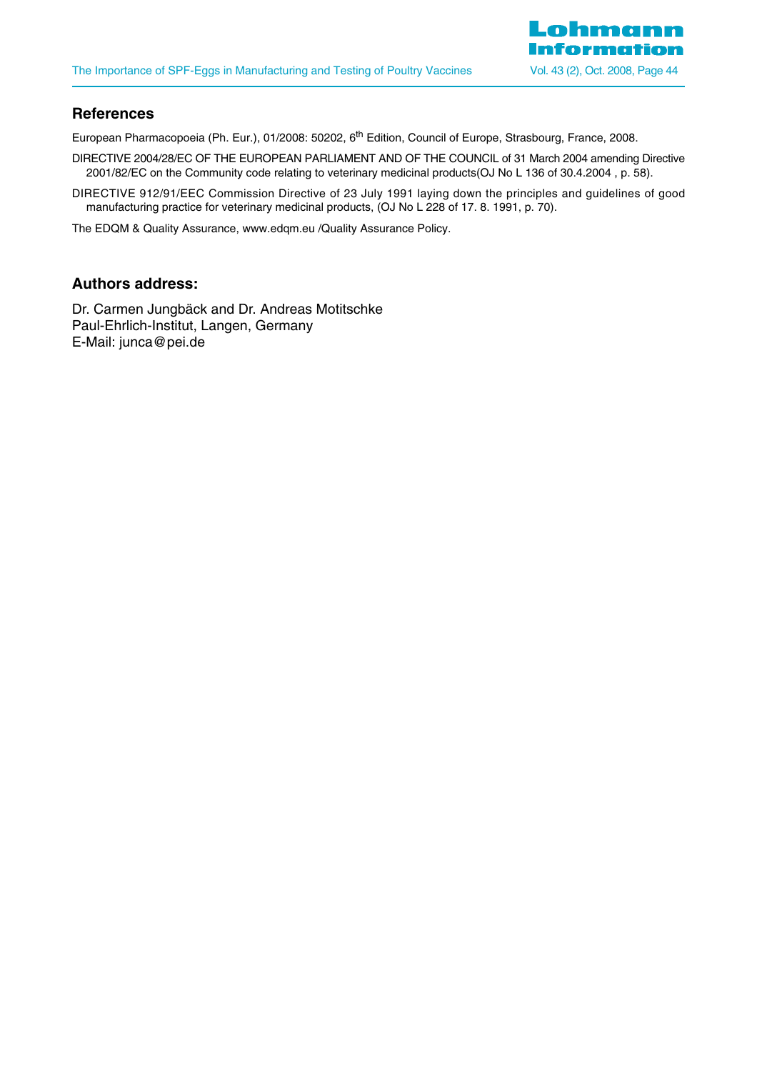## References

European Pharmacopoeia (Ph. Eur.), 01/2008: 50202, 6$^{th}$ Edition, Council of Europe, Strasbourg, France, 2008.

DIRECTIVE 2004/28/EC OF THE EUROPEAN PARLIAMENT AND OF THE COUNCIL of 31 March 2004 amending Directive 2001/82/EC on the Community code relating to veterinary medicinal products(OJ No L 136 of 30.4.2004 , p. 58).

DIRECTIVE 912/91/EEC Commission Directive of 23 July 1991 laying down the principles and guidelines of good manufacturing practice for veterinary medicinal products, (OJ No L 228 of 17. 8. 1991, p. 70).

The EDQM & Quality Assurance, www.edqm.eu /Quality Assurance Policy.

## Authors address:

Dr. Carmen Jungbäck and Dr. Andreas Motitschke
Paul-Ehrlich-Institut, Langen, Germany
E-Mail: junca@pei.de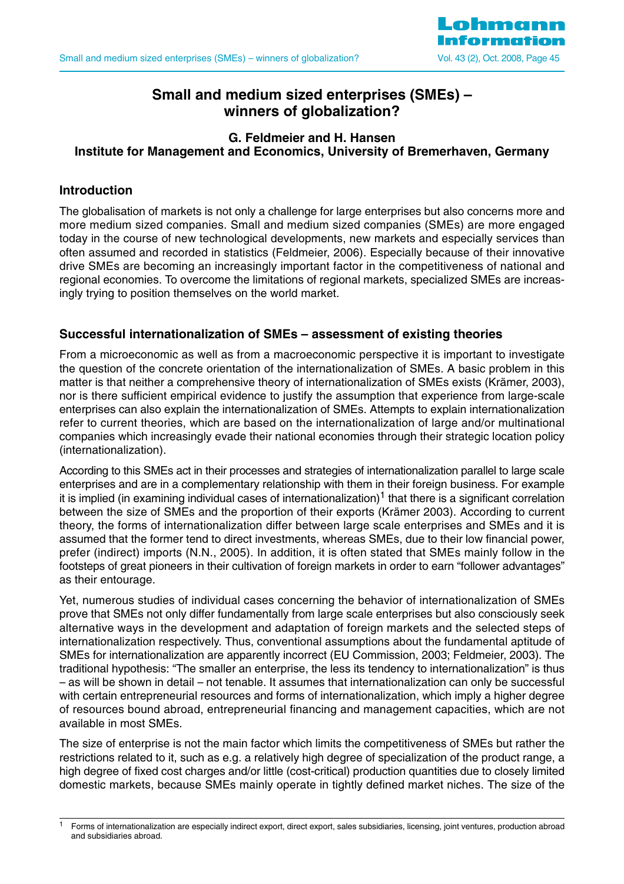# Small and medium sized enterprises (SMEs) – winners of globalization?

**G. Feldmeier and H. Hansen**
**Institute for Management and Economics, University of Bremerhaven, Germany**

## Introduction

The globalisation of markets is not only a challenge for large enterprises but also concerns more and more medium sized companies. Small and medium sized companies (SMEs) are more engaged today in the course of new technological developments, new markets and especially services than often assumed and recorded in statistics (Feldmeier, 2006). Especially because of their innovative drive SMEs are becoming an increasingly important factor in the competitiveness of national and regional economies. To overcome the limitations of regional markets, specialized SMEs are increasingly trying to position themselves on the world market.

## Successful internationalization of SMEs – assessment of existing theories

From a microeconomic as well as from a macroeconomic perspective it is important to investigate the question of the concrete orientation of the internationalization of SMEs. A basic problem in this matter is that neither a comprehensive theory of internationalization of SMEs exists (Krämer, 2003), nor is there sufficient empirical evidence to justify the assumption that experience from large-scale enterprises can also explain the internationalization of SMEs. Attempts to explain internationalization refer to current theories, which are based on the internationalization of large and/or multinational companies which increasingly evade their national economies through their strategic location policy (internationalization).

According to this SMEs act in their processes and strategies of internationalization parallel to large scale enterprises and are in a complementary relationship with them in their foreign business. For example it is implied (in examining individual cases of internationalization)[1] that there is a significant correlation between the size of SMEs and the proportion of their exports (Krämer 2003). According to current theory, the forms of internationalization differ between large scale enterprises and SMEs and it is assumed that the former tend to direct investments, whereas SMEs, due to their low financial power, prefer (indirect) imports (N.N., 2005). In addition, it is often stated that SMEs mainly follow in the footsteps of great pioneers in their cultivation of foreign markets in order to earn "follower advantages" as their entourage.

Yet, numerous studies of individual cases concerning the behavior of internationalization of SMEs prove that SMEs not only differ fundamentally from large scale enterprises but also consciously seek alternative ways in the development and adaptation of foreign markets and the selected steps of internationalization respectively. Thus, conventional assumptions about the fundamental aptitude of SMEs for internationalization are apparently incorrect (EU Commission, 2003; Feldmeier, 2003). The traditional hypothesis: "The smaller an enterprise, the less its tendency to internationalization" is thus – as will be shown in detail – not tenable. It assumes that internationalization can only be successful with certain entrepreneurial resources and forms of internationalization, which imply a higher degree of resources bound abroad, entrepreneurial financing and management capacities, which are not available in most SMEs.

The size of enterprise is not the main factor which limits the competitiveness of SMEs but rather the restrictions related to it, such as e.g. a relatively high degree of specialization of the product range, a high degree of fixed cost charges and/or little (cost-critical) production quantities due to closely limited domestic markets, because SMEs mainly operate in tightly defined market niches. The size of the

---

[1] Forms of internationalization are especially indirect export, direct export, sales subsidiaries, licensing, joint ventures, production abroad and subsidiaries abroad.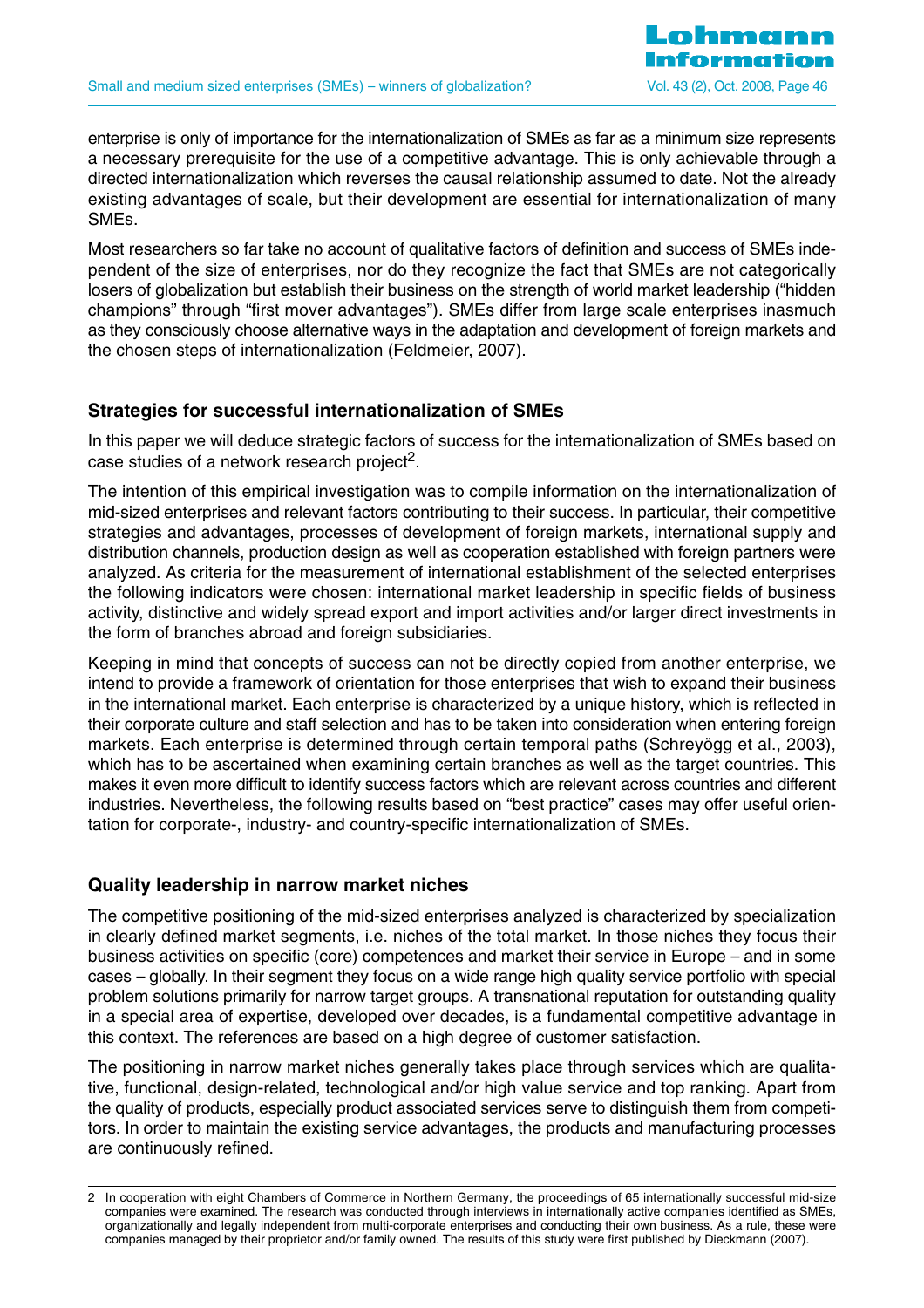enterprise is only of importance for the internationalization of SMEs as far as a minimum size represents a necessary prerequisite for the use of a competitive advantage. This is only achievable through a directed internationalization which reverses the causal relationship assumed to date. Not the already existing advantages of scale, but their development are essential for internationalization of many SMEs.

Most researchers so far take no account of qualitative factors of definition and success of SMEs independent of the size of enterprises, nor do they recognize the fact that SMEs are not categorically losers of globalization but establish their business on the strength of world market leadership ("hidden champions" through "first mover advantages"). SMEs differ from large scale enterprises inasmuch as they consciously choose alternative ways in the adaptation and development of foreign markets and the chosen steps of internationalization (Feldmeier, 2007).

## Strategies for successful internationalization of SMEs

In this paper we will deduce strategic factors of success for the internationalization of SMEs based on case studies of a network research project[2].

The intention of this empirical investigation was to compile information on the internationalization of mid-sized enterprises and relevant factors contributing to their success. In particular, their competitive strategies and advantages, processes of development of foreign markets, international supply and distribution channels, production design as well as cooperation established with foreign partners were analyzed. As criteria for the measurement of international establishment of the selected enterprises the following indicators were chosen: international market leadership in specific fields of business activity, distinctive and widely spread export and import activities and/or larger direct investments in the form of branches abroad and foreign subsidiaries.

Keeping in mind that concepts of success can not be directly copied from another enterprise, we intend to provide a framework of orientation for those enterprises that wish to expand their business in the international market. Each enterprise is characterized by a unique history, which is reflected in their corporate culture and staff selection and has to be taken into consideration when entering foreign markets. Each enterprise is determined through certain temporal paths (Schreyögg et al., 2003), which has to be ascertained when examining certain branches as well as the target countries. This makes it even more difficult to identify success factors which are relevant across countries and different industries. Nevertheless, the following results based on "best practice" cases may offer useful orientation for corporate-, industry- and country-specific internationalization of SMEs.

## Quality leadership in narrow market niches

The competitive positioning of the mid-sized enterprises analyzed is characterized by specialization in clearly defined market segments, i.e. niches of the total market. In those niches they focus their business activities on specific (core) competences and market their service in Europe – and in some cases – globally. In their segment they focus on a wide range high quality service portfolio with special problem solutions primarily for narrow target groups. A transnational reputation for outstanding quality in a special area of expertise, developed over decades, is a fundamental competitive advantage in this context. The references are based on a high degree of customer satisfaction.

The positioning in narrow market niches generally takes place through services which are qualitative, functional, design-related, technological and/or high value service and top ranking. Apart from the quality of products, especially product associated services serve to distinguish them from competitors. In order to maintain the existing service advantages, the products and manufacturing processes are continuously refined.

---

2 In cooperation with eight Chambers of Commerce in Northern Germany, the proceedings of 65 internationally successful mid-size companies were examined. The research was conducted through interviews in internationally active companies identified as SMEs, organizationally and legally independent from multi-corporate enterprises and conducting their own business. As a rule, these were companies managed by their proprietor and/or family owned. The results of this study were first published by Dieckmann (2007).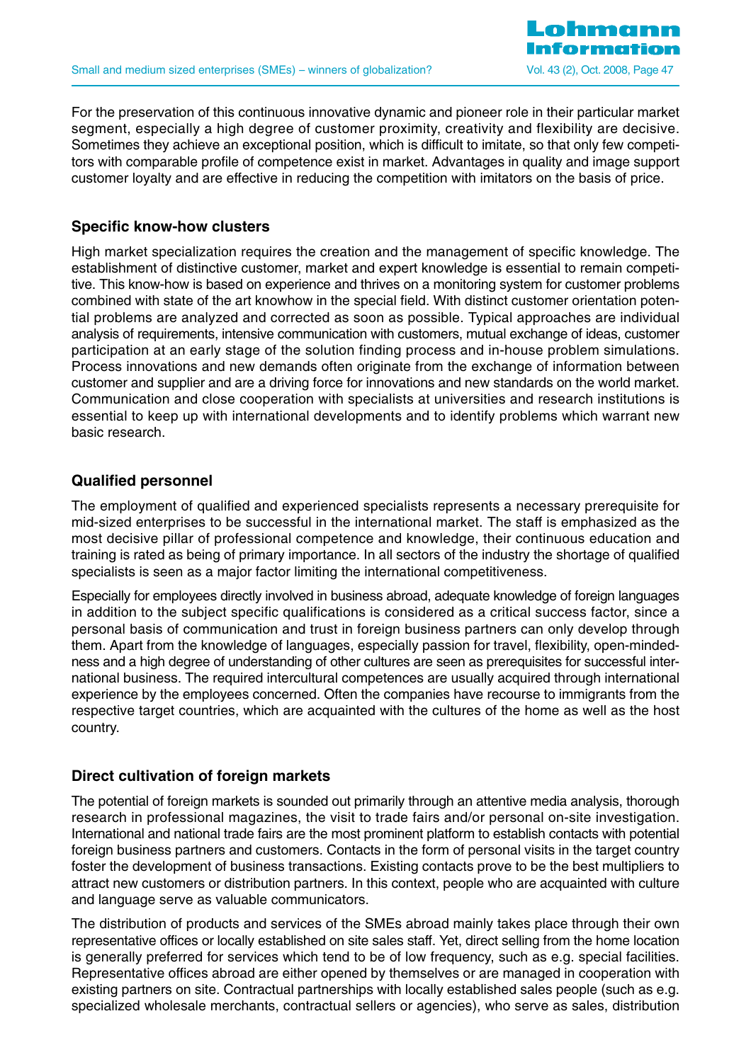For the preservation of this continuous innovative dynamic and pioneer role in their particular market segment, especially a high degree of customer proximity, creativity and flexibility are decisive. Sometimes they achieve an exceptional position, which is difficult to imitate, so that only few competitors with comparable profile of competence exist in market. Advantages in quality and image support customer loyalty and are effective in reducing the competition with imitators on the basis of price.

## Specific know-how clusters

High market specialization requires the creation and the management of specific knowledge. The establishment of distinctive customer, market and expert knowledge is essential to remain competitive. This know-how is based on experience and thrives on a monitoring system for customer problems combined with state of the art knowhow in the special field. With distinct customer orientation potential problems are analyzed and corrected as soon as possible. Typical approaches are individual analysis of requirements, intensive communication with customers, mutual exchange of ideas, customer participation at an early stage of the solution finding process and in-house problem simulations. Process innovations and new demands often originate from the exchange of information between customer and supplier and are a driving force for innovations and new standards on the world market. Communication and close cooperation with specialists at universities and research institutions is essential to keep up with international developments and to identify problems which warrant new basic research.

## Qualified personnel

The employment of qualified and experienced specialists represents a necessary prerequisite for mid-sized enterprises to be successful in the international market. The staff is emphasized as the most decisive pillar of professional competence and knowledge, their continuous education and training is rated as being of primary importance. In all sectors of the industry the shortage of qualified specialists is seen as a major factor limiting the international competitiveness.

Especially for employees directly involved in business abroad, adequate knowledge of foreign languages in addition to the subject specific qualifications is considered as a critical success factor, since a personal basis of communication and trust in foreign business partners can only develop through them. Apart from the knowledge of languages, especially passion for travel, flexibility, open-mindedness and a high degree of understanding of other cultures are seen as prerequisites for successful international business. The required intercultural competences are usually acquired through international experience by the employees concerned. Often the companies have recourse to immigrants from the respective target countries, which are acquainted with the cultures of the home as well as the host country.

## Direct cultivation of foreign markets

The potential of foreign markets is sounded out primarily through an attentive media analysis, thorough research in professional magazines, the visit to trade fairs and/or personal on-site investigation. International and national trade fairs are the most prominent platform to establish contacts with potential foreign business partners and customers. Contacts in the form of personal visits in the target country foster the development of business transactions. Existing contacts prove to be the best multipliers to attract new customers or distribution partners. In this context, people who are acquainted with culture and language serve as valuable communicators.

The distribution of products and services of the SMEs abroad mainly takes place through their own representative offices or locally established on site sales staff. Yet, direct selling from the home location is generally preferred for services which tend to be of low frequency, such as e.g. special facilities. Representative offices abroad are either opened by themselves or are managed in cooperation with existing partners on site. Contractual partnerships with locally established sales people (such as e.g. specialized wholesale merchants, contractual sellers or agencies), who serve as sales, distribution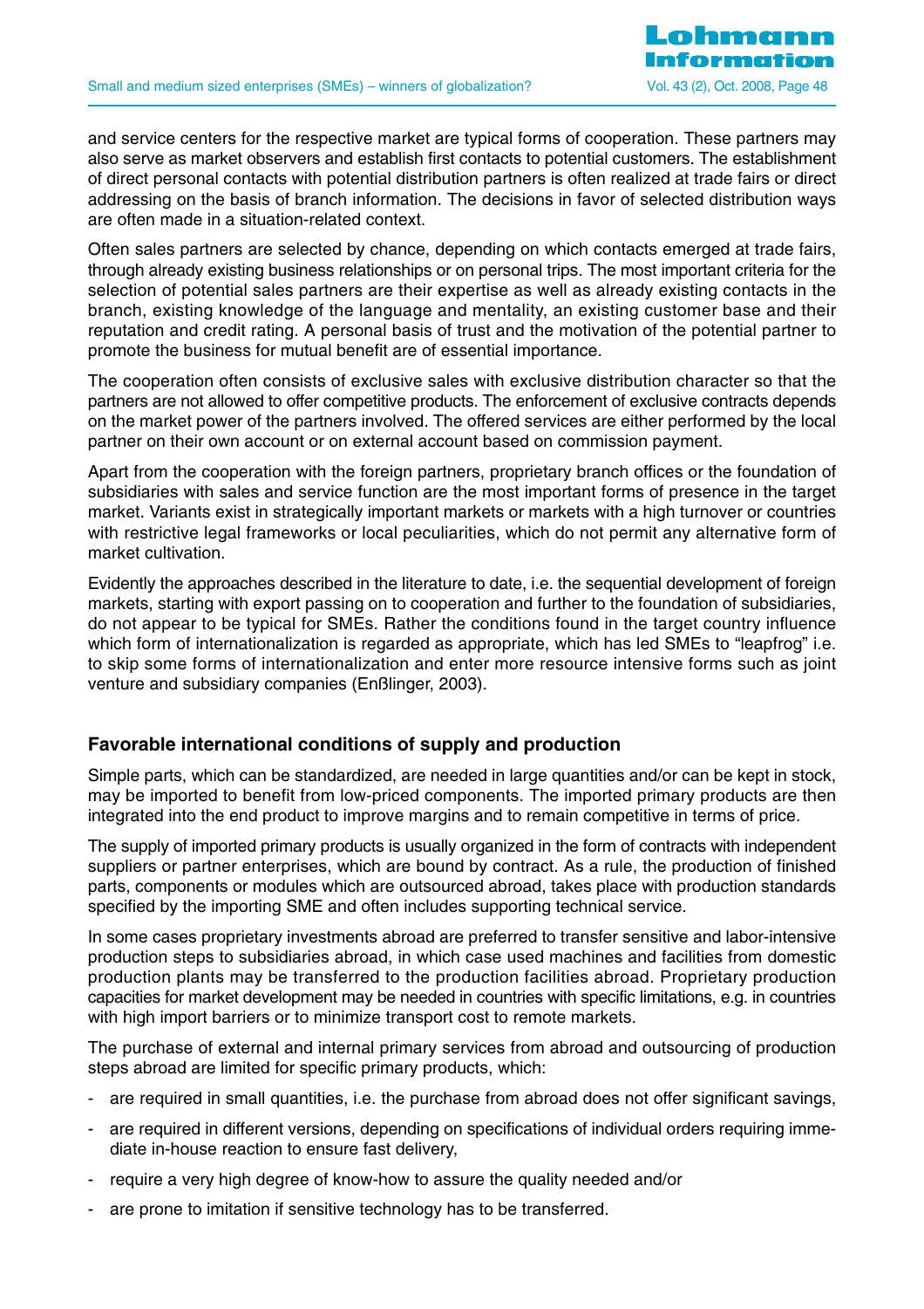and service centers for the respective market are typical forms of cooperation. These partners may also serve as market observers and establish first contacts to potential customers. The establishment of direct personal contacts with potential distribution partners is often realized at trade fairs or direct addressing on the basis of branch information. The decisions in favor of selected distribution ways are often made in a situation-related context.

Often sales partners are selected by chance, depending on which contacts emerged at trade fairs, through already existing business relationships or on personal trips. The most important criteria for the selection of potential sales partners are their expertise as well as already existing contacts in the branch, existing knowledge of the language and mentality, an existing customer base and their reputation and credit rating. A personal basis of trust and the motivation of the potential partner to promote the business for mutual benefit are of essential importance.

The cooperation often consists of exclusive sales with exclusive distribution character so that the partners are not allowed to offer competitive products. The enforcement of exclusive contracts depends on the market power of the partners involved. The offered services are either performed by the local partner on their own account or on external account based on commission payment.

Apart from the cooperation with the foreign partners, proprietary branch offices or the foundation of subsidiaries with sales and service function are the most important forms of presence in the target market. Variants exist in strategically important markets or markets with a high turnover or countries with restrictive legal frameworks or local peculiarities, which do not permit any alternative form of market cultivation.

Evidently the approaches described in the literature to date, i.e. the sequential development of foreign markets, starting with export passing on to cooperation and further to the foundation of subsidiaries, do not appear to be typical for SMEs. Rather the conditions found in the target country influence which form of internationalization is regarded as appropriate, which has led SMEs to "leapfrog" i.e. to skip some forms of internationalization and enter more resource intensive forms such as joint venture and subsidiary companies (Enßlinger, 2003).

## Favorable international conditions of supply and production

Simple parts, which can be standardized, are needed in large quantities and/or can be kept in stock, may be imported to benefit from low-priced components. The imported primary products are then integrated into the end product to improve margins and to remain competitive in terms of price.

The supply of imported primary products is usually organized in the form of contracts with independent suppliers or partner enterprises, which are bound by contract. As a rule, the production of finished parts, components or modules which are outsourced abroad, takes place with production standards specified by the importing SME and often includes supporting technical service.

In some cases proprietary investments abroad are preferred to transfer sensitive and labor-intensive production steps to subsidiaries abroad, in which case used machines and facilities from domestic production plants may be transferred to the production facilities abroad. Proprietary production capacities for market development may be needed in countries with specific limitations, e.g. in countries with high import barriers or to minimize transport cost to remote markets.

The purchase of external and internal primary services from abroad and outsourcing of production steps abroad are limited for specific primary products, which:

- are required in small quantities, i.e. the purchase from abroad does not offer significant savings,
- are required in different versions, depending on specifications of individual orders requiring immediate in-house reaction to ensure fast delivery,
- require a very high degree of know-how to assure the quality needed and/or
- are prone to imitation if sensitive technology has to be transferred.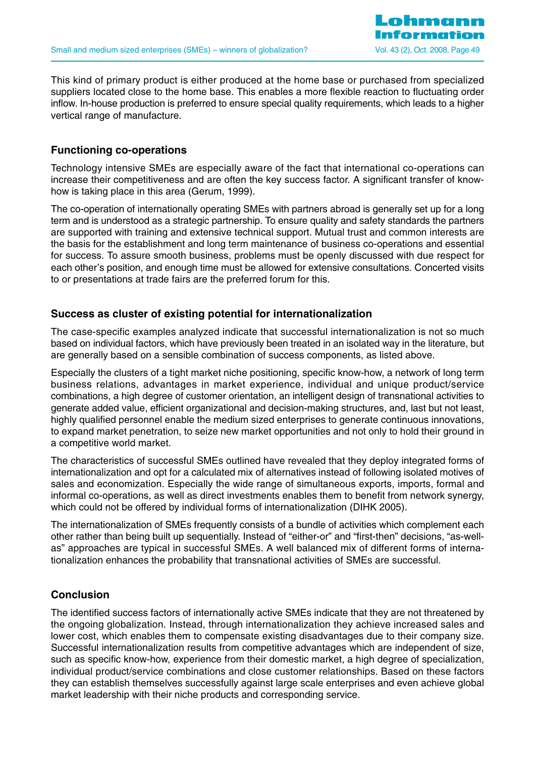This kind of primary product is either produced at the home base or purchased from specialized suppliers located close to the home base. This enables a more flexible reaction to fluctuating order inflow. In-house production is preferred to ensure special quality requirements, which leads to a higher vertical range of manufacture.

## Functioning co-operations

Technology intensive SMEs are especially aware of the fact that international co-operations can increase their competitiveness and are often the key success factor. A significant transfer of know-how is taking place in this area (Gerum, 1999).

The co-operation of internationally operating SMEs with partners abroad is generally set up for a long term and is understood as a strategic partnership. To ensure quality and safety standards the partners are supported with training and extensive technical support. Mutual trust and common interests are the basis for the establishment and long term maintenance of business co-operations and essential for success. To assure smooth business, problems must be openly discussed with due respect for each other's position, and enough time must be allowed for extensive consultations. Concerted visits to or presentations at trade fairs are the preferred forum for this.

## Success as cluster of existing potential for internationalization

The case-specific examples analyzed indicate that successful internationalization is not so much based on individual factors, which have previously been treated in an isolated way in the literature, but are generally based on a sensible combination of success components, as listed above.

Especially the clusters of a tight market niche positioning, specific know-how, a network of long term business relations, advantages in market experience, individual and unique product/service combinations, a high degree of customer orientation, an intelligent design of transnational activities to generate added value, efficient organizational and decision-making structures, and, last but not least, highly qualified personnel enable the medium sized enterprises to generate continuous innovations, to expand market penetration, to seize new market opportunities and not only to hold their ground in a competitive world market.

The characteristics of successful SMEs outlined have revealed that they deploy integrated forms of internationalization and opt for a calculated mix of alternatives instead of following isolated motives of sales and economization. Especially the wide range of simultaneous exports, imports, formal and informal co-operations, as well as direct investments enables them to benefit from network synergy, which could not be offered by individual forms of internationalization (DIHK 2005).

The internationalization of SMEs frequently consists of a bundle of activities which complement each other rather than being built up sequentially. Instead of "either-or" and "first-then" decisions, "as-well-as" approaches are typical in successful SMEs. A well balanced mix of different forms of internationalization enhances the probability that transnational activities of SMEs are successful.

## Conclusion

The identified success factors of internationally active SMEs indicate that they are not threatened by the ongoing globalization. Instead, through internationalization they achieve increased sales and lower cost, which enables them to compensate existing disadvantages due to their company size. Successful internationalization results from competitive advantages which are independent of size, such as specific know-how, experience from their domestic market, a high degree of specialization, individual product/service combinations and close customer relationships. Based on these factors they can establish themselves successfully against large scale enterprises and even achieve global market leadership with their niche products and corresponding service.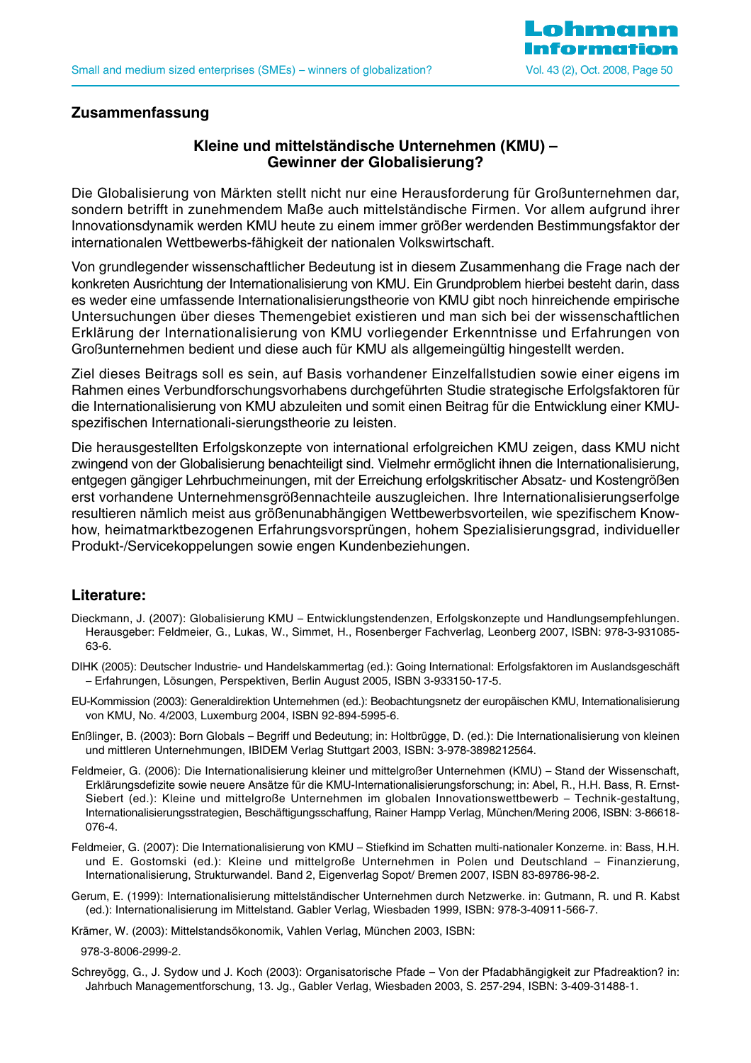## Zusammenfassung

### Kleine und mittelständische Unternehmen (KMU) – Gewinner der Globalisierung?

Die Globalisierung von Märkten stellt nicht nur eine Herausforderung für Großunternehmen dar, sondern betrifft in zunehmendem Maße auch mittelständische Firmen. Vor allem aufgrund ihrer Innovationsdynamik werden KMU heute zu einem immer größer werdenden Bestimmungsfaktor der internationalen Wettbewerbs-fähigkeit der nationalen Volkswirtschaft.

Von grundlegender wissenschaftlicher Bedeutung ist in diesem Zusammenhang die Frage nach der konkreten Ausrichtung der Internationalisierung von KMU. Ein Grundproblem hierbei besteht darin, dass es weder eine umfassende Internationalisierungstheorie von KMU gibt noch hinreichende empirische Untersuchungen über dieses Themengebiet existieren und man sich bei der wissenschaftlichen Erklärung der Internationalisierung von KMU vorliegender Erkenntnisse und Erfahrungen von Großunternehmen bedient und diese auch für KMU als allgemeingültig hingestellt werden.

Ziel dieses Beitrags soll es sein, auf Basis vorhandener Einzelfallstudien sowie einer eigens im Rahmen eines Verbundforschungsvorhabens durchgeführten Studie strategische Erfolgsfaktoren für die Internationalisierung von KMU abzuleiten und somit einen Beitrag für die Entwicklung einer KMU-spezifischen Internationali-sierungstheorie zu leisten.

Die herausgestellten Erfolgskonzepte von international erfolgreichen KMU zeigen, dass KMU nicht zwingend von der Globalisierung benachteiligt sind. Vielmehr ermöglicht ihnen die Internationalisierung, entgegen gängiger Lehrbuchmeinungen, mit der Erreichung erfolgskritischer Absatz- und Kostengrößen erst vorhandene Unternehmensgrößennachteile auszugleichen. Ihre Internationalisierungserfolge resultieren nämlich meist aus größenunabhängigen Wettbewerbsvorteilen, wie spezifischem Know-how, heimatmarktbezogenen Erfahrungsvorsprüngen, hohem Spezialisierungsgrad, individueller Produkt-/Servicekoppelungen sowie engen Kundenbeziehungen.

## Literature:

Dieckmann, J. (2007): Globalisierung KMU – Entwicklungstendenzen, Erfolgskonzepte und Handlungsempfehlungen. Herausgeber: Feldmeier, G., Lukas, W., Simmet, H., Rosenberger Fachverlag, Leonberg 2007, ISBN: 978-3-931085-63-6.

DIHK (2005): Deutscher Industrie- und Handelskammertag (ed.): Going International: Erfolgsfaktoren im Auslandsgeschäft – Erfahrungen, Lösungen, Perspektiven, Berlin August 2005, ISBN 3-933150-17-5.

EU-Kommission (2003): Generaldirektion Unternehmen (ed.): Beobachtungsnetz der europäischen KMU, Internationalisierung von KMU, No. 4/2003, Luxemburg 2004, ISBN 92-894-5995-6.

Enßlinger, B. (2003): Born Globals – Begriff und Bedeutung; in: Holtbrügge, D. (ed.): Die Internationalisierung von kleinen und mittleren Unternehmungen, IBIDEM Verlag Stuttgart 2003, ISBN: 3-978-3898212564.

Feldmeier, G. (2006): Die Internationalisierung kleiner und mittelgroßer Unternehmen (KMU) – Stand der Wissenschaft, Erklärungsdefizite sowie neuere Ansätze für die KMU-Internationalisierungsforschung; in: Abel, R., H.H. Bass, R. Ernst-Siebert (ed.): Kleine und mittelgroße Unternehmen im globalen Innovationswettbewerb – Technik-gestaltung, Internationalisierungsstrategien, Beschäftigungsschaffung, Rainer Hampp Verlag, München/Mering 2006, ISBN: 3-86618-076-4.

Feldmeier, G. (2007): Die Internationalisierung von KMU – Stiefkind im Schatten multi-nationaler Konzerne. in: Bass, H.H. und E. Gostomski (ed.): Kleine und mittelgroße Unternehmen in Polen und Deutschland – Finanzierung, Internationalisierung, Strukturwandel. Band 2, Eigenverlag Sopot/ Bremen 2007, ISBN 83-89786-98-2.

Gerum, E. (1999): Internationalisierung mittelständischer Unternehmen durch Netzwerke. in: Gutmann, R. und R. Kabst (ed.): Internationalisierung im Mittelstand. Gabler Verlag, Wiesbaden 1999, ISBN: 978-3-40911-566-7.

Krämer, W. (2003): Mittelstandsökonomik, Vahlen Verlag, München 2003, ISBN: 978-3-8006-2999-2.

Schreyögg, G., J. Sydow und J. Koch (2003): Organisatorische Pfade – Von der Pfadabhängigkeit zur Pfadreaktion? in: Jahrbuch Managementforschung, 13. Jg., Gabler Verlag, Wiesbaden 2003, S. 257-294, ISBN: 3-409-31488-1.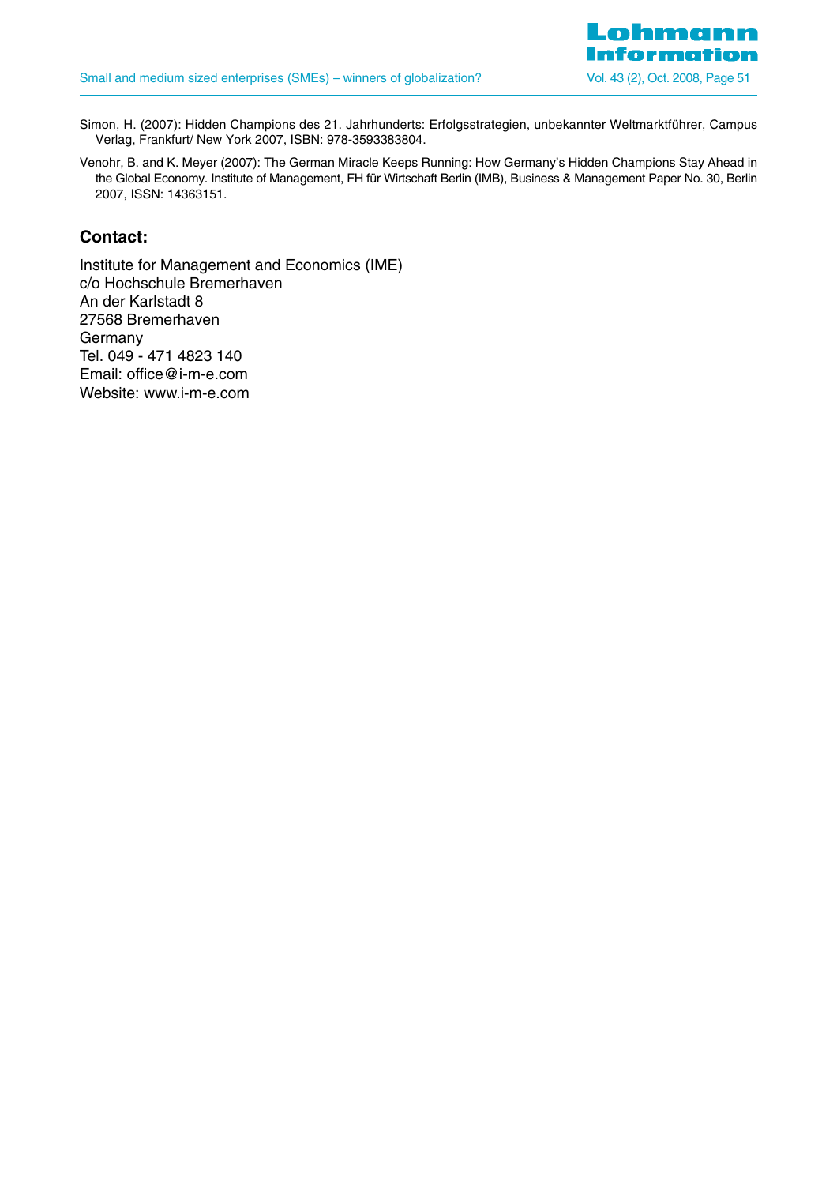Simon, H. (2007): Hidden Champions des 21. Jahrhunderts: Erfolgsstrategien, unbekannter Weltmarktführer, Campus Verlag, Frankfurt/ New York 2007, ISBN: 978-3593383804.

Venohr, B. and K. Meyer (2007): The German Miracle Keeps Running: How Germany's Hidden Champions Stay Ahead in the Global Economy. Institute of Management, FH für Wirtschaft Berlin (IMB), Business & Management Paper No. 30, Berlin 2007, ISSN: 14363151.

## Contact:

Institute for Management and Economics (IME)
c/o Hochschule Bremerhaven
An der Karlstadt 8
27568 Bremerhaven
Germany
Tel. 049 - 471 4823 140
Email: office@i-m-e.com
Website: www.i-m-e.com